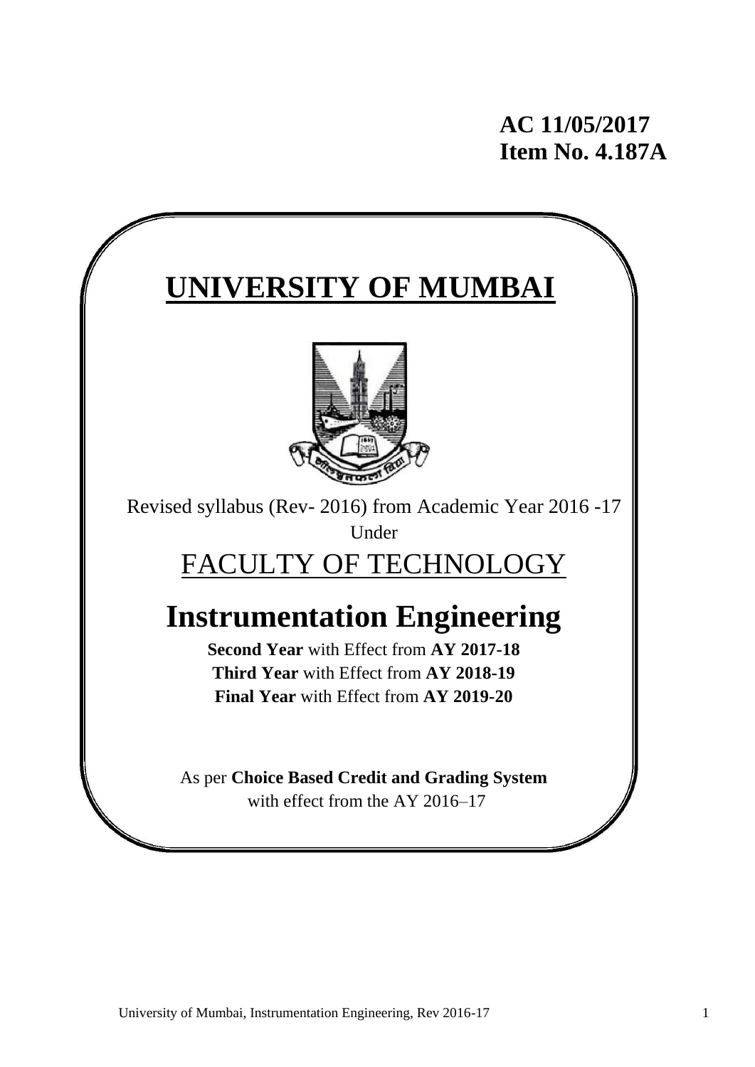**AC 11/05/2017**
**Item No. 4.187A**

# UNIVERSITY OF MUMBAI

Revised syllabus (Rev- 2016) from Academic Year 2016 -17

Under

## FACULTY OF TECHNOLOGY

# Instrumentation Engineering

**Second Year** with Effect from **AY 2017-18**
**Third Year** with Effect from **AY 2018-19**
**Final Year** with Effect from **AY 2019-20**

As per **Choice Based Credit and Grading System**
with effect from the AY 2016–17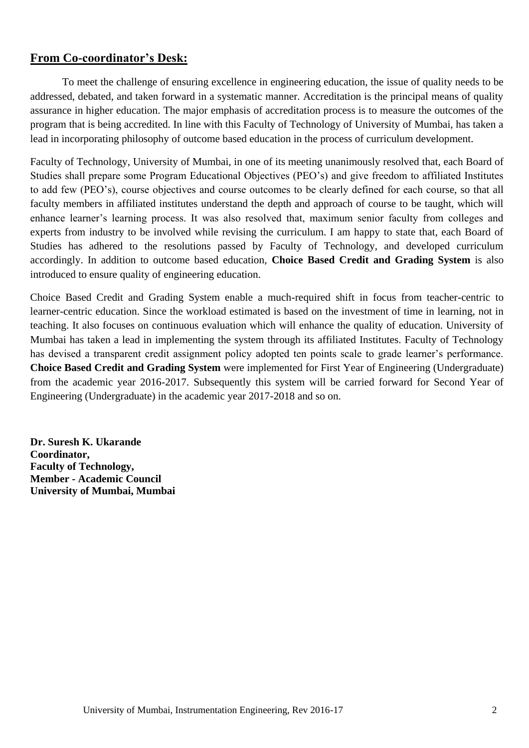## From Co-coordinator's Desk:

To meet the challenge of ensuring excellence in engineering education, the issue of quality needs to be addressed, debated, and taken forward in a systematic manner. Accreditation is the principal means of quality assurance in higher education. The major emphasis of accreditation process is to measure the outcomes of the program that is being accredited. In line with this Faculty of Technology of University of Mumbai, has taken a lead in incorporating philosophy of outcome based education in the process of curriculum development.

Faculty of Technology, University of Mumbai, in one of its meeting unanimously resolved that, each Board of Studies shall prepare some Program Educational Objectives (PEO's) and give freedom to affiliated Institutes to add few (PEO's), course objectives and course outcomes to be clearly defined for each course, so that all faculty members in affiliated institutes understand the depth and approach of course to be taught, which will enhance learner's learning process. It was also resolved that, maximum senior faculty from colleges and experts from industry to be involved while revising the curriculum. I am happy to state that, each Board of Studies has adhered to the resolutions passed by Faculty of Technology, and developed curriculum accordingly. In addition to outcome based education, **Choice Based Credit and Grading System** is also introduced to ensure quality of engineering education.

Choice Based Credit and Grading System enable a much-required shift in focus from teacher-centric to learner-centric education. Since the workload estimated is based on the investment of time in learning, not in teaching. It also focuses on continuous evaluation which will enhance the quality of education. University of Mumbai has taken a lead in implementing the system through its affiliated Institutes. Faculty of Technology has devised a transparent credit assignment policy adopted ten points scale to grade learner's performance. **Choice Based Credit and Grading System** were implemented for First Year of Engineering (Undergraduate) from the academic year 2016-2017. Subsequently this system will be carried forward for Second Year of Engineering (Undergraduate) in the academic year 2017-2018 and so on.

**Dr. Suresh K. Ukarande**
**Coordinator,**
**Faculty of Technology,**
**Member - Academic Council**
**University of Mumbai, Mumbai**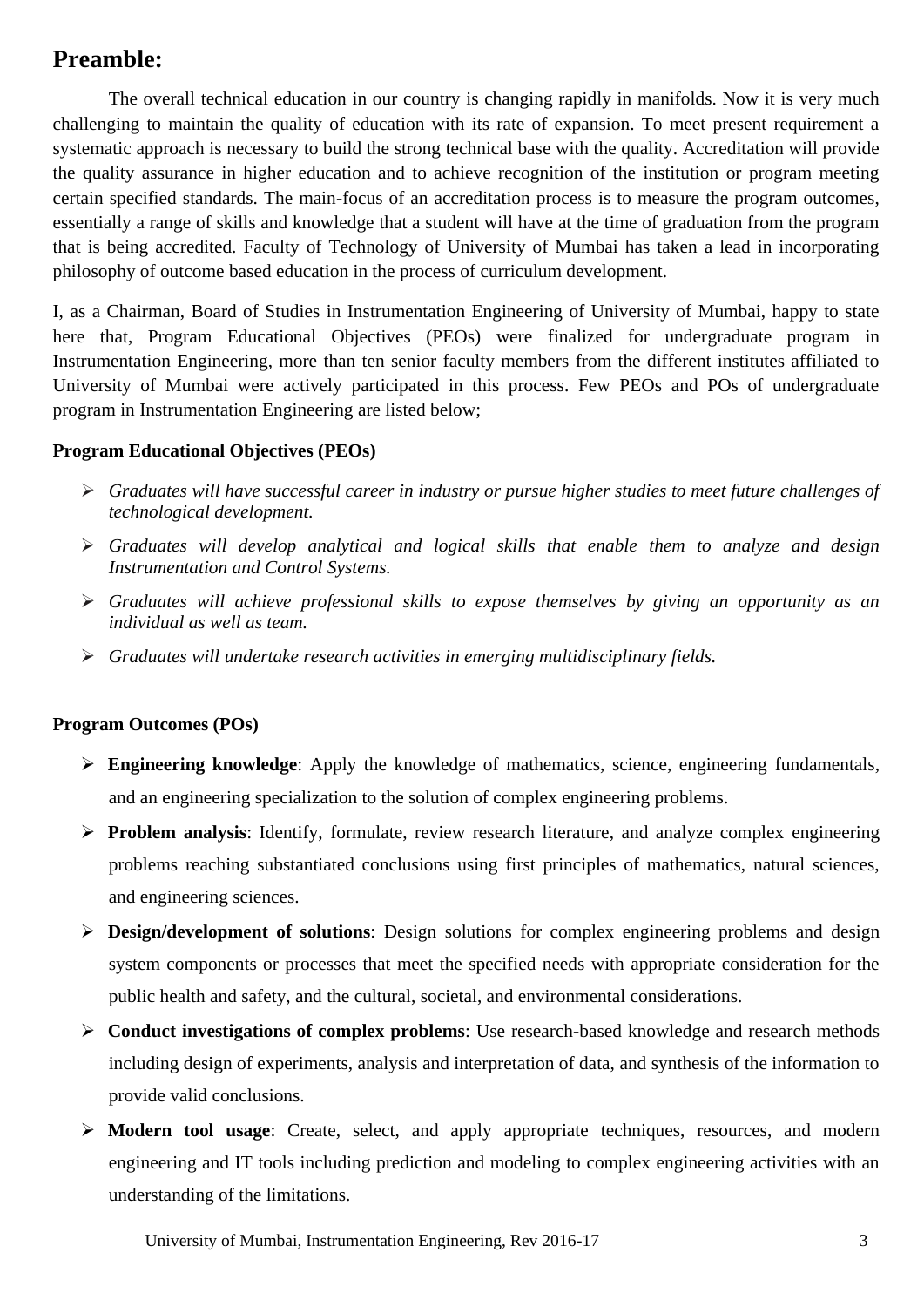## Preamble:

The overall technical education in our country is changing rapidly in manifolds. Now it is very much challenging to maintain the quality of education with its rate of expansion. To meet present requirement a systematic approach is necessary to build the strong technical base with the quality. Accreditation will provide the quality assurance in higher education and to achieve recognition of the institution or program meeting certain specified standards. The main-focus of an accreditation process is to measure the program outcomes, essentially a range of skills and knowledge that a student will have at the time of graduation from the program that is being accredited. Faculty of Technology of University of Mumbai has taken a lead in incorporating philosophy of outcome based education in the process of curriculum development.

I, as a Chairman, Board of Studies in Instrumentation Engineering of University of Mumbai, happy to state here that, Program Educational Objectives (PEOs) were finalized for undergraduate program in Instrumentation Engineering, more than ten senior faculty members from the different institutes affiliated to University of Mumbai were actively participated in this process. Few PEOs and POs of undergraduate program in Instrumentation Engineering are listed below;

**Program Educational Objectives (PEOs)**

- *Graduates will have successful career in industry or pursue higher studies to meet future challenges of technological development.*
- *Graduates will develop analytical and logical skills that enable them to analyze and design Instrumentation and Control Systems.*
- *Graduates will achieve professional skills to expose themselves by giving an opportunity as an individual as well as team.*
- *Graduates will undertake research activities in emerging multidisciplinary fields.*

**Program Outcomes (POs)**

- **Engineering knowledge**: Apply the knowledge of mathematics, science, engineering fundamentals, and an engineering specialization to the solution of complex engineering problems.
- **Problem analysis**: Identify, formulate, review research literature, and analyze complex engineering problems reaching substantiated conclusions using first principles of mathematics, natural sciences, and engineering sciences.
- **Design/development of solutions**: Design solutions for complex engineering problems and design system components or processes that meet the specified needs with appropriate consideration for the public health and safety, and the cultural, societal, and environmental considerations.
- **Conduct investigations of complex problems**: Use research-based knowledge and research methods including design of experiments, analysis and interpretation of data, and synthesis of the information to provide valid conclusions.
- **Modern tool usage**: Create, select, and apply appropriate techniques, resources, and modern engineering and IT tools including prediction and modeling to complex engineering activities with an understanding of the limitations.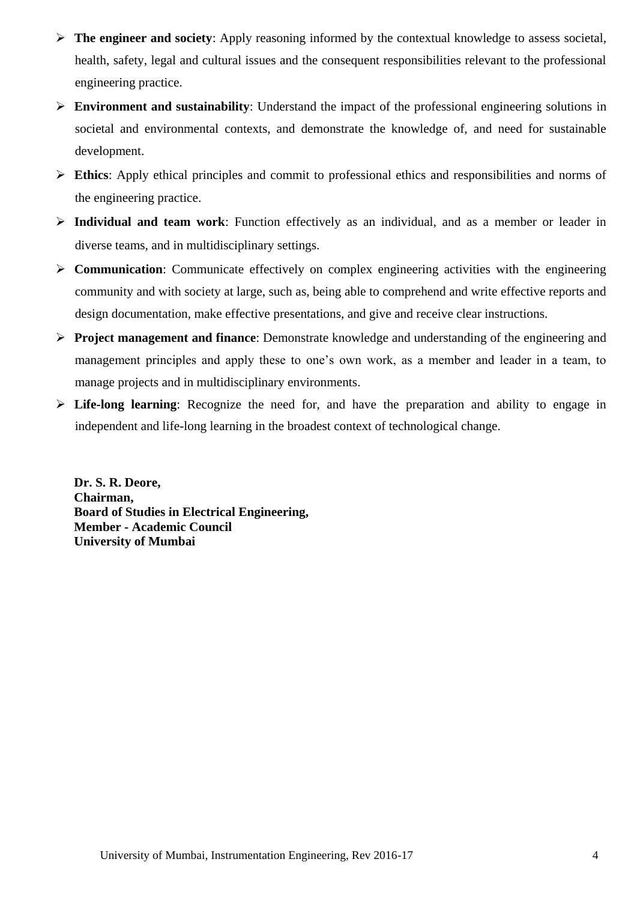- **The engineer and society**: Apply reasoning informed by the contextual knowledge to assess societal, health, safety, legal and cultural issues and the consequent responsibilities relevant to the professional engineering practice.
- **Environment and sustainability**: Understand the impact of the professional engineering solutions in societal and environmental contexts, and demonstrate the knowledge of, and need for sustainable development.
- **Ethics**: Apply ethical principles and commit to professional ethics and responsibilities and norms of the engineering practice.
- **Individual and team work**: Function effectively as an individual, and as a member or leader in diverse teams, and in multidisciplinary settings.
- **Communication**: Communicate effectively on complex engineering activities with the engineering community and with society at large, such as, being able to comprehend and write effective reports and design documentation, make effective presentations, and give and receive clear instructions.
- **Project management and finance**: Demonstrate knowledge and understanding of the engineering and management principles and apply these to one's own work, as a member and leader in a team, to manage projects and in multidisciplinary environments.
- **Life-long learning**: Recognize the need for, and have the preparation and ability to engage in independent and life-long learning in the broadest context of technological change.

**Dr. S. R. Deore,**
**Chairman,**
**Board of Studies in Electrical Engineering,**
**Member - Academic Council**
**University of Mumbai**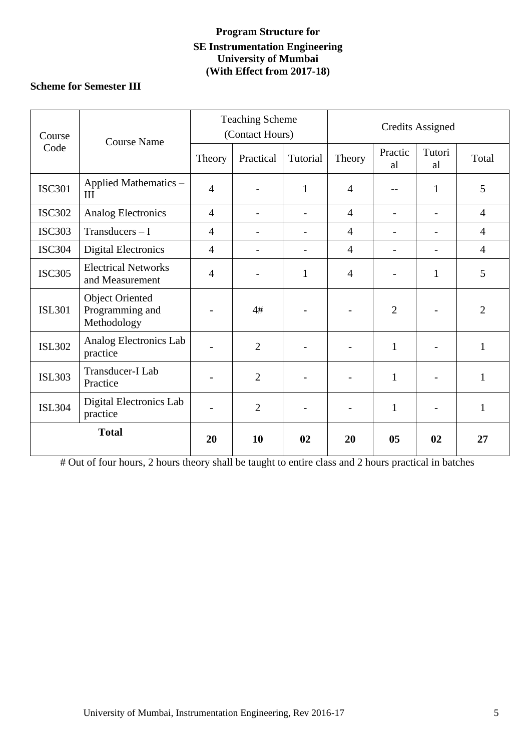**Program Structure for**

**SE Instrumentation Engineering**
**University of Mumbai**
**(With Effect from 2017-18)**

**Scheme for Semester III**

| Course Code | Course Name | Teaching Scheme (Contact Hours) | | | Credits Assigned | | | |
|---|---|---|---|---|---|---|---|---|
| | | Theory | Practical | Tutorial | Theory | Practical | Tutorial | Total |
| ISC301 | Applied Mathematics – III | 4 | - | 1 | 4 | -- | 1 | 5 |
| ISC302 | Analog Electronics | 4 | - | - | 4 | - | - | 4 |
| ISC303 | Transducers – I | 4 | - | - | 4 | - | - | 4 |
| ISC304 | Digital Electronics | 4 | - | - | 4 | - | - | 4 |
| ISC305 | Electrical Networks and Measurement | 4 | - | 1 | 4 | - | 1 | 5 |
| ISL301 | Object Oriented Programming and Methodology | - | 4# | - | - | 2 | - | 2 |
| ISL302 | Analog Electronics Lab practice | - | 2 | - | - | 1 | - | 1 |
| ISL303 | Transducer-I Lab Practice | - | 2 | - | - | 1 | - | 1 |
| ISL304 | Digital Electronics Lab practice | - | 2 | - | - | 1 | - | 1 |
| **Total** | | **20** | **10** | **02** | **20** | **05** | **02** | **27** |

# Out of four hours, 2 hours theory shall be taught to entire class and 2 hours practical in batches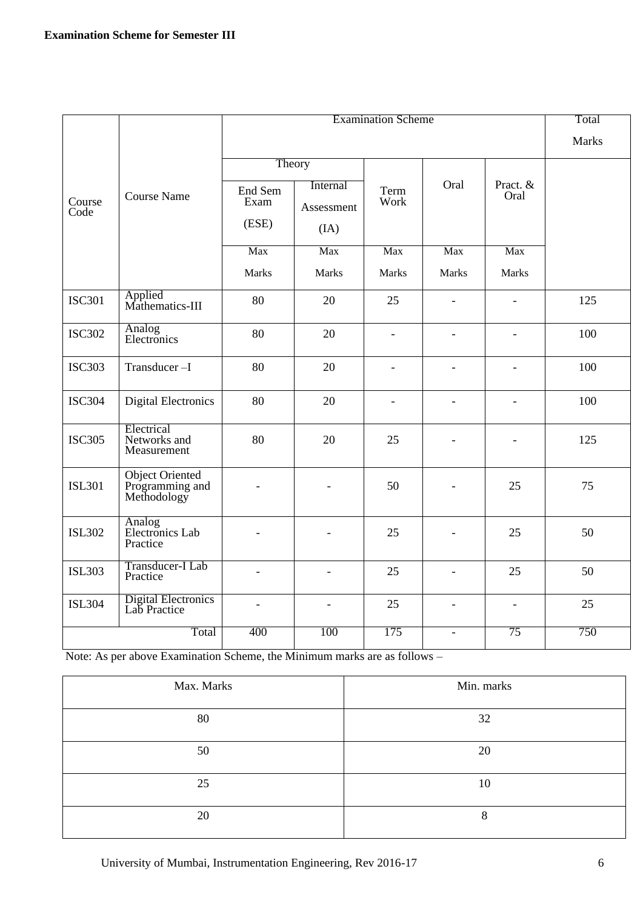**Examination Scheme for Semester III**

| Course Code | Course Name | Examination Scheme | | | | | Total Marks |
|---|---|---|---|---|---|---|---|
| | | Theory | | Term Work | Oral | Pract. & Oral | |
| | | End Sem Exam (ESE) | Internal Assessment (IA) | | | | |
| | | Max Marks | Max Marks | Max Marks | Max Marks | Max Marks | |
| ISC301 | Applied Mathematics-III | 80 | 20 | 25 | - | - | 125 |
| ISC302 | Analog Electronics | 80 | 20 | - | - | - | 100 |
| ISC303 | Transducer –I | 80 | 20 | - | - | - | 100 |
| ISC304 | Digital Electronics | 80 | 20 | - | - | - | 100 |
| ISC305 | Electrical Networks and Measurement | 80 | 20 | 25 | - | - | 125 |
| ISL301 | Object Oriented Programming and Methodology | - | - | 50 | - | 25 | 75 |
| ISL302 | Analog Electronics Lab Practice | - | - | 25 | - | 25 | 50 |
| ISL303 | Transducer-I Lab Practice | - | - | 25 | - | 25 | 50 |
| ISL304 | Digital Electronics Lab Practice | - | - | 25 | - | - | 25 |
| | Total | 400 | 100 | 175 | - | 75 | 750 |

Note: As per above Examination Scheme, the Minimum marks are as follows –

| Max. Marks | Min. marks |
|---|---|
| 80 | 32 |
| 50 | 20 |
| 25 | 10 |
| 20 | 8 |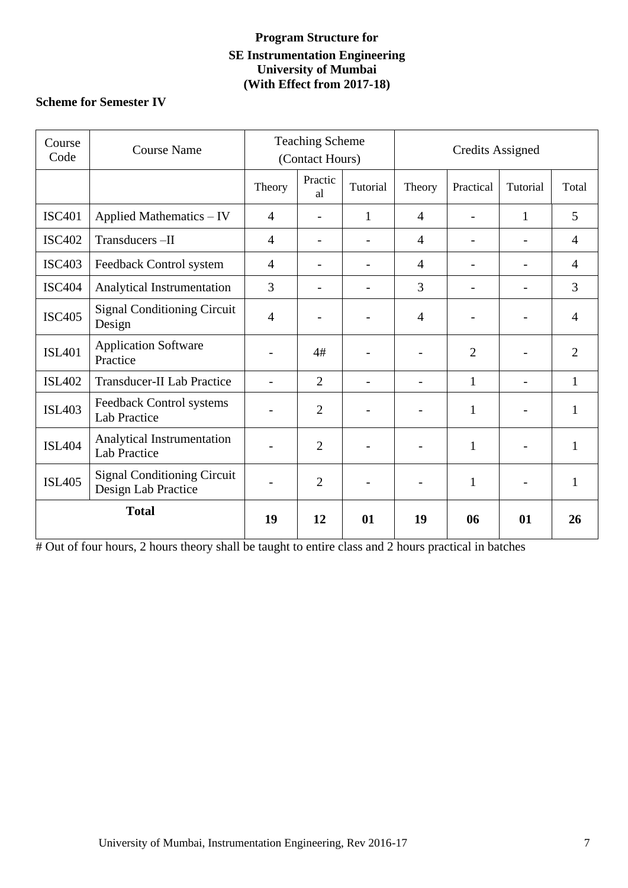**Program Structure for**

**SE Instrumentation Engineering**
**University of Mumbai**
**(With Effect from 2017-18)**

**Scheme for Semester IV**

| Course Code | Course Name | Teaching Scheme (Contact Hours) | | | Credits Assigned | | | |
|---|---|---|---|---|---|---|---|---|
| | | Theory | Practical | Tutorial | Theory | Practical | Tutorial | Total |
| ISC401 | Applied Mathematics – IV | 4 | - | 1 | 4 | - | 1 | 5 |
| ISC402 | Transducers –II | 4 | - | - | 4 | - | - | 4 |
| ISC403 | Feedback Control system | 4 | - | - | 4 | - | - | 4 |
| ISC404 | Analytical Instrumentation | 3 | - | - | 3 | - | - | 3 |
| ISC405 | Signal Conditioning Circuit Design | 4 | - | - | 4 | - | - | 4 |
| ISL401 | Application Software Practice | - | 4# | - | - | 2 | - | 2 |
| ISL402 | Transducer-II Lab Practice | - | 2 | - | - | 1 | - | 1 |
| ISL403 | Feedback Control systems Lab Practice | - | 2 | - | - | 1 | - | 1 |
| ISL404 | Analytical Instrumentation Lab Practice | - | 2 | - | - | 1 | - | 1 |
| ISL405 | Signal Conditioning Circuit Design Lab Practice | - | 2 | - | - | 1 | - | 1 |
| **Total** | | **19** | **12** | **01** | **19** | **06** | **01** | **26** |

# Out of four hours, 2 hours theory shall be taught to entire class and 2 hours practical in batches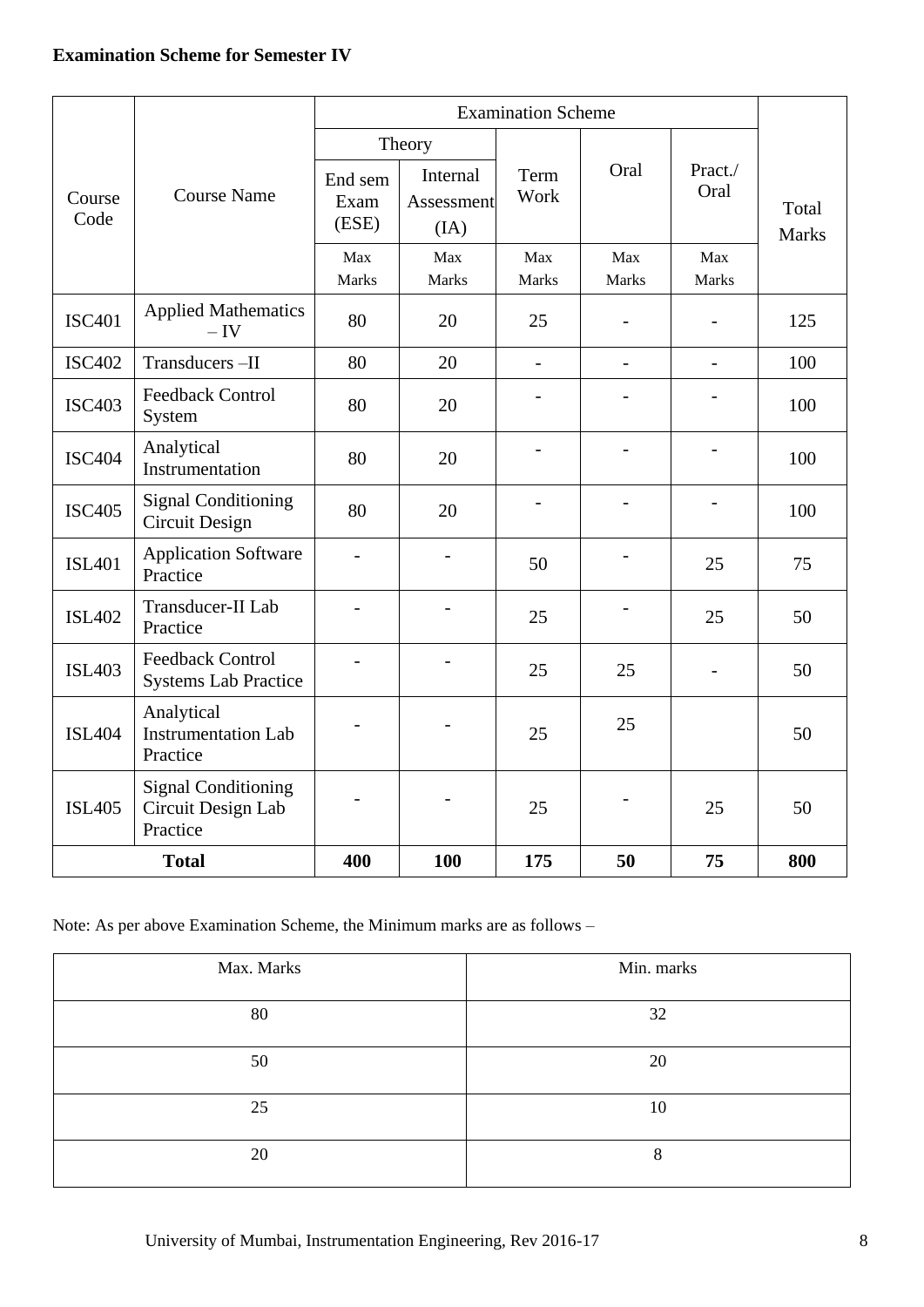**Examination Scheme for Semester IV**

| Course Code | Course Name | Examination Scheme | | | | | Total Marks |
|---|---|---|---|---|---|---|---|
| | | Theory | | Term Work | Oral | Pract./ Oral | |
| | | End sem Exam (ESE) | Internal Assessment (IA) | | | | |
| | | Max Marks | Max Marks | Max Marks | Max Marks | Max Marks | |
| ISC401 | Applied Mathematics – IV | 80 | 20 | 25 | - | - | 125 |
| ISC402 | Transducers –II | 80 | 20 | - | - | - | 100 |
| ISC403 | Feedback Control System | 80 | 20 | - | - | - | 100 |
| ISC404 | Analytical Instrumentation | 80 | 20 | - | - | - | 100 |
| ISC405 | Signal Conditioning Circuit Design | 80 | 20 | - | - | - | 100 |
| ISL401 | Application Software Practice | - | - | 50 | - | 25 | 75 |
| ISL402 | Transducer-II Lab Practice | - | - | 25 | - | 25 | 50 |
| ISL403 | Feedback Control Systems Lab Practice | - | - | 25 | 25 | - | 50 |
| ISL404 | Analytical Instrumentation Lab Practice | - | - | 25 | 25 | | 50 |
| ISL405 | Signal Conditioning Circuit Design Lab Practice | - | - | 25 | - | 25 | 50 |
| **Total** | | **400** | **100** | **175** | **50** | **75** | **800** |

Note: As per above Examination Scheme, the Minimum marks are as follows –

| Max. Marks | Min. marks |
|---|---|
| 80 | 32 |
| 50 | 20 |
| 25 | 10 |
| 20 | 8 |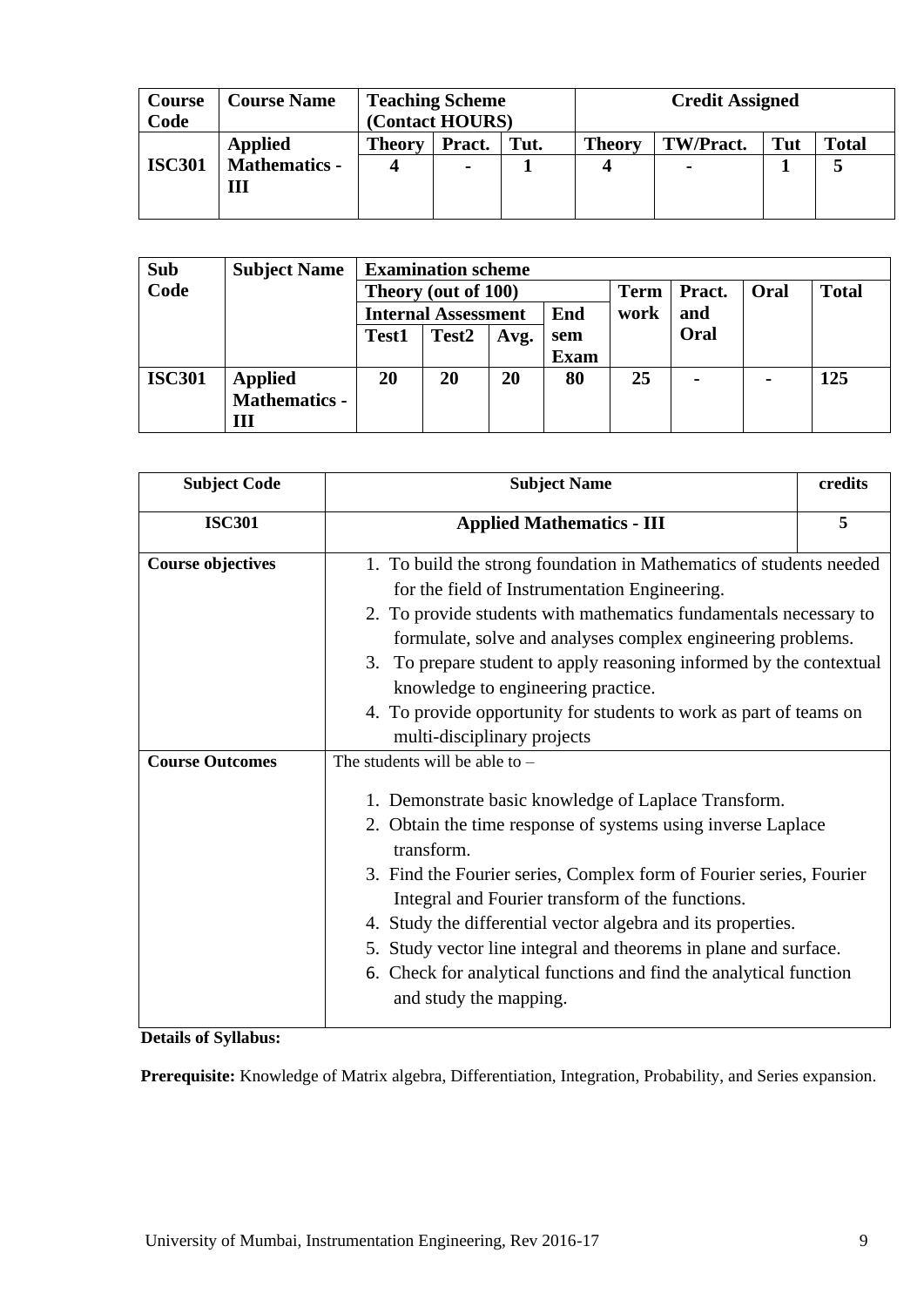| Course Code | Course Name | Teaching Scheme (Contact HOURS) | | | Credit Assigned | | | |
|---|---|---|---|---|---|---|---|---|
| | | Theory | Pract. | Tut. | Theory | TW/Pract. | Tut | Total |
| ISC301 | Applied Mathematics - III | 4 | - | 1 | 4 | - | 1 | 5 |

| Sub Code | Subject Name | Examination scheme | | | | | | | |
|---|---|---|---|---|---|---|---|---|---|
| | | Theory (out of 100) | | | | Term work | Pract. and Oral | Oral | Total |
| | | Internal Assessment | | | End sem Exam | | | | |
| | | Test1 | Test2 | Avg. | | | | | |
| ISC301 | Applied Mathematics - III | 20 | 20 | 20 | 80 | 25 | - | - | 125 |

| Subject Code | Subject Name | credits |
|---|---|---|
| ISC301 | Applied Mathematics - III | 5 |
| Course objectives | 1. To build the strong foundation in Mathematics of students needed for the field of Instrumentation Engineering.<br>2. To provide students with mathematics fundamentals necessary to formulate, solve and analyses complex engineering problems.<br>3. To prepare student to apply reasoning informed by the contextual knowledge to engineering practice.<br>4. To provide opportunity for students to work as part of teams on multi-disciplinary projects | |
| Course Outcomes | The students will be able to –<br>1. Demonstrate basic knowledge of Laplace Transform.<br>2. Obtain the time response of systems using inverse Laplace transform.<br>3. Find the Fourier series, Complex form of Fourier series, Fourier Integral and Fourier transform of the functions.<br>4. Study the differential vector algebra and its properties.<br>5. Study vector line integral and theorems in plane and surface.<br>6. Check for analytical functions and find the analytical function and study the mapping. | |

**Details of Syllabus:**

**Prerequisite:** Knowledge of Matrix algebra, Differentiation, Integration, Probability, and Series expansion.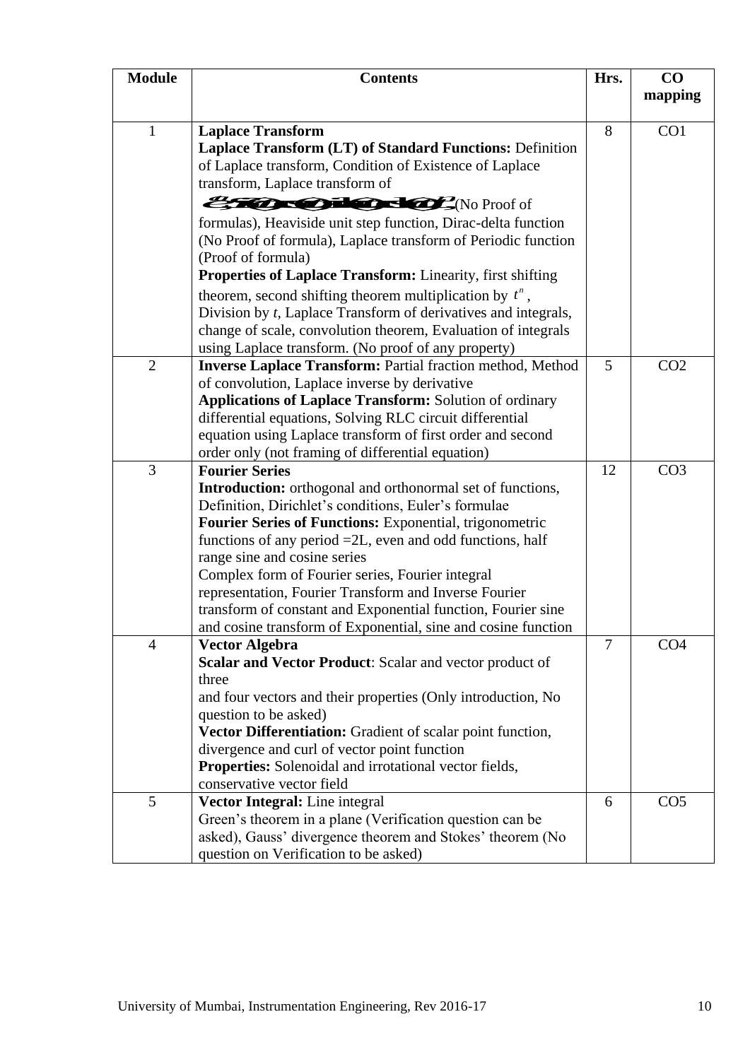| Module | Contents | Hrs. | CO mapping |
|---|---|---|---|
| 1 | **Laplace Transform**<br>**Laplace Transform (LT) of Standard Functions:** Definition of Laplace transform, Condition of Existence of Laplace transform, Laplace transform of [garbled formula] (No Proof of formulas), Heaviside unit step function, Dirac-delta function (No Proof of formula), Laplace transform of Periodic function (Proof of formula)<br>**Properties of Laplace Transform:** Linearity, first shifting theorem, second shifting theorem multiplication by $t^n$, Division by *t*, Laplace Transform of derivatives and integrals, change of scale, convolution theorem, Evaluation of integrals using Laplace transform. (No proof of any property) | 8 | CO1 |
| 2 | **Inverse Laplace Transform:** Partial fraction method, Method of convolution, Laplace inverse by derivative<br>**Applications of Laplace Transform:** Solution of ordinary differential equations, Solving RLC circuit differential equation using Laplace transform of first order and second order only (not framing of differential equation) | 5 | CO2 |
| 3 | **Fourier Series**<br>**Introduction:** orthogonal and orthonormal set of functions, Definition, Dirichlet's conditions, Euler's formulae<br>**Fourier Series of Functions:** Exponential, trigonometric functions of any period =2L, even and odd functions, half range sine and cosine series<br>Complex form of Fourier series, Fourier integral representation, Fourier Transform and Inverse Fourier transform of constant and Exponential function, Fourier sine and cosine transform of Exponential, sine and cosine function | 12 | CO3 |
| 4 | **Vector Algebra**<br>**Scalar and Vector Product**: Scalar and vector product of three and four vectors and their properties (Only introduction, No question to be asked)<br>**Vector Differentiation:** Gradient of scalar point function, divergence and curl of vector point function<br>**Properties:** Solenoidal and irrotational vector fields, conservative vector field | 7 | CO4 |
| 5 | **Vector Integral:** Line integral<br>Green's theorem in a plane (Verification question can be asked), Gauss' divergence theorem and Stokes' theorem (No question on Verification to be asked) | 6 | CO5 |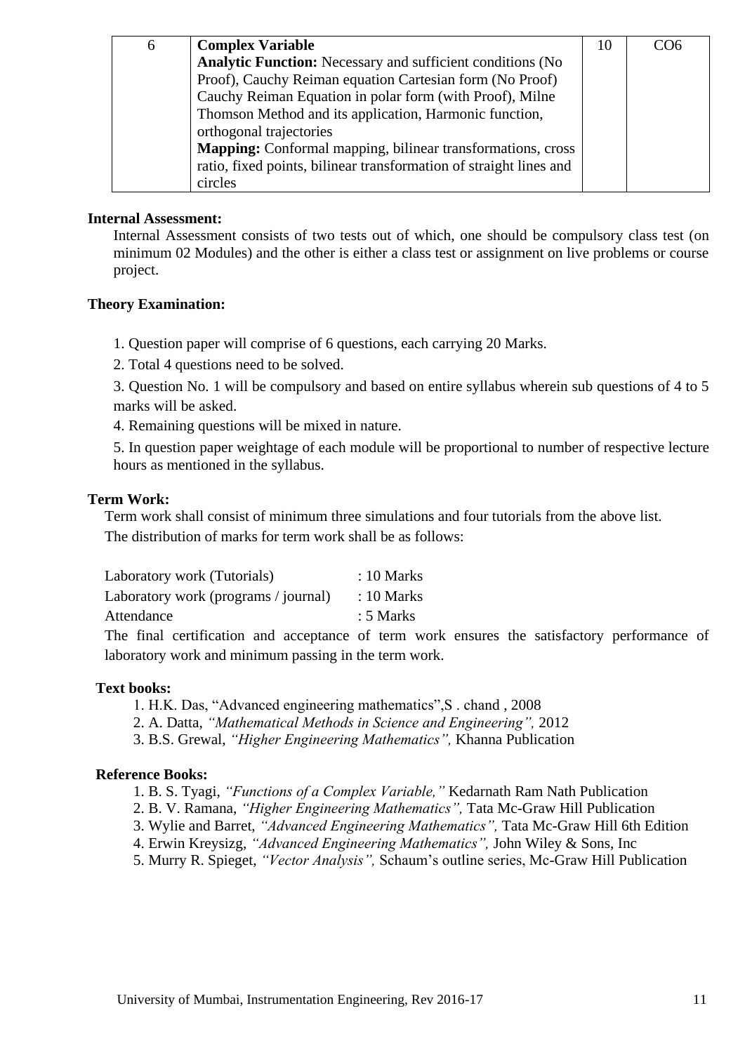| 6 | **Complex Variable**<br>**Analytic Function:** Necessary and sufficient conditions (No Proof), Cauchy Reiman equation Cartesian form (No Proof) Cauchy Reiman Equation in polar form (with Proof), Milne Thomson Method and its application, Harmonic function, orthogonal trajectories<br>**Mapping:** Conformal mapping, bilinear transformations, cross ratio, fixed points, bilinear transformation of straight lines and circles | 10 | CO6 |
|---|---|---|---|

**Internal Assessment:**

Internal Assessment consists of two tests out of which, one should be compulsory class test (on minimum 02 Modules) and the other is either a class test or assignment on live problems or course project.

**Theory Examination:**

1. Question paper will comprise of 6 questions, each carrying 20 Marks.
2. Total 4 questions need to be solved.
3. Question No. 1 will be compulsory and based on entire syllabus wherein sub questions of 4 to 5 marks will be asked.
4. Remaining questions will be mixed in nature.
5. In question paper weightage of each module will be proportional to number of respective lecture hours as mentioned in the syllabus.

**Term Work:**

Term work shall consist of minimum three simulations and four tutorials from the above list.

The distribution of marks for term work shall be as follows:

| | |
|---|---|
| Laboratory work (Tutorials) | : 10 Marks |
| Laboratory work (programs / journal) | : 10 Marks |
| Attendance | : 5 Marks |

The final certification and acceptance of term work ensures the satisfactory performance of laboratory work and minimum passing in the term work.

**Text books:**

1. H.K. Das, "Advanced engineering mathematics",S . chand , 2008
2. A. Datta, *"Mathematical Methods in Science and Engineering",* 2012
3. B.S. Grewal, *"Higher Engineering Mathematics",* Khanna Publication

**Reference Books:**

1. B. S. Tyagi, *"Functions of a Complex Variable,"* Kedarnath Ram Nath Publication
2. B. V. Ramana, *"Higher Engineering Mathematics",* Tata Mc-Graw Hill Publication
3. Wylie and Barret, *"Advanced Engineering Mathematics",* Tata Mc-Graw Hill 6th Edition
4. Erwin Kreysizg, *"Advanced Engineering Mathematics",* John Wiley & Sons, Inc
5. Murry R. Spieget, *"Vector Analysis",* Schaum's outline series, Mc-Graw Hill Publication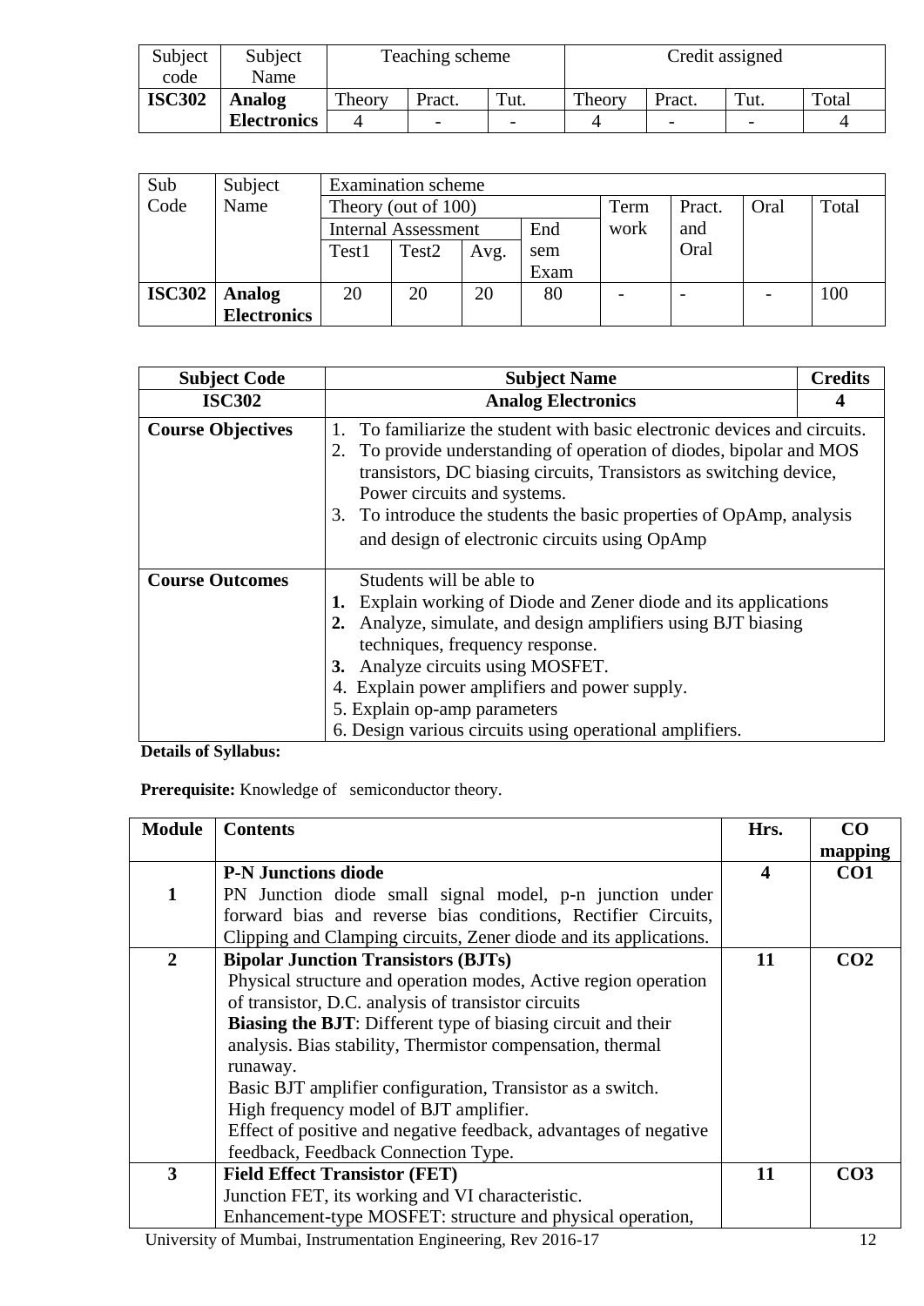| Subject code | Subject Name | Teaching scheme | | | Credit assigned | | | |
|---|---|---|---|---|---|---|---|---|
| **ISC302** | **Analog Electronics** | Theory | Pract. | Tut. | Theory | Pract. | Tut. | Total |
| | | 4 | - | - | 4 | - | - | 4 |

| Sub Code | Subject Name | Examination scheme | | | | | | | |
|---|---|---|---|---|---|---|---|---|---|
| | | Theory (out of 100) | | | | Term work | Pract. and Oral | Oral | Total |
| | | Internal Assessment | | | End sem Exam | | | | |
| | | Test1 | Test2 | Avg. | | | | | |
| **ISC302** | **Analog Electronics** | 20 | 20 | 20 | 80 | - | - | - | 100 |

| **Subject Code** | **Subject Name** | **Credits** |
|---|---|---|
| **ISC302** | **Analog Electronics** | **4** |
| **Course Objectives** | 1. To familiarize the student with basic electronic devices and circuits.<br>2. To provide understanding of operation of diodes, bipolar and MOS transistors, DC biasing circuits, Transistors as switching device, Power circuits and systems.<br>3. To introduce the students the basic properties of OpAmp, analysis and design of electronic circuits using OpAmp | |
| **Course Outcomes** | Students will be able to<br>**1.** Explain working of Diode and Zener diode and its applications<br>**2.** Analyze, simulate, and design amplifiers using BJT biasing techniques, frequency response.<br>**3.** Analyze circuits using MOSFET.<br>4. Explain power amplifiers and power supply.<br>5. Explain op-amp parameters<br>6. Design various circuits using operational amplifiers. | |

**Details of Syllabus:**

**Prerequisite:** Knowledge of semiconductor theory.

| Module | Contents | Hrs. | CO mapping |
|---|---|---|---|
| **1** | **P-N Junctions diode**<br>PN Junction diode small signal model, p-n junction under forward bias and reverse bias conditions, Rectifier Circuits, Clipping and Clamping circuits, Zener diode and its applications. | **4** | **CO1** |
| **2** | **Bipolar Junction Transistors (BJTs)**<br>Physical structure and operation modes, Active region operation of transistor, D.C. analysis of transistor circuits<br>**Biasing the BJT**: Different type of biasing circuit and their analysis. Bias stability, Thermistor compensation, thermal runaway.<br>Basic BJT amplifier configuration, Transistor as a switch.<br>High frequency model of BJT amplifier.<br>Effect of positive and negative feedback, advantages of negative feedback, Feedback Connection Type. | **11** | **CO2** |
| **3** | **Field Effect Transistor (FET)**<br>Junction FET, its working and VI characteristic.<br>Enhancement-type MOSFET: structure and physical operation, | **11** | **CO3** |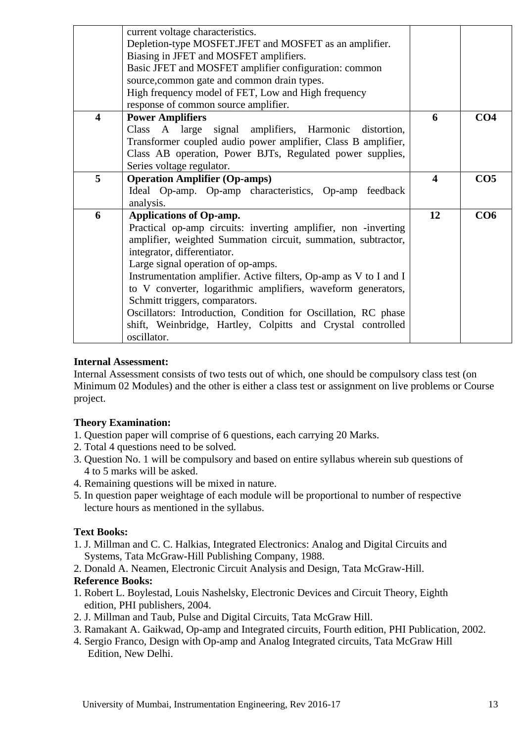| | | | |
|---|---|---|---|
| | current voltage characteristics.<br>Depletion-type MOSFET.JFET and MOSFET as an amplifier.<br>Biasing in JFET and MOSFET amplifiers.<br>Basic JFET and MOSFET amplifier configuration: common source,common gate and common drain types.<br>High frequency model of FET, Low and High frequency response of common source amplifier. | | |
| **4** | **Power Amplifiers**<br>Class A large signal amplifiers, Harmonic distortion, Transformer coupled audio power amplifier, Class B amplifier, Class AB operation, Power BJTs, Regulated power supplies, Series voltage regulator. | **6** | **CO4** |
| **5** | **Operation Amplifier (Op-amps)**<br>Ideal Op-amp. Op-amp characteristics, Op-amp feedback analysis. | **4** | **CO5** |
| **6** | **Applications of Op-amp.**<br>Practical op-amp circuits: inverting amplifier, non -inverting amplifier, weighted Summation circuit, summation, subtractor, integrator, differentiator.<br>Large signal operation of op-amps.<br>Instrumentation amplifier. Active filters, Op-amp as V to I and I to V converter, logarithmic amplifiers, waveform generators, Schmitt triggers, comparators.<br>Oscillators: Introduction, Condition for Oscillation, RC phase shift, Weinbridge, Hartley, Colpitts and Crystal controlled oscillator. | **12** | **CO6** |

**Internal Assessment:**

Internal Assessment consists of two tests out of which, one should be compulsory class test (on Minimum 02 Modules) and the other is either a class test or assignment on live problems or Course project.

**Theory Examination:**

1. Question paper will comprise of 6 questions, each carrying 20 Marks.
2. Total 4 questions need to be solved.
3. Question No. 1 will be compulsory and based on entire syllabus wherein sub questions of 4 to 5 marks will be asked.
4. Remaining questions will be mixed in nature.
5. In question paper weightage of each module will be proportional to number of respective lecture hours as mentioned in the syllabus.

**Text Books:**

1. J. Millman and C. C. Halkias, Integrated Electronics: Analog and Digital Circuits and Systems, Tata McGraw-Hill Publishing Company, 1988.
2. Donald A. Neamen, Electronic Circuit Analysis and Design, Tata McGraw-Hill.

**Reference Books:**

1. Robert L. Boylestad, Louis Nashelsky, Electronic Devices and Circuit Theory, Eighth edition, PHI publishers, 2004.
2. J. Millman and Taub, Pulse and Digital Circuits, Tata McGraw Hill.
3. Ramakant A. Gaikwad, Op-amp and Integrated circuits, Fourth edition, PHI Publication, 2002.
4. Sergio Franco, Design with Op-amp and Analog Integrated circuits, Tata McGraw Hill Edition, New Delhi.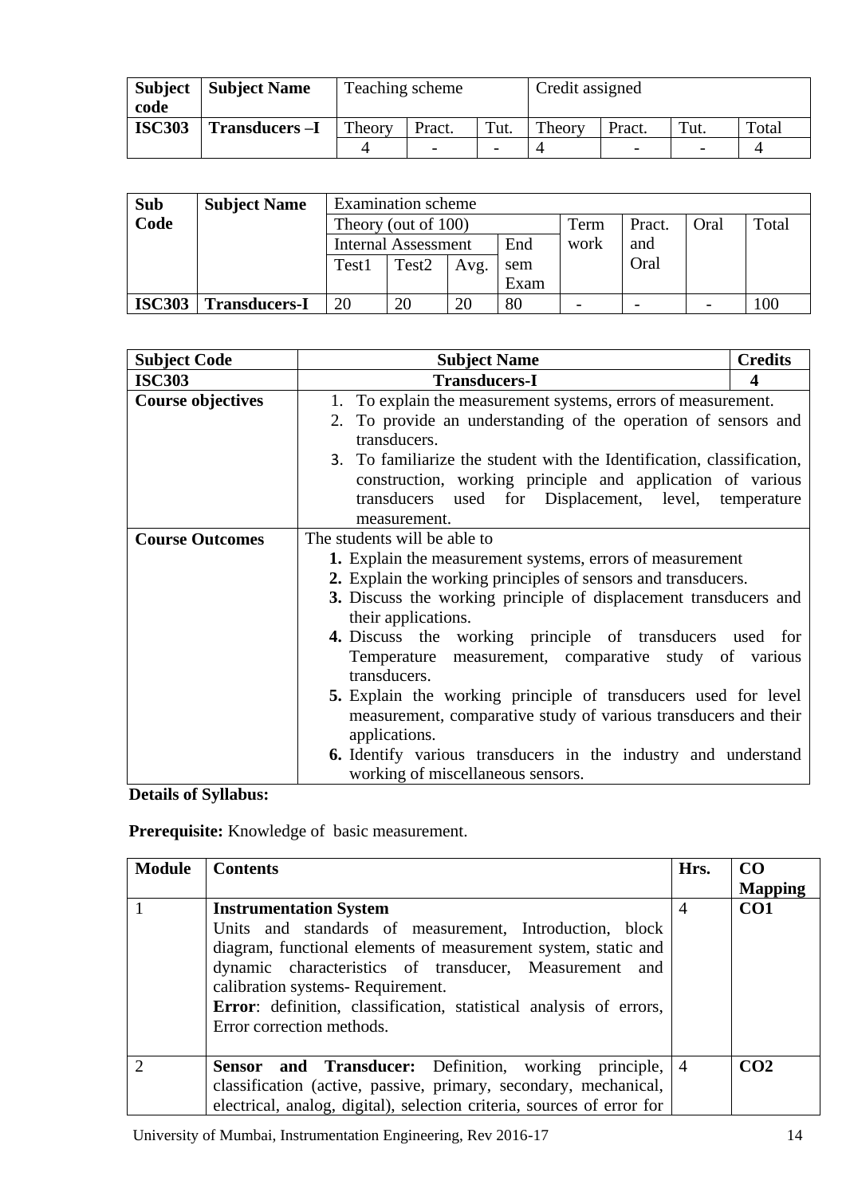| Subject code | Subject Name | Teaching scheme | | | Credit assigned | | | |
|---|---|---|---|---|---|---|---|---|
| | | Theory | Pract. | Tut. | Theory | Pract. | Tut. | Total |
| **ISC303** | **Transducers –I** | 4 | - | - | 4 | - | - | 4 |

| Sub Code | Subject Name | Examination scheme | | | | | | | |
|---|---|---|---|---|---|---|---|---|---|
| | | Theory (out of 100) | | | | Term work | Pract. and Oral | Oral | Total |
| | | Internal Assessment | | | End sem Exam | | | | |
| | | Test1 | Test2 | Avg. | | | | | |
| **ISC303** | **Transducers-I** | 20 | 20 | 20 | 80 | - | - | - | 100 |

| **Subject Code** | **Subject Name** | **Credits** |
|---|---|---|
| **ISC303** | **Transducers-I** | **4** |
| **Course objectives** | 1. To explain the measurement systems, errors of measurement.<br>2. To provide an understanding of the operation of sensors and transducers.<br>3. To familiarize the student with the Identification, classification, construction, working principle and application of various transducers used for Displacement, level, temperature measurement. | |
| **Course Outcomes** | The students will be able to<br>**1.** Explain the measurement systems, errors of measurement<br>**2.** Explain the working principles of sensors and transducers.<br>**3.** Discuss the working principle of displacement transducers and their applications.<br>**4.** Discuss the working principle of transducers used for Temperature measurement, comparative study of various transducers.<br>**5.** Explain the working principle of transducers used for level measurement, comparative study of various transducers and their applications.<br>**6.** Identify various transducers in the industry and understand working of miscellaneous sensors. | |

**Details of Syllabus:**

**Prerequisite:** Knowledge of basic measurement.

| Module | Contents | Hrs. | CO Mapping |
|---|---|---|---|
| 1 | **Instrumentation System**<br>Units and standards of measurement, Introduction, block diagram, functional elements of measurement system, static and dynamic characteristics of transducer, Measurement and calibration systems- Requirement.<br>**Error**: definition, classification, statistical analysis of errors, Error correction methods. | 4 | **CO1** |
| 2 | **Sensor and Transducer:** Definition, working principle, classification (active, passive, primary, secondary, mechanical, electrical, analog, digital), selection criteria, sources of error for | 4 | **CO2** |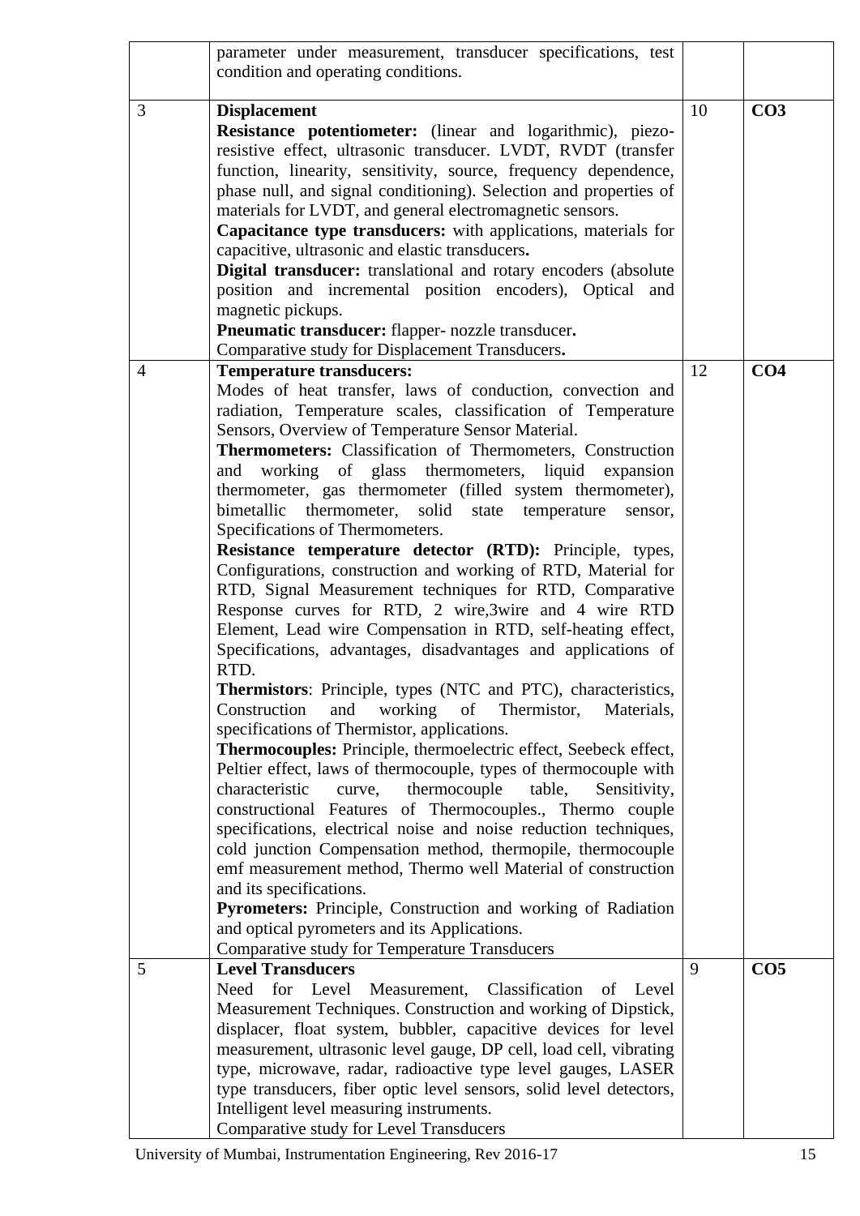|  |  |  |  |
|---|---|---|---|
|  | parameter under measurement, transducer specifications, test condition and operating conditions. |  |  |
| 3 | **Displacement**<br>**Resistance potentiometer:** (linear and logarithmic), piezo-resistive effect, ultrasonic transducer. LVDT, RVDT (transfer function, linearity, sensitivity, source, frequency dependence, phase null, and signal conditioning). Selection and properties of materials for LVDT, and general electromagnetic sensors.<br>**Capacitance type transducers:** with applications, materials for capacitive, ultrasonic and elastic transducers**.**<br>**Digital transducer:** translational and rotary encoders (absolute position and incremental position encoders), Optical and magnetic pickups.<br>**Pneumatic transducer:** flapper- nozzle transducer**.**<br>Comparative study for Displacement Transducers**.** | 10 | **CO3** |
| 4 | **Temperature transducers:**<br>Modes of heat transfer, laws of conduction, convection and radiation, Temperature scales, classification of Temperature Sensors, Overview of Temperature Sensor Material.<br>**Thermometers:** Classification of Thermometers, Construction and working of glass thermometers, liquid expansion thermometer, gas thermometer (filled system thermometer), bimetallic thermometer, solid state temperature sensor, Specifications of Thermometers.<br>**Resistance temperature detector (RTD):** Principle, types, Configurations, construction and working of RTD, Material for RTD, Signal Measurement techniques for RTD, Comparative Response curves for RTD, 2 wire,3wire and 4 wire RTD Element, Lead wire Compensation in RTD, self-heating effect, Specifications, advantages, disadvantages and applications of RTD.<br>**Thermistors**: Principle, types (NTC and PTC), characteristics, Construction and working of Thermistor, Materials, specifications of Thermistor, applications.<br>**Thermocouples:** Principle, thermoelectric effect, Seebeck effect, Peltier effect, laws of thermocouple, types of thermocouple with characteristic curve, thermocouple table, Sensitivity, constructional Features of Thermocouples., Thermo couple specifications, electrical noise and noise reduction techniques, cold junction Compensation method, thermopile, thermocouple emf measurement method, Thermo well Material of construction and its specifications.<br>**Pyrometers:** Principle, Construction and working of Radiation and optical pyrometers and its Applications.<br>Comparative study for Temperature Transducers | 12 | **CO4** |
| 5 | **Level Transducers**<br>Need for Level Measurement, Classification of Level Measurement Techniques. Construction and working of Dipstick, displacer, float system, bubbler, capacitive devices for level measurement, ultrasonic level gauge, DP cell, load cell, vibrating type, microwave, radar, radioactive type level gauges, LASER type transducers, fiber optic level sensors, solid level detectors, Intelligent level measuring instruments.<br>Comparative study for Level Transducers | 9 | **CO5** |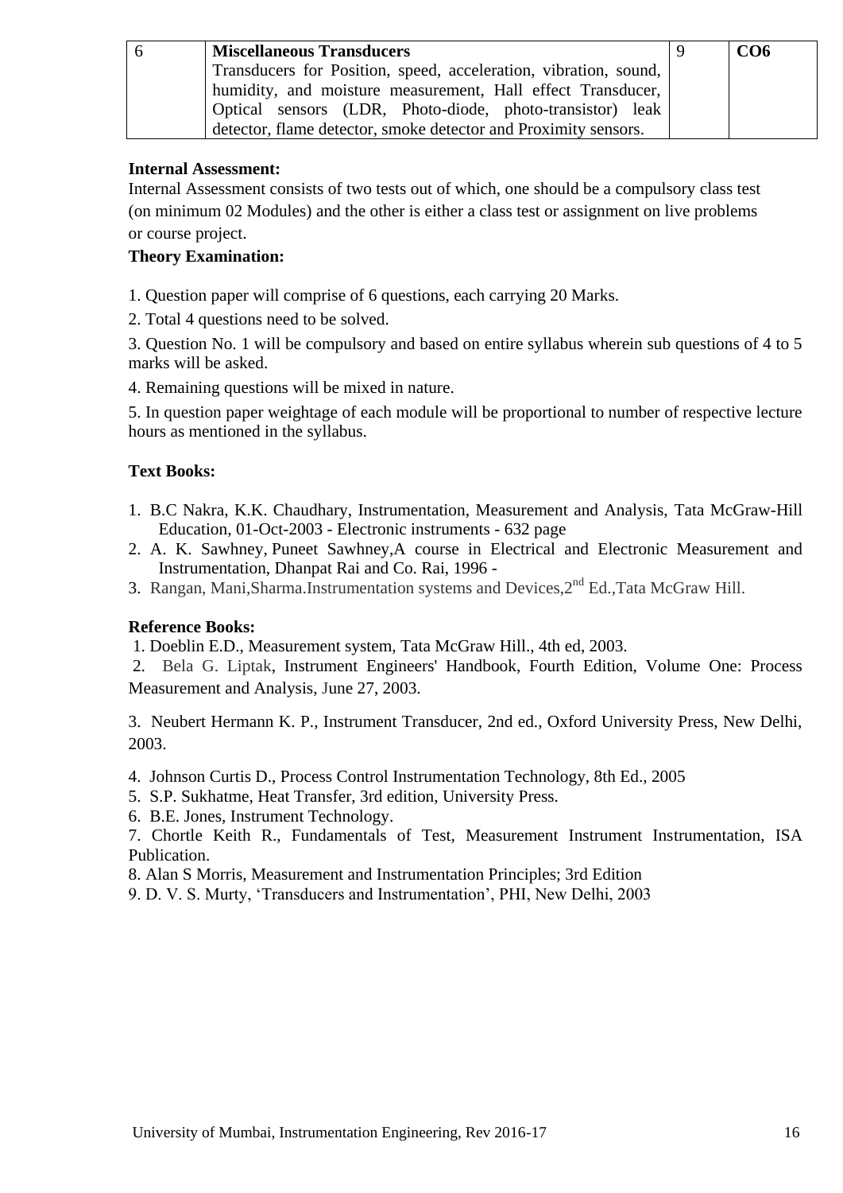| 6 | **Miscellaneous Transducers**<br>Transducers for Position, speed, acceleration, vibration, sound, humidity, and moisture measurement, Hall effect Transducer, Optical sensors (LDR, Photo-diode, photo-transistor) leak detector, flame detector, smoke detector and Proximity sensors. | 9 | **CO6** |
|---|---|---|---|

**Internal Assessment:**

Internal Assessment consists of two tests out of which, one should be a compulsory class test (on minimum 02 Modules) and the other is either a class test or assignment on live problems or course project.

**Theory Examination:**

1. Question paper will comprise of 6 questions, each carrying 20 Marks.
2. Total 4 questions need to be solved.
3. Question No. 1 will be compulsory and based on entire syllabus wherein sub questions of 4 to 5 marks will be asked.
4. Remaining questions will be mixed in nature.
5. In question paper weightage of each module will be proportional to number of respective lecture hours as mentioned in the syllabus.

**Text Books:**

1. B.C Nakra, K.K. Chaudhary, Instrumentation, Measurement and Analysis, Tata McGraw-Hill Education, 01-Oct-2003 - Electronic instruments - 632 page
2. A. K. Sawhney, Puneet Sawhney,A course in Electrical and Electronic Measurement and Instrumentation, Dhanpat Rai and Co. Rai, 1996 -
3. Rangan, Mani,Sharma.Instrumentation systems and Devices,2nd Ed.,Tata McGraw Hill.

**Reference Books:**

1. Doeblin E.D., Measurement system, Tata McGraw Hill., 4th ed, 2003.
2. Bela G. Liptak, Instrument Engineers' Handbook, Fourth Edition, Volume One: Process Measurement and Analysis, June 27, 2003.
3. Neubert Hermann K. P., Instrument Transducer, 2nd ed., Oxford University Press, New Delhi, 2003.
4. Johnson Curtis D., Process Control Instrumentation Technology, 8th Ed., 2005
5. S.P. Sukhatme, Heat Transfer, 3rd edition, University Press.
6. B.E. Jones, Instrument Technology.
7. Chortle Keith R., Fundamentals of Test, Measurement Instrument Instrumentation, ISA Publication.
8. Alan S Morris, Measurement and Instrumentation Principles; 3rd Edition
9. D. V. S. Murty, 'Transducers and Instrumentation', PHI, New Delhi, 2003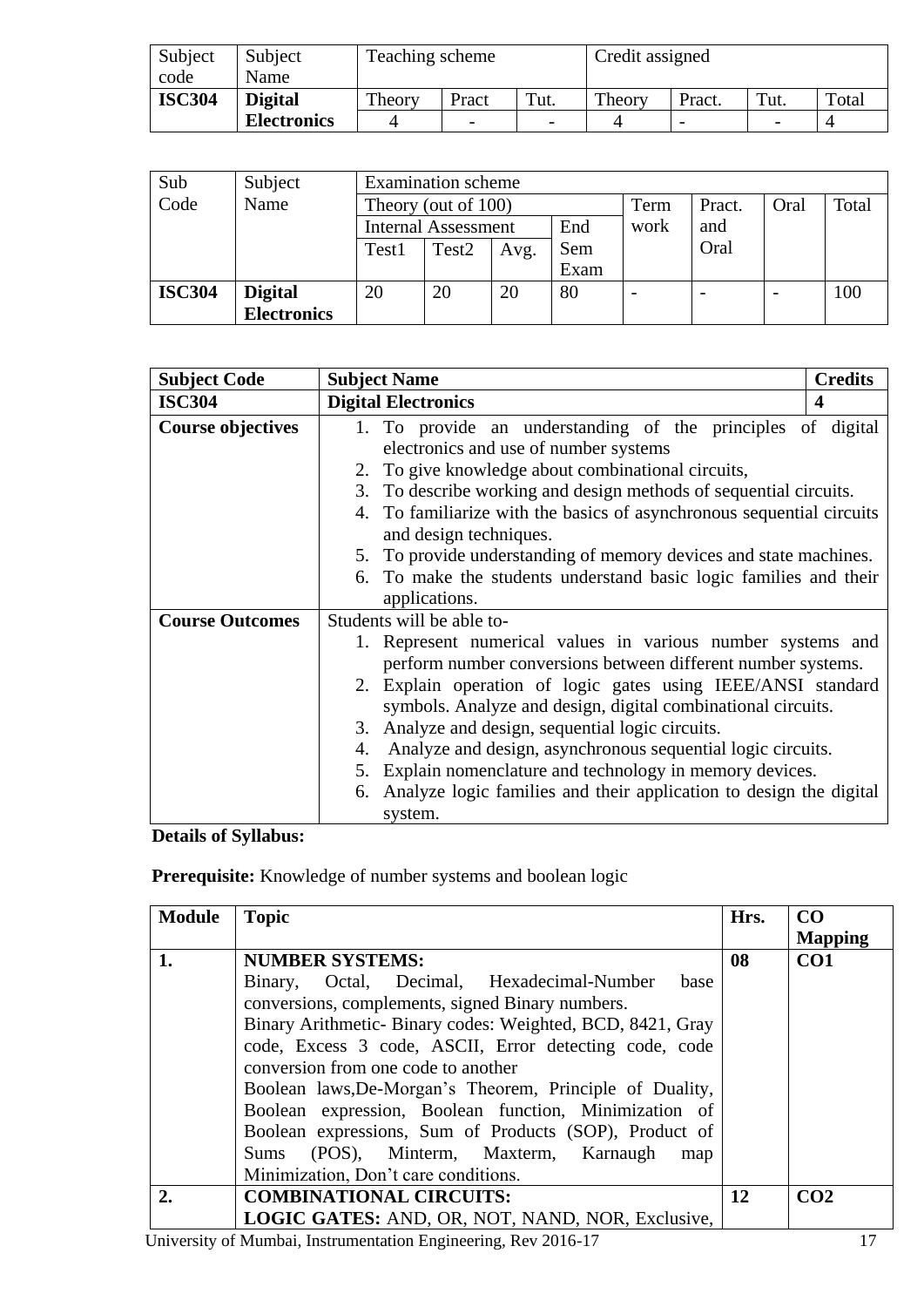| Subject code | Subject Name | Teaching scheme | | | Credit assigned | | | |
|---|---|---|---|---|---|---|---|---|
| | | Theory | Pract | Tut. | Theory | Pract. | Tut. | Total |
| **ISC304** | **Digital Electronics** | 4 | - | - | 4 | - | - | 4 |

| Sub Code | Subject Name | Examination scheme | | | | | | | |
|---|---|---|---|---|---|---|---|---|---|
| | | Theory (out of 100) | | | | Term work | Pract. and Oral | Oral | Total |
| | | Internal Assessment | | | End Sem Exam | | | | |
| | | Test1 | Test2 | Avg. | | | | | |
| **ISC304** | **Digital Electronics** | 20 | 20 | 20 | 80 | - | - | - | 100 |

| **Subject Code** | **Subject Name** | **Credits** |
|---|---|---|
| **ISC304** | **Digital Electronics** | **4** |
| **Course objectives** | 1. To provide an understanding of the principles of digital electronics and use of number systems<br>2. To give knowledge about combinational circuits,<br>3. To describe working and design methods of sequential circuits.<br>4. To familiarize with the basics of asynchronous sequential circuits and design techniques.<br>5. To provide understanding of memory devices and state machines.<br>6. To make the students understand basic logic families and their applications. | |
| **Course Outcomes** | Students will be able to-<br>1. Represent numerical values in various number systems and perform number conversions between different number systems.<br>2. Explain operation of logic gates using IEEE/ANSI standard symbols. Analyze and design, digital combinational circuits.<br>3. Analyze and design, sequential logic circuits.<br>4. Analyze and design, asynchronous sequential logic circuits.<br>5. Explain nomenclature and technology in memory devices.<br>6. Analyze logic families and their application to design the digital system. | |

**Details of Syllabus:**

**Prerequisite:** Knowledge of number systems and boolean logic

| Module | Topic | Hrs. | CO Mapping |
|---|---|---|---|
| **1.** | **NUMBER SYSTEMS:**<br>Binary, Octal, Decimal, Hexadecimal-Number base conversions, complements, signed Binary numbers.<br>Binary Arithmetic- Binary codes: Weighted, BCD, 8421, Gray code, Excess 3 code, ASCII, Error detecting code, code conversion from one code to another<br>Boolean laws,De-Morgan's Theorem, Principle of Duality, Boolean expression, Boolean function, Minimization of Boolean expressions, Sum of Products (SOP), Product of Sums (POS), Minterm, Maxterm, Karnaugh map Minimization, Don't care conditions. | **08** | **CO1** |
| **2.** | **COMBINATIONAL CIRCUITS:**<br>**LOGIC GATES:** AND, OR, NOT, NAND, NOR, Exclusive, | **12** | **CO2** |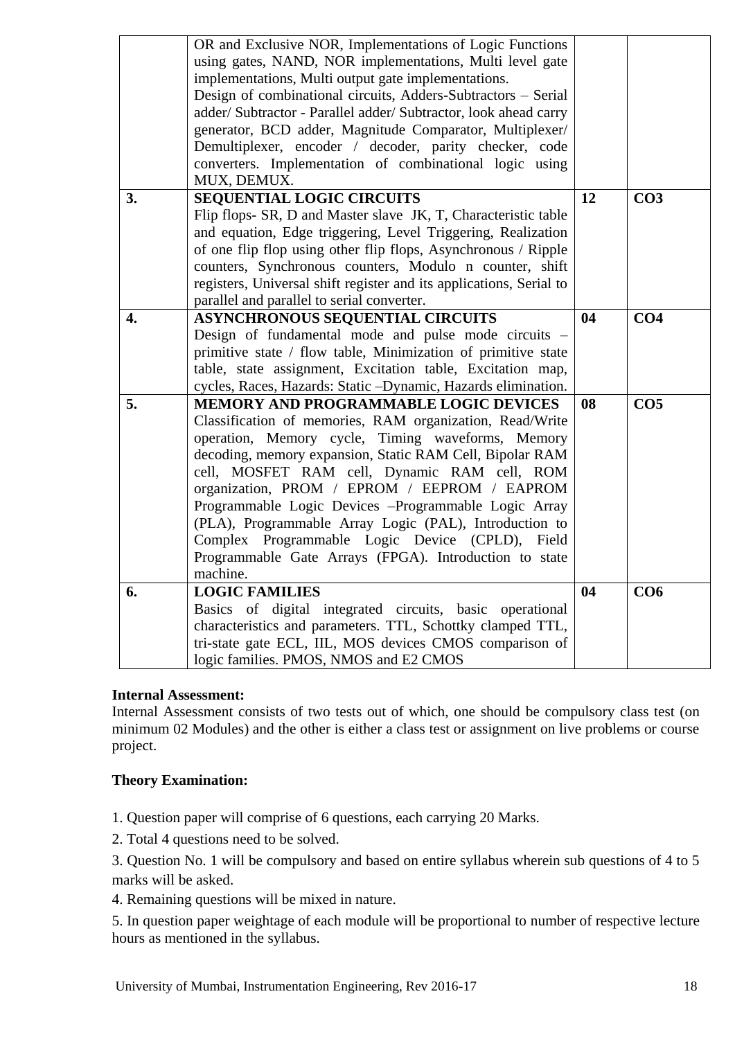| | | | |
|---|---|---|---|
| | OR and Exclusive NOR, Implementations of Logic Functions using gates, NAND, NOR implementations, Multi level gate implementations, Multi output gate implementations. Design of combinational circuits, Adders-Subtractors – Serial adder/ Subtractor - Parallel adder/ Subtractor, look ahead carry generator, BCD adder, Magnitude Comparator, Multiplexer/ Demultiplexer, encoder / decoder, parity checker, code converters. Implementation of combinational logic using MUX, DEMUX. | | |
| **3.** | **SEQUENTIAL LOGIC CIRCUITS** Flip flops- SR, D and Master slave JK, T, Characteristic table and equation, Edge triggering, Level Triggering, Realization of one flip flop using other flip flops, Asynchronous / Ripple counters, Synchronous counters, Modulo n counter, shift registers, Universal shift register and its applications, Serial to parallel and parallel to serial converter. | **12** | **CO3** |
| **4.** | **ASYNCHRONOUS SEQUENTIAL CIRCUITS** Design of fundamental mode and pulse mode circuits – primitive state / flow table, Minimization of primitive state table, state assignment, Excitation table, Excitation map, cycles, Races, Hazards: Static –Dynamic, Hazards elimination. | **04** | **CO4** |
| **5.** | **MEMORY AND PROGRAMMABLE LOGIC DEVICES** Classification of memories, RAM organization, Read/Write operation, Memory cycle, Timing waveforms, Memory decoding, memory expansion, Static RAM Cell, Bipolar RAM cell, MOSFET RAM cell, Dynamic RAM cell, ROM organization, PROM / EPROM / EEPROM / EAPROM Programmable Logic Devices –Programmable Logic Array (PLA), Programmable Array Logic (PAL), Introduction to Complex Programmable Logic Device (CPLD), Field Programmable Gate Arrays (FPGA). Introduction to state machine. | **08** | **CO5** |
| **6.** | **LOGIC FAMILIES** Basics of digital integrated circuits, basic operational characteristics and parameters. TTL, Schottky clamped TTL, tri-state gate ECL, IIL, MOS devices CMOS comparison of logic families. PMOS, NMOS and E2 CMOS | **04** | **CO6** |

**Internal Assessment:**

Internal Assessment consists of two tests out of which, one should be compulsory class test (on minimum 02 Modules) and the other is either a class test or assignment on live problems or course project.

**Theory Examination:**

1. Question paper will comprise of 6 questions, each carrying 20 Marks.
2. Total 4 questions need to be solved.
3. Question No. 1 will be compulsory and based on entire syllabus wherein sub questions of 4 to 5 marks will be asked.
4. Remaining questions will be mixed in nature.
5. In question paper weightage of each module will be proportional to number of respective lecture hours as mentioned in the syllabus.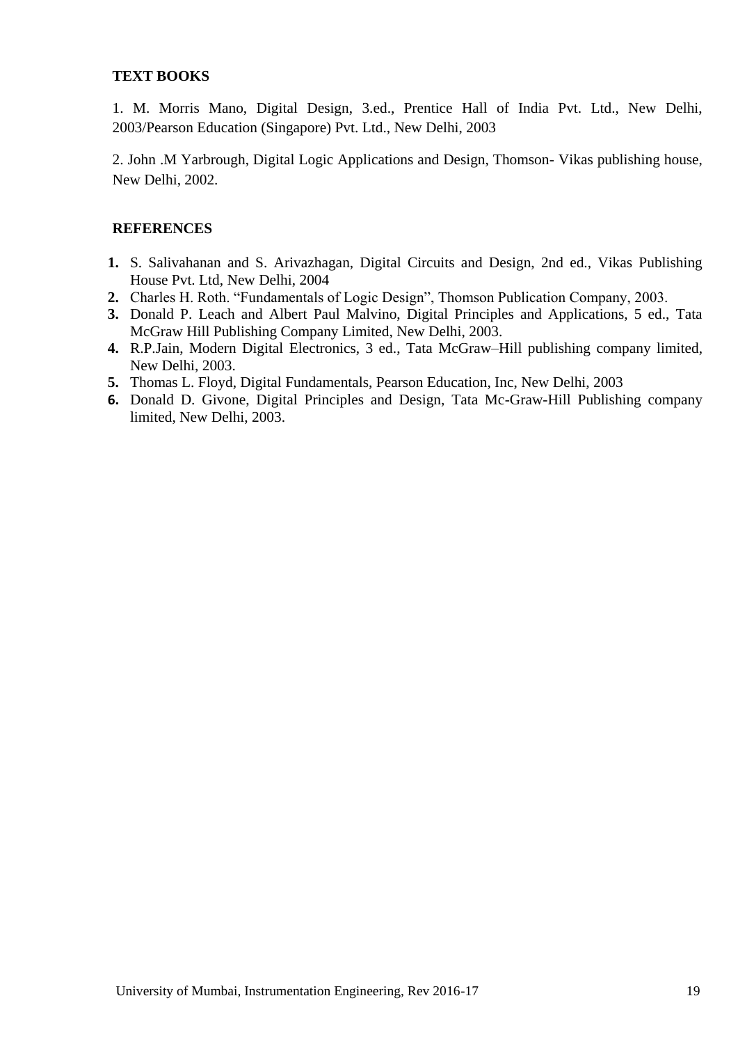**TEXT BOOKS**

1. M. Morris Mano, Digital Design, 3.ed., Prentice Hall of India Pvt. Ltd., New Delhi, 2003/Pearson Education (Singapore) Pvt. Ltd., New Delhi, 2003

2. John .M Yarbrough, Digital Logic Applications and Design, Thomson- Vikas publishing house, New Delhi, 2002.

**REFERENCES**

1. S. Salivahanan and S. Arivazhagan, Digital Circuits and Design, 2nd ed., Vikas Publishing House Pvt. Ltd, New Delhi, 2004
2. Charles H. Roth. "Fundamentals of Logic Design", Thomson Publication Company, 2003.
3. Donald P. Leach and Albert Paul Malvino, Digital Principles and Applications, 5 ed., Tata McGraw Hill Publishing Company Limited, New Delhi, 2003.
4. R.P.Jain, Modern Digital Electronics, 3 ed., Tata McGraw–Hill publishing company limited, New Delhi, 2003.
5. Thomas L. Floyd, Digital Fundamentals, Pearson Education, Inc, New Delhi, 2003
6. Donald D. Givone, Digital Principles and Design, Tata Mc-Graw-Hill Publishing company limited, New Delhi, 2003.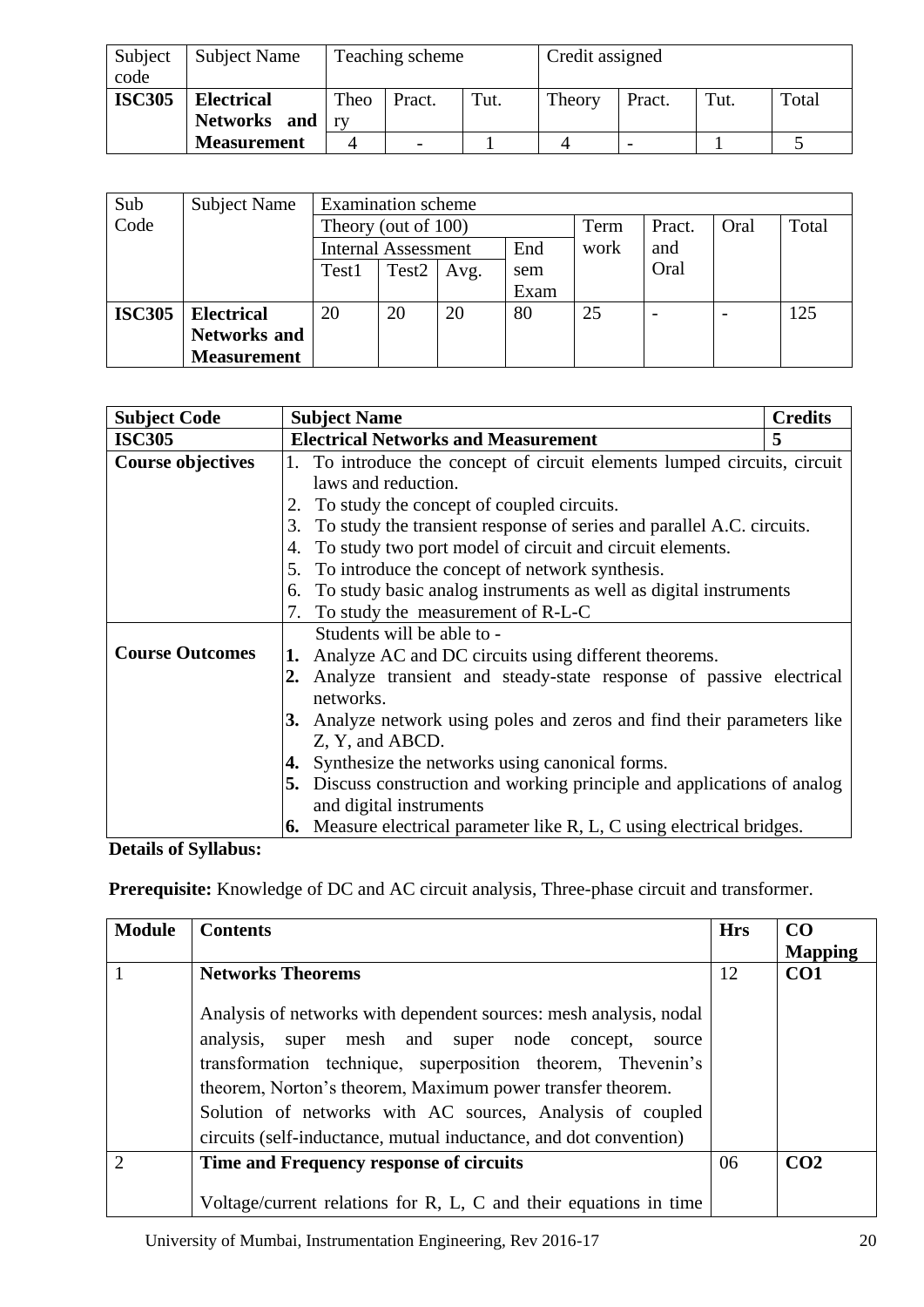| Subject code | Subject Name | Teaching scheme | | | Credit assigned | | | |
|---|---|---|---|---|---|---|---|---|
| | | Theory | Pract. | Tut. | Theory | Pract. | Tut. | Total |
| **ISC305** | **Electrical Networks and Measurement** | 4 | - | 1 | 4 | - | 1 | 5 |

| Sub Code | Subject Name | Examination scheme | | | | | | | |
|---|---|---|---|---|---|---|---|---|---|
| | | Theory (out of 100) | | | | Term work | Pract. and Oral | Oral | Total |
| | | Internal Assessment | | | End sem Exam | | | | |
| | | Test1 | Test2 | Avg. | | | | | |
| **ISC305** | **Electrical Networks and Measurement** | 20 | 20 | 20 | 80 | 25 | - | - | 125 |

| **Subject Code** | **Subject Name** | **Credits** |
|---|---|---|
| **ISC305** | **Electrical Networks and Measurement** | **5** |
| **Course objectives** | 1. To introduce the concept of circuit elements lumped circuits, circuit laws and reduction.<br>2. To study the concept of coupled circuits.<br>3. To study the transient response of series and parallel A.C. circuits.<br>4. To study two port model of circuit and circuit elements.<br>5. To introduce the concept of network synthesis.<br>6. To study basic analog instruments as well as digital instruments<br>7. To study the measurement of R-L-C | |
| **Course Outcomes** | Students will be able to -<br>**1.** Analyze AC and DC circuits using different theorems.<br>**2.** Analyze transient and steady-state response of passive electrical networks.<br>**3.** Analyze network using poles and zeros and find their parameters like Z, Y, and ABCD.<br>**4.** Synthesize the networks using canonical forms.<br>**5.** Discuss construction and working principle and applications of analog and digital instruments<br>**6.** Measure electrical parameter like R, L, C using electrical bridges. | |

**Details of Syllabus:**

**Prerequisite:** Knowledge of DC and AC circuit analysis, Three-phase circuit and transformer.

| Module | Contents | Hrs | CO Mapping |
|---|---|---|---|
| 1 | **Networks Theorems**<br><br>Analysis of networks with dependent sources: mesh analysis, nodal analysis, super mesh and super node concept, source transformation technique, superposition theorem, Thevenin's theorem, Norton's theorem, Maximum power transfer theorem. Solution of networks with AC sources, Analysis of coupled circuits (self-inductance, mutual inductance, and dot convention) | 12 | **CO1** |
| 2 | **Time and Frequency response of circuits**<br><br>Voltage/current relations for R, L, C and their equations in time | 06 | **CO2** |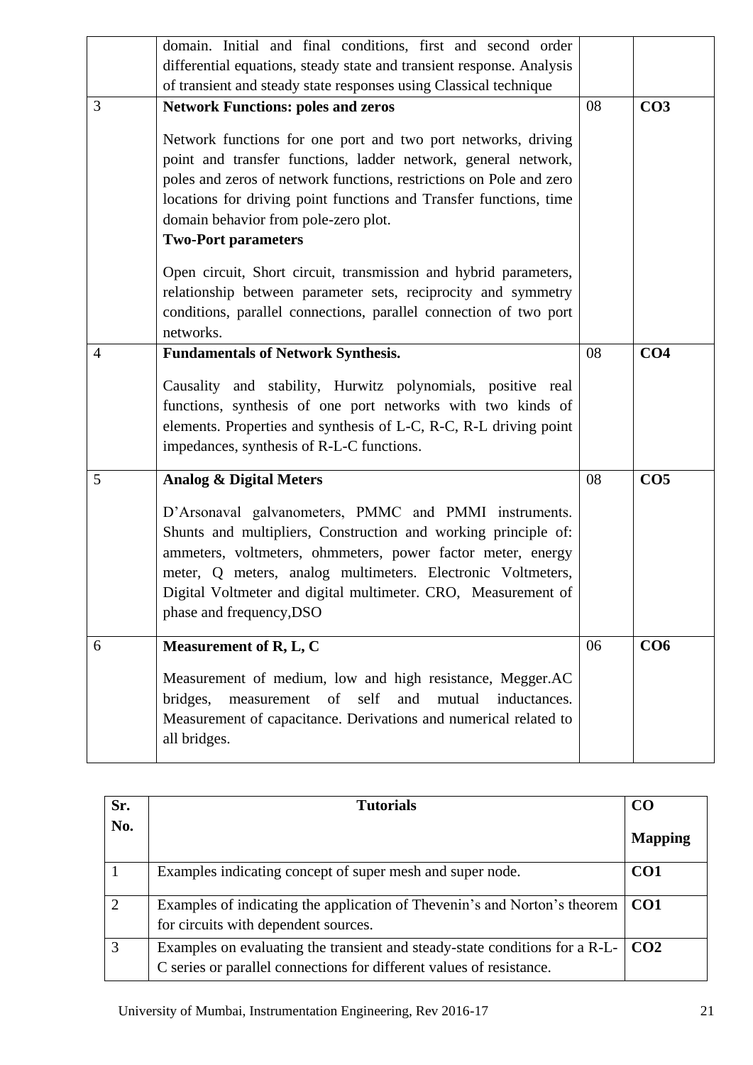| | | | |
|---|---|---|---|
| | domain. Initial and final conditions, first and second order differential equations, steady state and transient response. Analysis of transient and steady state responses using Classical technique | | |
| 3 | **Network Functions: poles and zeros**<br><br>Network functions for one port and two port networks, driving point and transfer functions, ladder network, general network, poles and zeros of network functions, restrictions on Pole and zero locations for driving point functions and Transfer functions, time domain behavior from pole-zero plot.<br>**Two-Port parameters**<br><br>Open circuit, Short circuit, transmission and hybrid parameters, relationship between parameter sets, reciprocity and symmetry conditions, parallel connections, parallel connection of two port networks. | 08 | **CO3** |
| 4 | **Fundamentals of Network Synthesis.**<br><br>Causality and stability, Hurwitz polynomials, positive real functions, synthesis of one port networks with two kinds of elements. Properties and synthesis of L-C, R-C, R-L driving point impedances, synthesis of R-L-C functions. | 08 | **CO4** |
| 5 | **Analog & Digital Meters**<br><br>D'Arsonaval galvanometers, PMMC and PMMI instruments. Shunts and multipliers, Construction and working principle of: ammeters, voltmeters, ohmmeters, power factor meter, energy meter, Q meters, analog multimeters. Electronic Voltmeters, Digital Voltmeter and digital multimeter. CRO, Measurement of phase and frequency,DSO | 08 | **CO5** |
| 6 | **Measurement of R, L, C**<br><br>Measurement of medium, low and high resistance, Megger.AC bridges, measurement of self and mutual inductances. Measurement of capacitance. Derivations and numerical related to all bridges. | 06 | **CO6** |

| Sr. No. | Tutorials | CO Mapping |
|---|---|---|
| 1 | Examples indicating concept of super mesh and super node. | **CO1** |
| 2 | Examples of indicating the application of Thevenin's and Norton's theorem for circuits with dependent sources. | **CO1** |
| 3 | Examples on evaluating the transient and steady-state conditions for a R-L-C series or parallel connections for different values of resistance. | **CO2** |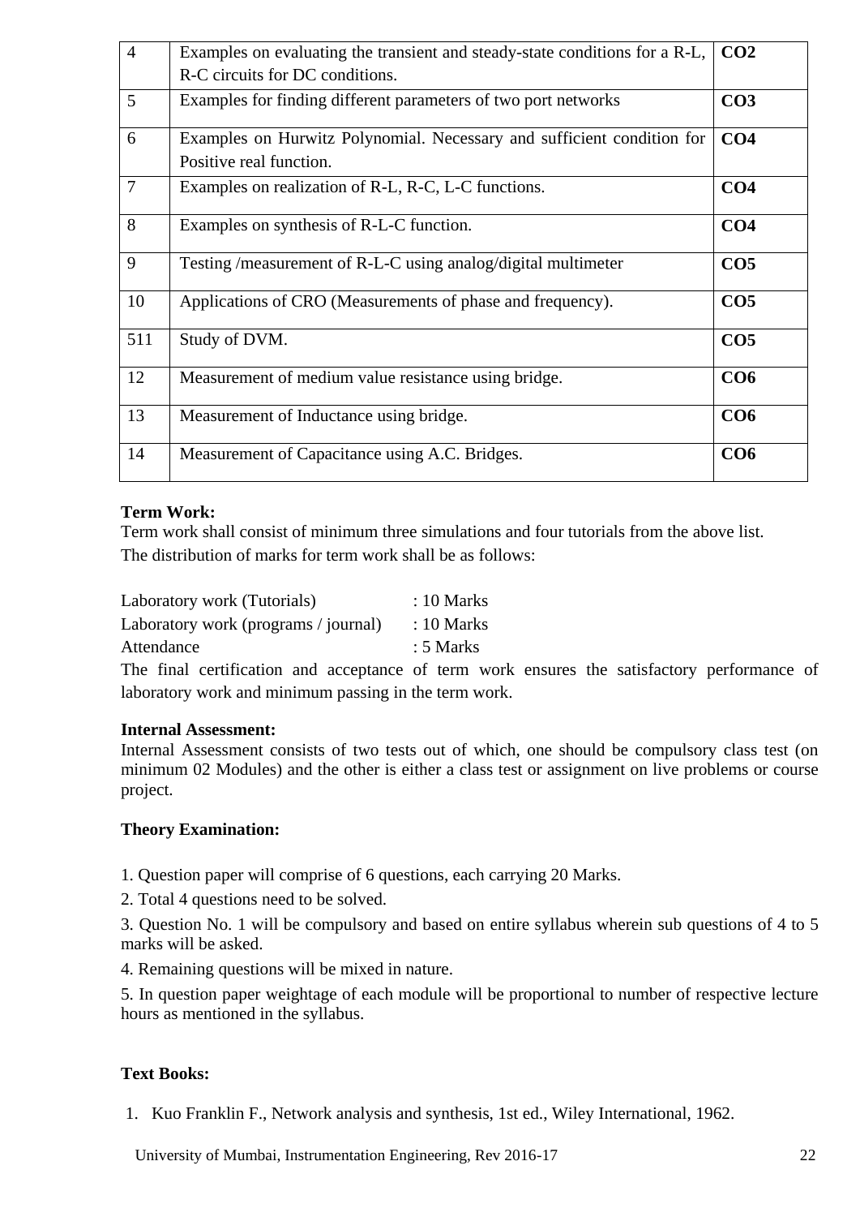| 4 | Examples on evaluating the transient and steady-state conditions for a R-L, R-C circuits for DC conditions. | **CO2** |
|---|---|---|
| 5 | Examples for finding different parameters of two port networks | **CO3** |
| 6 | Examples on Hurwitz Polynomial. Necessary and sufficient condition for Positive real function. | **CO4** |
| 7 | Examples on realization of R-L, R-C, L-C functions. | **CO4** |
| 8 | Examples on synthesis of R-L-C function. | **CO4** |
| 9 | Testing /measurement of R-L-C using analog/digital multimeter | **CO5** |
| 10 | Applications of CRO (Measurements of phase and frequency). | **CO5** |
| 511 | Study of DVM. | **CO5** |
| 12 | Measurement of medium value resistance using bridge. | **CO6** |
| 13 | Measurement of Inductance using bridge. | **CO6** |
| 14 | Measurement of Capacitance using A.C. Bridges. | **CO6** |

**Term Work:**

Term work shall consist of minimum three simulations and four tutorials from the above list.
The distribution of marks for term work shall be as follows:

Laboratory work (Tutorials) : 10 Marks
Laboratory work (programs / journal) : 10 Marks
Attendance : 5 Marks

The final certification and acceptance of term work ensures the satisfactory performance of laboratory work and minimum passing in the term work.

**Internal Assessment:**

Internal Assessment consists of two tests out of which, one should be compulsory class test (on minimum 02 Modules) and the other is either a class test or assignment on live problems or course project.

**Theory Examination:**

1. Question paper will comprise of 6 questions, each carrying 20 Marks.
2. Total 4 questions need to be solved.
3. Question No. 1 will be compulsory and based on entire syllabus wherein sub questions of 4 to 5 marks will be asked.
4. Remaining questions will be mixed in nature.
5. In question paper weightage of each module will be proportional to number of respective lecture hours as mentioned in the syllabus.

**Text Books:**

1. Kuo Franklin F., Network analysis and synthesis, 1st ed., Wiley International, 1962.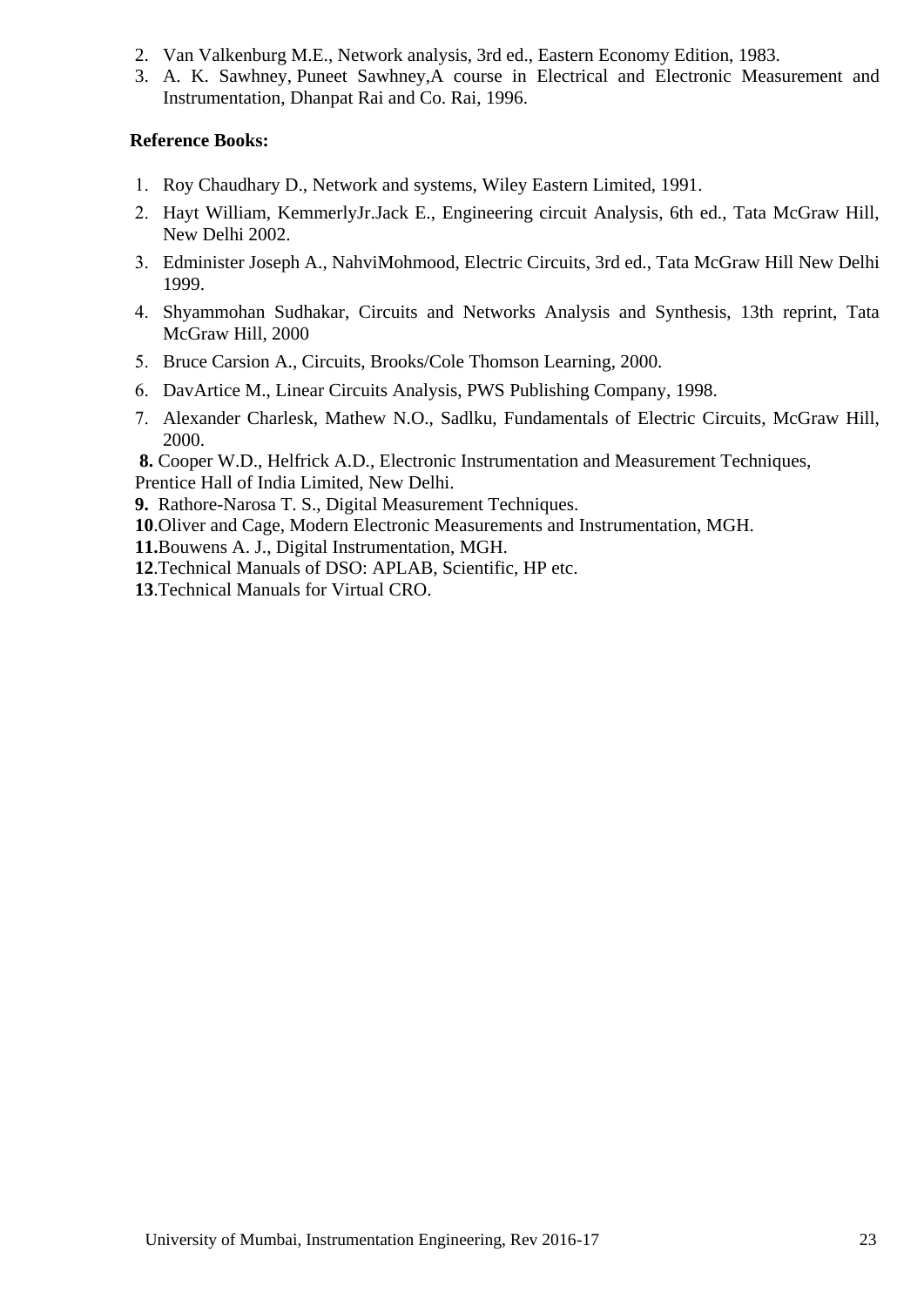2. Van Valkenburg M.E., Network analysis, 3rd ed., Eastern Economy Edition, 1983.
3. A. K. Sawhney, Puneet Sawhney,A course in Electrical and Electronic Measurement and Instrumentation, Dhanpat Rai and Co. Rai, 1996.

**Reference Books:**

1. Roy Chaudhary D., Network and systems, Wiley Eastern Limited, 1991.
2. Hayt William, KemmerlyJr.Jack E., Engineering circuit Analysis, 6th ed., Tata McGraw Hill, New Delhi 2002.
3. Edminister Joseph A., NahviMohmood, Electric Circuits, 3rd ed., Tata McGraw Hill New Delhi 1999.
4. Shyammohan Sudhakar, Circuits and Networks Analysis and Synthesis, 13th reprint, Tata McGraw Hill, 2000
5. Bruce Carsion A., Circuits, Brooks/Cole Thomson Learning, 2000.
6. DavArtice M., Linear Circuits Analysis, PWS Publishing Company, 1998.
7. Alexander Charlesk, Mathew N.O., Sadlku, Fundamentals of Electric Circuits, McGraw Hill, 2000.

**8.** Cooper W.D., Helfrick A.D., Electronic Instrumentation and Measurement Techniques, Prentice Hall of India Limited, New Delhi.
**9.** Rathore-Narosa T. S., Digital Measurement Techniques.
**10**.Oliver and Cage, Modern Electronic Measurements and Instrumentation, MGH.
**11.**Bouwens A. J., Digital Instrumentation, MGH.
**12**.Technical Manuals of DSO: APLAB, Scientific, HP etc.
**13**.Technical Manuals for Virtual CRO.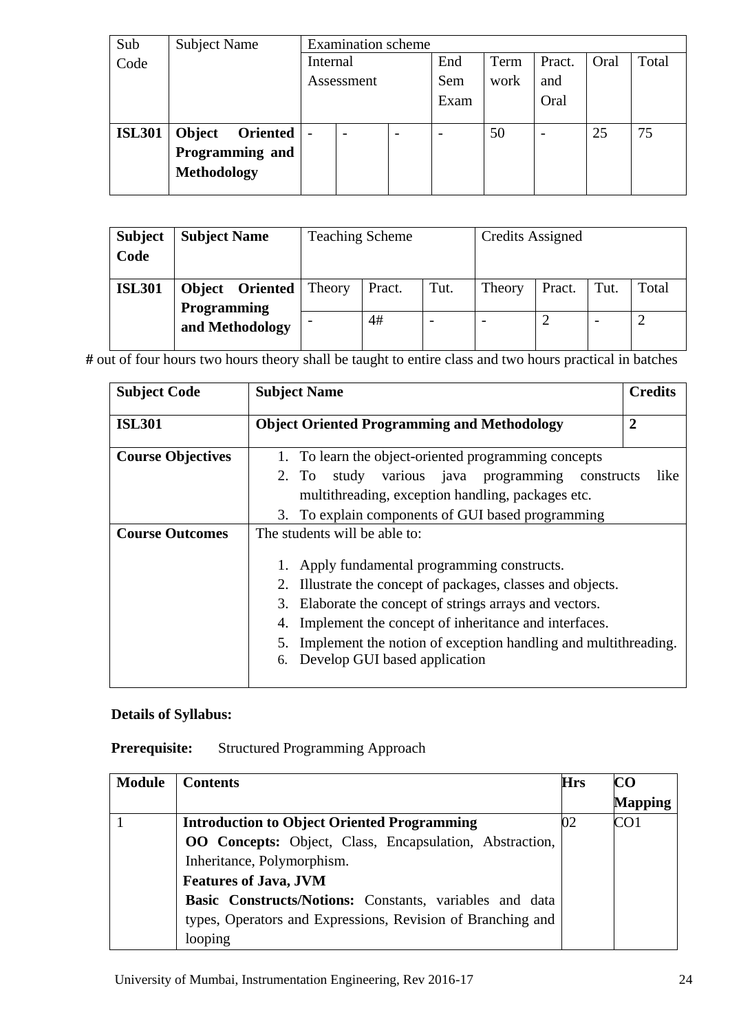| Sub Code | Subject Name | Examination scheme | | | | | | | |
|---|---|---|---|---|---|---|---|---|---|
| | | Internal Assessment | | | End Sem Exam | Term work | Pract. and Oral | Oral | Total |
| **ISL301** | **Object Oriented Programming and Methodology** | - | - | - | - | 50 | - | 25 | 75 |

| Subject Code | Subject Name | Teaching Scheme | | | Credits Assigned | | | |
|---|---|---|---|---|---|---|---|---|
| **ISL301** | **Object Oriented Programming and Methodology** | Theory | Pract. | Tut. | Theory | Pract. | Tut. | Total |
| | | - | 4# | - | - | 2 | - | 2 |

**#** out of four hours two hours theory shall be taught to entire class and two hours practical in batches

| Subject Code | Subject Name | Credits |
|---|---|---|
| **ISL301** | **Object Oriented Programming and Methodology** | **2** |
| **Course Objectives** | 1. To learn the object-oriented programming concepts<br>2. To study various java programming constructs like multithreading, exception handling, packages etc.<br>3. To explain components of GUI based programming | |
| **Course Outcomes** | The students will be able to:<br>1. Apply fundamental programming constructs.<br>2. Illustrate the concept of packages, classes and objects.<br>3. Elaborate the concept of strings arrays and vectors.<br>4. Implement the concept of inheritance and interfaces.<br>5. Implement the notion of exception handling and multithreading.<br>6. Develop GUI based application | |

**Details of Syllabus:**

**Prerequisite:** Structured Programming Approach

| Module | Contents | Hrs | CO Mapping |
|---|---|---|---|
| 1 | **Introduction to Object Oriented Programming**<br>**OO Concepts:** Object, Class, Encapsulation, Abstraction, Inheritance, Polymorphism.<br>**Features of Java, JVM**<br>**Basic Constructs/Notions:** Constants, variables and data types, Operators and Expressions, Revision of Branching and looping | 02 | CO1 |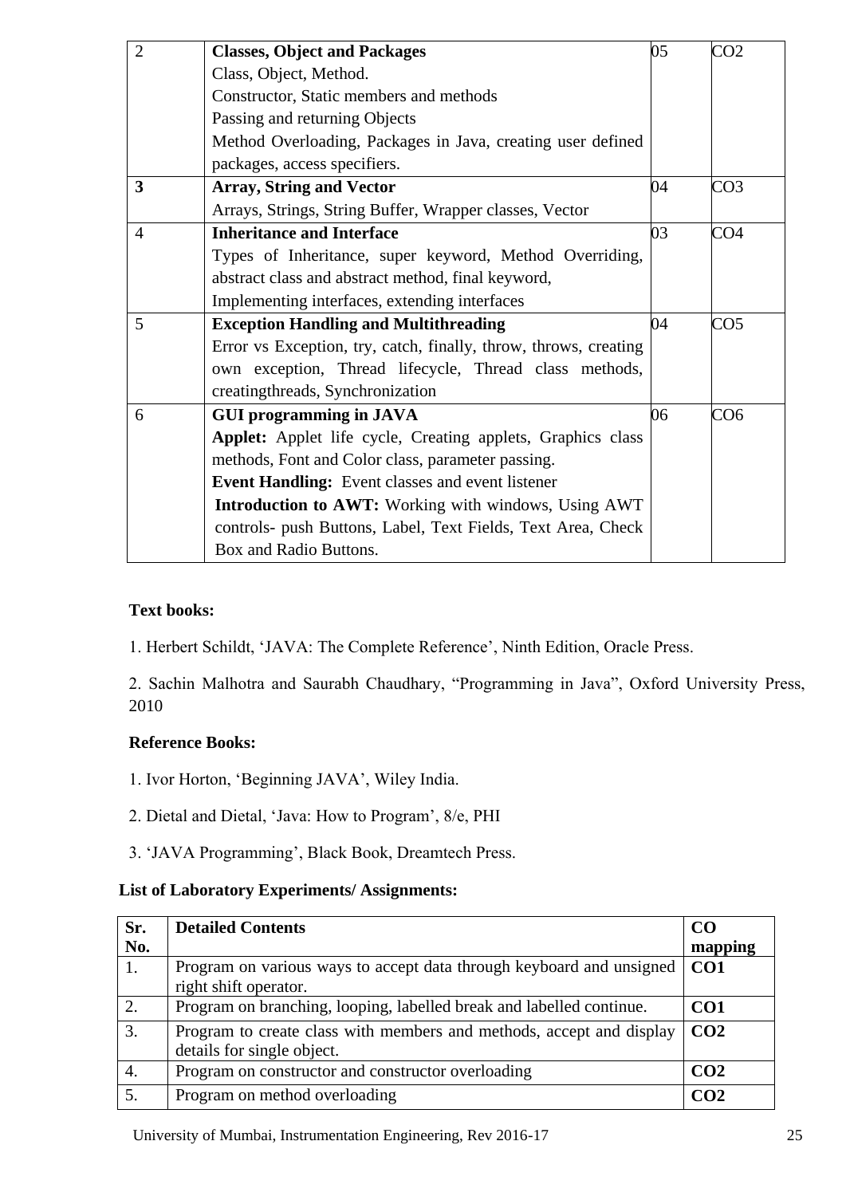| | | | |
|---|---|---|---|
| 2 | **Classes, Object and Packages**<br>Class, Object, Method.<br>Constructor, Static members and methods<br>Passing and returning Objects<br>Method Overloading, Packages in Java, creating user defined packages, access specifiers. | 05 | CO2 |
| **3** | **Array, String and Vector**<br>Arrays, Strings, String Buffer, Wrapper classes, Vector | 04 | CO3 |
| 4 | **Inheritance and Interface**<br>Types of Inheritance, super keyword, Method Overriding, abstract class and abstract method, final keyword,<br>Implementing interfaces, extending interfaces | 03 | CO4 |
| 5 | **Exception Handling and Multithreading**<br>Error vs Exception, try, catch, finally, throw, throws, creating own exception, Thread lifecycle, Thread class methods, creatingthreads, Synchronization | 04 | CO5 |
| 6 | **GUI programming in JAVA**<br>**Applet:** Applet life cycle, Creating applets, Graphics class methods, Font and Color class, parameter passing.<br>**Event Handling:** Event classes and event listener<br>**Introduction to AWT:** Working with windows, Using AWT controls- push Buttons, Label, Text Fields, Text Area, Check Box and Radio Buttons. | 06 | CO6 |

**Text books:**

1. Herbert Schildt, 'JAVA: The Complete Reference', Ninth Edition, Oracle Press.

2. Sachin Malhotra and Saurabh Chaudhary, "Programming in Java", Oxford University Press, 2010

**Reference Books:**

1. Ivor Horton, 'Beginning JAVA', Wiley India.

2. Dietal and Dietal, 'Java: How to Program', 8/e, PHI

3. 'JAVA Programming', Black Book, Dreamtech Press.

**List of Laboratory Experiments/ Assignments:**

| Sr. No. | Detailed Contents | CO mapping |
|---|---|---|
| 1. | Program on various ways to accept data through keyboard and unsigned right shift operator. | **CO1** |
| 2. | Program on branching, looping, labelled break and labelled continue. | **CO1** |
| 3. | Program to create class with members and methods, accept and display details for single object. | **CO2** |
| 4. | Program on constructor and constructor overloading | **CO2** |
| 5. | Program on method overloading | **CO2** |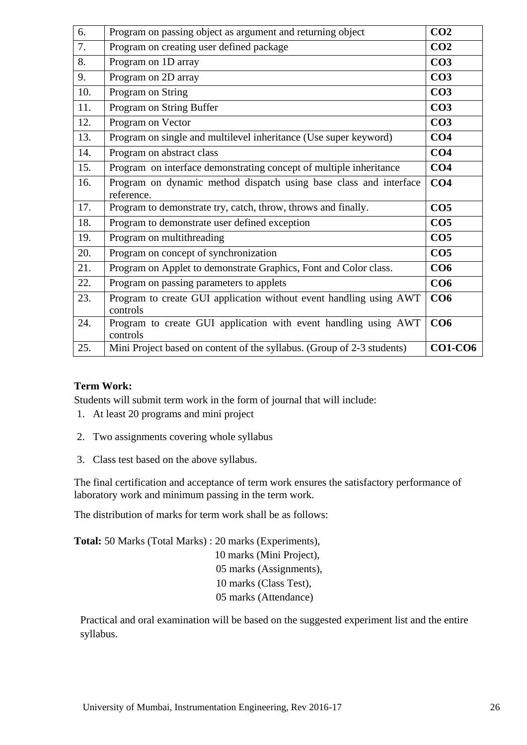| | | |
|---|---|---|
| 6. | Program on passing object as argument and returning object | **CO2** |
| 7. | Program on creating user defined package | **CO2** |
| 8. | Program on 1D array | **CO3** |
| 9. | Program on 2D array | **CO3** |
| 10. | Program on String | **CO3** |
| 11. | Program on String Buffer | **CO3** |
| 12. | Program on Vector | **CO3** |
| 13. | Program on single and multilevel inheritance (Use super keyword) | **CO4** |
| 14. | Program on abstract class | **CO4** |
| 15. | Program on interface demonstrating concept of multiple inheritance | **CO4** |
| 16. | Program on dynamic method dispatch using base class and interface reference. | **CO4** |
| 17. | Program to demonstrate try, catch, throw, throws and finally. | **CO5** |
| 18. | Program to demonstrate user defined exception | **CO5** |
| 19. | Program on multithreading | **CO5** |
| 20. | Program on concept of synchronization | **CO5** |
| 21. | Program on Applet to demonstrate Graphics, Font and Color class. | **CO6** |
| 22. | Program on passing parameters to applets | **CO6** |
| 23. | Program to create GUI application without event handling using AWT controls | **CO6** |
| 24. | Program to create GUI application with event handling using AWT controls | **CO6** |
| 25. | Mini Project based on content of the syllabus. (Group of 2-3 students) | **CO1-CO6** |

**Term Work:**

Students will submit term work in the form of journal that will include:

1. At least 20 programs and mini project
2. Two assignments covering whole syllabus
3. Class test based on the above syllabus.

The final certification and acceptance of term work ensures the satisfactory performance of laboratory work and minimum passing in the term work.

The distribution of marks for term work shall be as follows:

**Total:** 50 Marks (Total Marks) : 20 marks (Experiments),
10 marks (Mini Project),
05 marks (Assignments),
10 marks (Class Test),
05 marks (Attendance)

Practical and oral examination will be based on the suggested experiment list and the entire syllabus.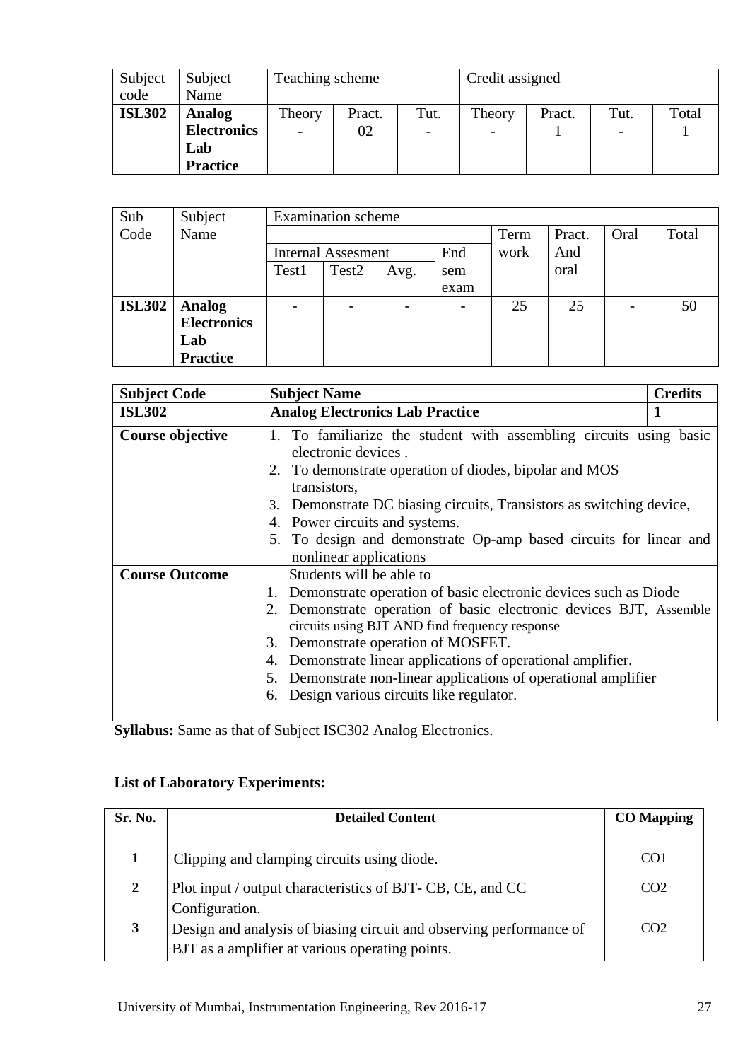| Subject code | Subject Name | Teaching scheme | | | Credit assigned | | | |
|---|---|---|---|---|---|---|---|---|
| | | Theory | Pract. | Tut. | Theory | Pract. | Tut. | Total |
| **ISL302** | **Analog Electronics Lab Practice** | - | 02 | - | - | 1 | - | 1 |

| Sub Code | Subject Name | Examination scheme | | | | | | | |
|---|---|---|---|---|---|---|---|---|---|
| | | Internal Assesment | | | End sem exam | Term work | Pract. And oral | Oral | Total |
| | | Test1 | Test2 | Avg. | | | | | |
| **ISL302** | **Analog Electronics Lab Practice** | - | - | - | - | 25 | 25 | - | 50 |

| **Subject Code** | **Subject Name** | **Credits** |
|---|---|---|
| **ISL302** | **Analog Electronics Lab Practice** | **1** |
| **Course objective** | 1. To familiarize the student with assembling circuits using basic electronic devices .<br>2. To demonstrate operation of diodes, bipolar and MOS transistors,<br>3. Demonstrate DC biasing circuits, Transistors as switching device,<br>4. Power circuits and systems.<br>5. To design and demonstrate Op-amp based circuits for linear and nonlinear applications | |
| **Course Outcome** | Students will be able to<br>1. Demonstrate operation of basic electronic devices such as Diode<br>2. Demonstrate operation of basic electronic devices BJT, Assemble circuits using BJT AND find frequency response<br>3. Demonstrate operation of MOSFET.<br>4. Demonstrate linear applications of operational amplifier.<br>5. Demonstrate non-linear applications of operational amplifier<br>6. Design various circuits like regulator. | |

**Syllabus:** Same as that of Subject ISC302 Analog Electronics.

**List of Laboratory Experiments:**

| Sr. No. | Detailed Content | CO Mapping |
|---|---|---|
| **1** | Clipping and clamping circuits using diode. | CO1 |
| **2** | Plot input / output characteristics of BJT- CB, CE, and CC Configuration. | CO2 |
| **3** | Design and analysis of biasing circuit and observing performance of BJT as a amplifier at various operating points. | CO2 |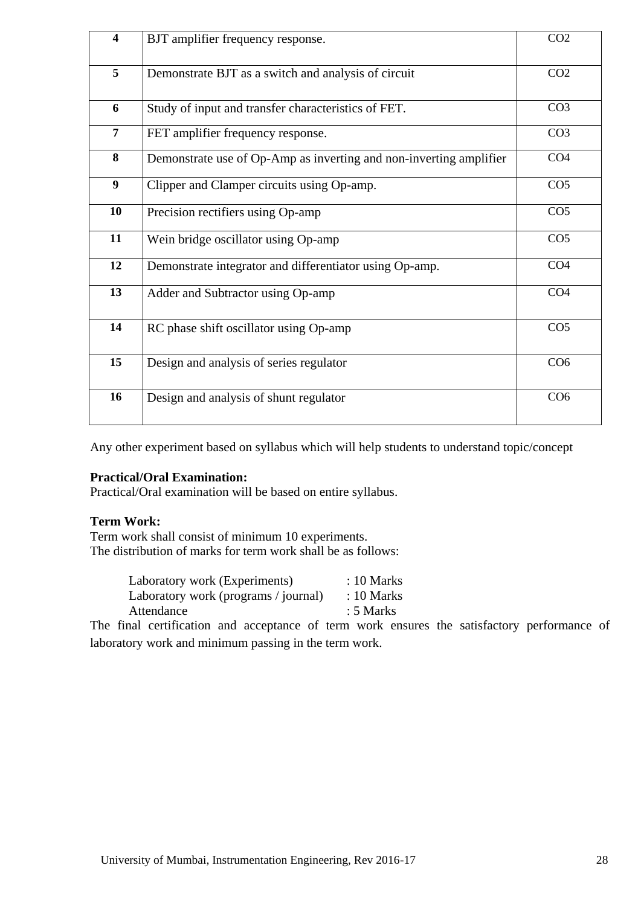| | | |
|---|---|---|
| **4** | BJT amplifier frequency response. | CO2 |
| **5** | Demonstrate BJT as a switch and analysis of circuit | CO2 |
| **6** | Study of input and transfer characteristics of FET. | CO3 |
| **7** | FET amplifier frequency response. | CO3 |
| **8** | Demonstrate use of Op-Amp as inverting and non-inverting amplifier | CO4 |
| **9** | Clipper and Clamper circuits using Op-amp. | CO5 |
| **10** | Precision rectifiers using Op-amp | CO5 |
| **11** | Wein bridge oscillator using Op-amp | CO5 |
| **12** | Demonstrate integrator and differentiator using Op-amp. | CO4 |
| **13** | Adder and Subtractor using Op-amp | CO4 |
| **14** | RC phase shift oscillator using Op-amp | CO5 |
| **15** | Design and analysis of series regulator | CO6 |
| **16** | Design and analysis of shunt regulator | CO6 |

Any other experiment based on syllabus which will help students to understand topic/concept

**Practical/Oral Examination:**
Practical/Oral examination will be based on entire syllabus.

**Term Work:**
Term work shall consist of minimum 10 experiments.
The distribution of marks for term work shall be as follows:

Laboratory work (Experiments) : 10 Marks
Laboratory work (programs / journal) : 10 Marks
Attendance : 5 Marks

The final certification and acceptance of term work ensures the satisfactory performance of laboratory work and minimum passing in the term work.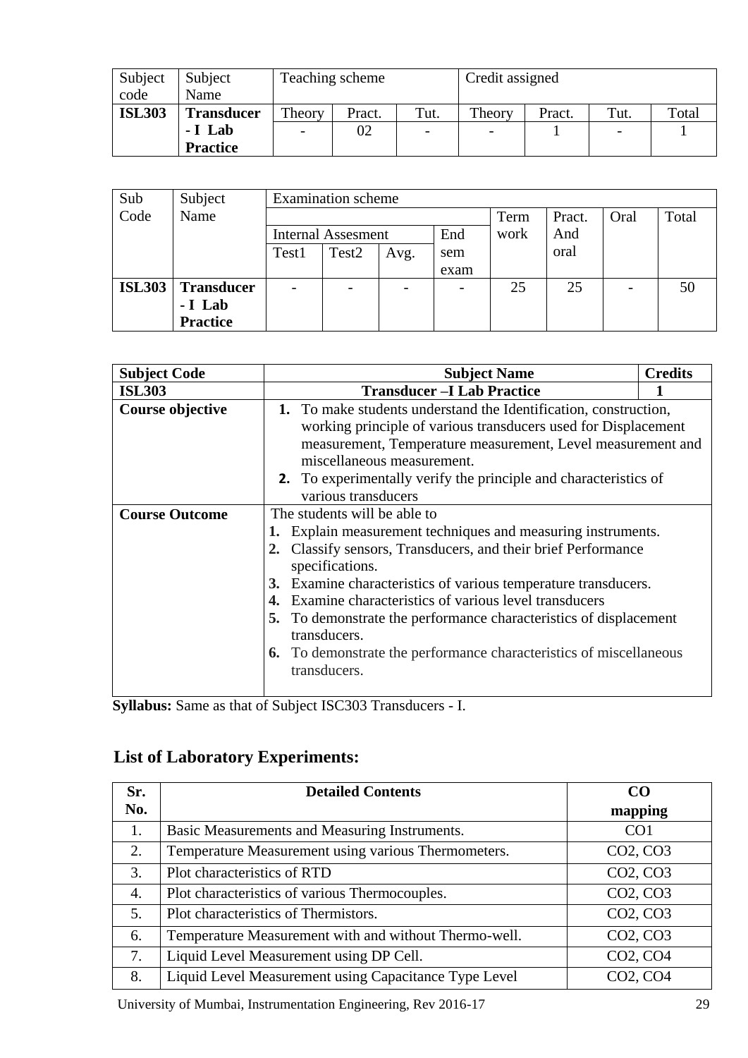| Subject code | Subject Name | Teaching scheme | | | Credit assigned | | | |
|---|---|---|---|---|---|---|---|---|
| | | Theory | Pract. | Tut. | Theory | Pract. | Tut. | Total |
| **ISL303** | **Transducer - I Lab Practice** | - | 02 | - | - | 1 | - | 1 |

| Sub Code | Subject Name | Examination scheme | | | | | | | |
|---|---|---|---|---|---|---|---|---|---|
| | | Internal Assesment | | | End sem exam | Term work | Pract. And oral | Oral | Total |
| | | Test1 | Test2 | Avg. | | | | | |
| **ISL303** | **Transducer - I Lab Practice** | - | - | - | - | 25 | 25 | - | 50 |

| **Subject Code** | **Subject Name** | **Credits** |
|---|---|---|
| **ISL303** | **Transducer –I Lab Practice** | **1** |
| **Course objective** | **1.** To make students understand the Identification, construction, working principle of various transducers used for Displacement measurement, Temperature measurement, Level measurement and miscellaneous measurement. **2.** To experimentally verify the principle and characteristics of various transducers | |
| **Course Outcome** | The students will be able to **1.** Explain measurement techniques and measuring instruments. **2.** Classify sensors, Transducers, and their brief Performance specifications. **3.** Examine characteristics of various temperature transducers. **4.** Examine characteristics of various level transducers **5.** To demonstrate the performance characteristics of displacement transducers. **6.** To demonstrate the performance characteristics of miscellaneous transducers. | |

**Syllabus:** Same as that of Subject ISC303 Transducers - I.

## List of Laboratory Experiments:

| Sr. No. | Detailed Contents | CO mapping |
|---|---|---|
| 1. | Basic Measurements and Measuring Instruments. | CO1 |
| 2. | Temperature Measurement using various Thermometers. | CO2, CO3 |
| 3. | Plot characteristics of RTD | CO2, CO3 |
| 4. | Plot characteristics of various Thermocouples. | CO2, CO3 |
| 5. | Plot characteristics of Thermistors. | CO2, CO3 |
| 6. | Temperature Measurement with and without Thermo-well. | CO2, CO3 |
| 7. | Liquid Level Measurement using DP Cell. | CO2, CO4 |
| 8. | Liquid Level Measurement using Capacitance Type Level | CO2, CO4 |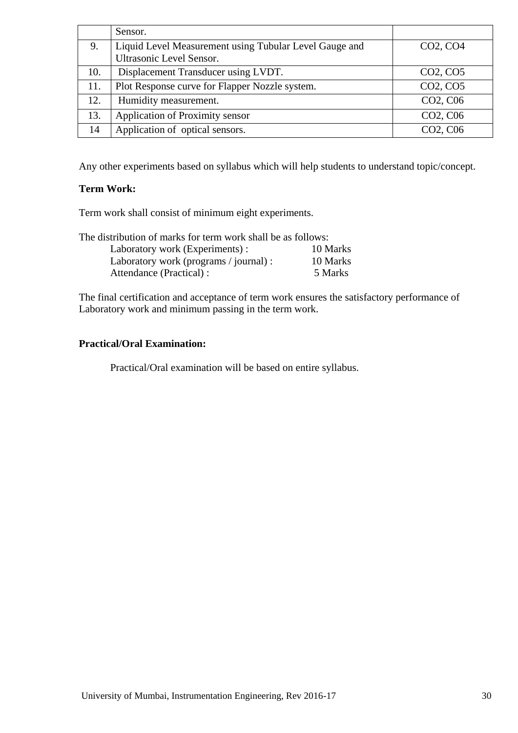|  | Sensor. |  |
|---|---|---|
| 9. | Liquid Level Measurement using Tubular Level Gauge and Ultrasonic Level Sensor. | CO2, CO4 |
| 10. | Displacement Transducer using LVDT. | CO2, CO5 |
| 11. | Plot Response curve for Flapper Nozzle system. | CO2, CO5 |
| 12. | Humidity measurement. | CO2, C06 |
| 13. | Application of Proximity sensor | CO2, C06 |
| 14 | Application of optical sensors. | CO2, C06 |

Any other experiments based on syllabus which will help students to understand topic/concept.

**Term Work:**

Term work shall consist of minimum eight experiments.

The distribution of marks for term work shall be as follows:

Laboratory work (Experiments) : 10 Marks
Laboratory work (programs / journal) : 10 Marks
Attendance (Practical) : 5 Marks

The final certification and acceptance of term work ensures the satisfactory performance of Laboratory work and minimum passing in the term work.

**Practical/Oral Examination:**

Practical/Oral examination will be based on entire syllabus.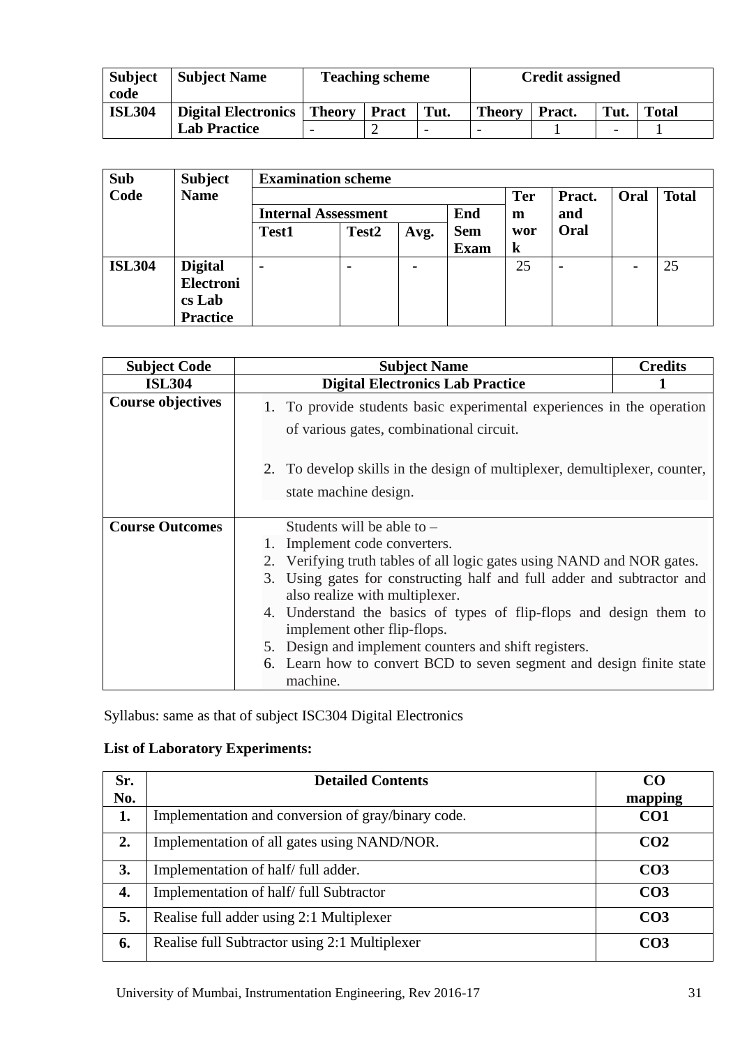| Subject code | Subject Name | Teaching scheme | | | Credit assigned | | | |
|---|---|---|---|---|---|---|---|---|
| ISL304 | Digital Electronics Lab Practice | Theory | Pract | Tut. | Theory | Pract. | Tut. | Total |
| | | - | 2 | - | - | 1 | - | 1 |

| Sub Code | Subject Name | Examination scheme | | | | | | | |
|---|---|---|---|---|---|---|---|---|---|
| | | Internal Assessment | | | End Sem Exam | Term work | Pract. and Oral | Oral | Total |
| | | Test1 | Test2 | Avg. | | | | | |
| ISL304 | Digital Electronics Lab Practice | - | - | - | | 25 | - | - | 25 |

| Subject Code | Subject Name | Credits |
|---|---|---|
| ISL304 | Digital Electronics Lab Practice | 1 |
| Course objectives | 1. To provide students basic experimental experiences in the operation of various gates, combinational circuit.<br>2. To develop skills in the design of multiplexer, demultiplexer, counter, state machine design. | |
| Course Outcomes | Students will be able to –<br>1. Implement code converters.<br>2. Verifying truth tables of all logic gates using NAND and NOR gates.<br>3. Using gates for constructing half and full adder and subtractor and also realize with multiplexer.<br>4. Understand the basics of types of flip-flops and design them to implement other flip-flops.<br>5. Design and implement counters and shift registers.<br>6. Learn how to convert BCD to seven segment and design finite state machine. | |

Syllabus: same as that of subject ISC304 Digital Electronics

**List of Laboratory Experiments:**

| Sr. No. | Detailed Contents | CO mapping |
|---|---|---|
| 1. | Implementation and conversion of gray/binary code. | CO1 |
| 2. | Implementation of all gates using NAND/NOR. | CO2 |
| 3. | Implementation of half/ full adder. | CO3 |
| 4. | Implementation of half/ full Subtractor | CO3 |
| 5. | Realise full adder using 2:1 Multiplexer | CO3 |
| 6. | Realise full Subtractor using 2:1 Multiplexer | CO3 |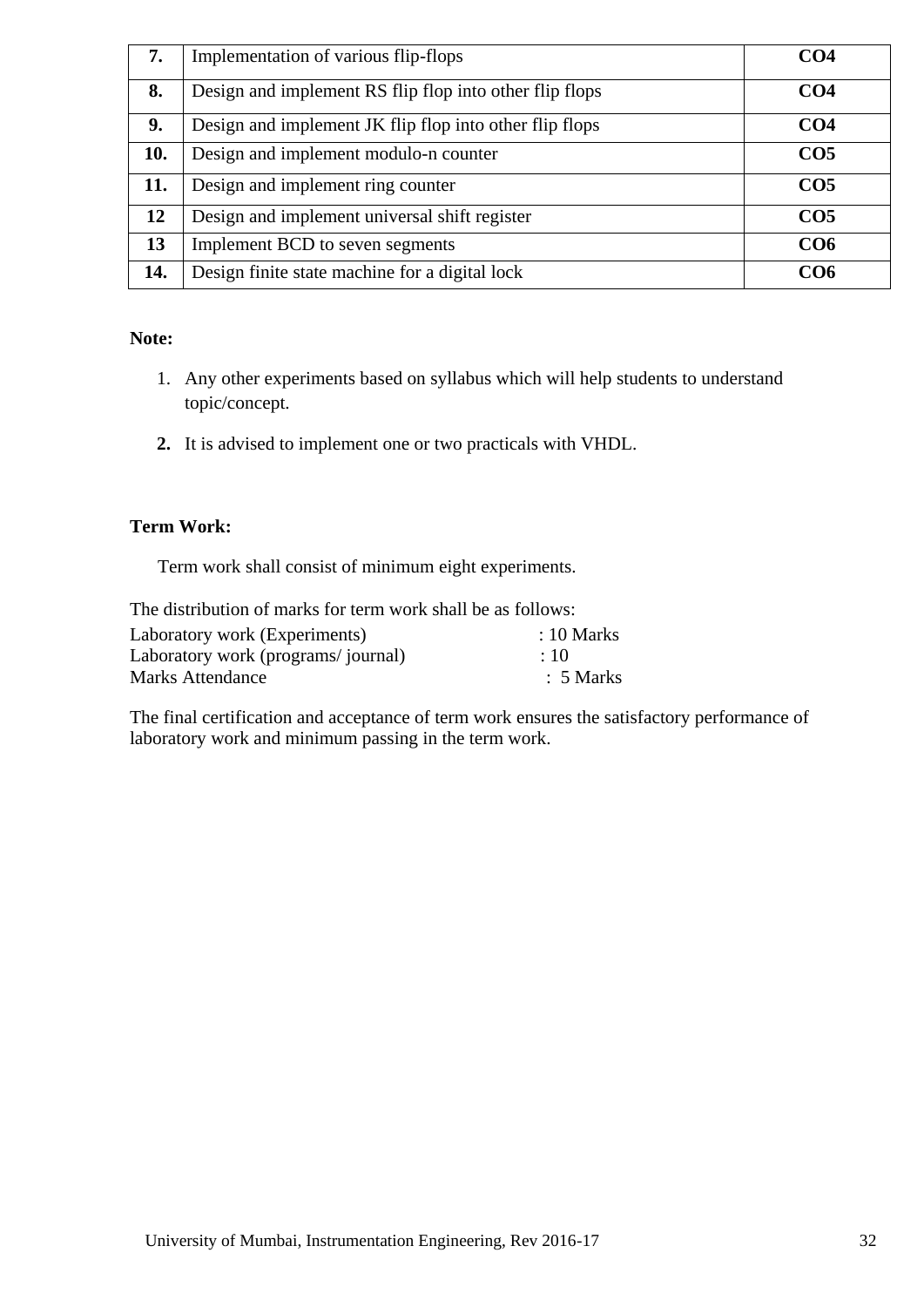| 7. | Implementation of various flip-flops | CO4 |
|---|---|---|
| 8. | Design and implement RS flip flop into other flip flops | CO4 |
| 9. | Design and implement JK flip flop into other flip flops | CO4 |
| 10. | Design and implement modulo-n counter | CO5 |
| 11. | Design and implement ring counter | CO5 |
| 12 | Design and implement universal shift register | CO5 |
| 13 | Implement BCD to seven segments | CO6 |
| 14. | Design finite state machine for a digital lock | CO6 |

**Note:**

1. Any other experiments based on syllabus which will help students to understand topic/concept.
2. It is advised to implement one or two practicals with VHDL.

**Term Work:**

Term work shall consist of minimum eight experiments.

The distribution of marks for term work shall be as follows:

Laboratory work (Experiments) : 10 Marks
Laboratory work (programs/ journal) : 10
Marks Attendance : 5 Marks

The final certification and acceptance of term work ensures the satisfactory performance of laboratory work and minimum passing in the term work.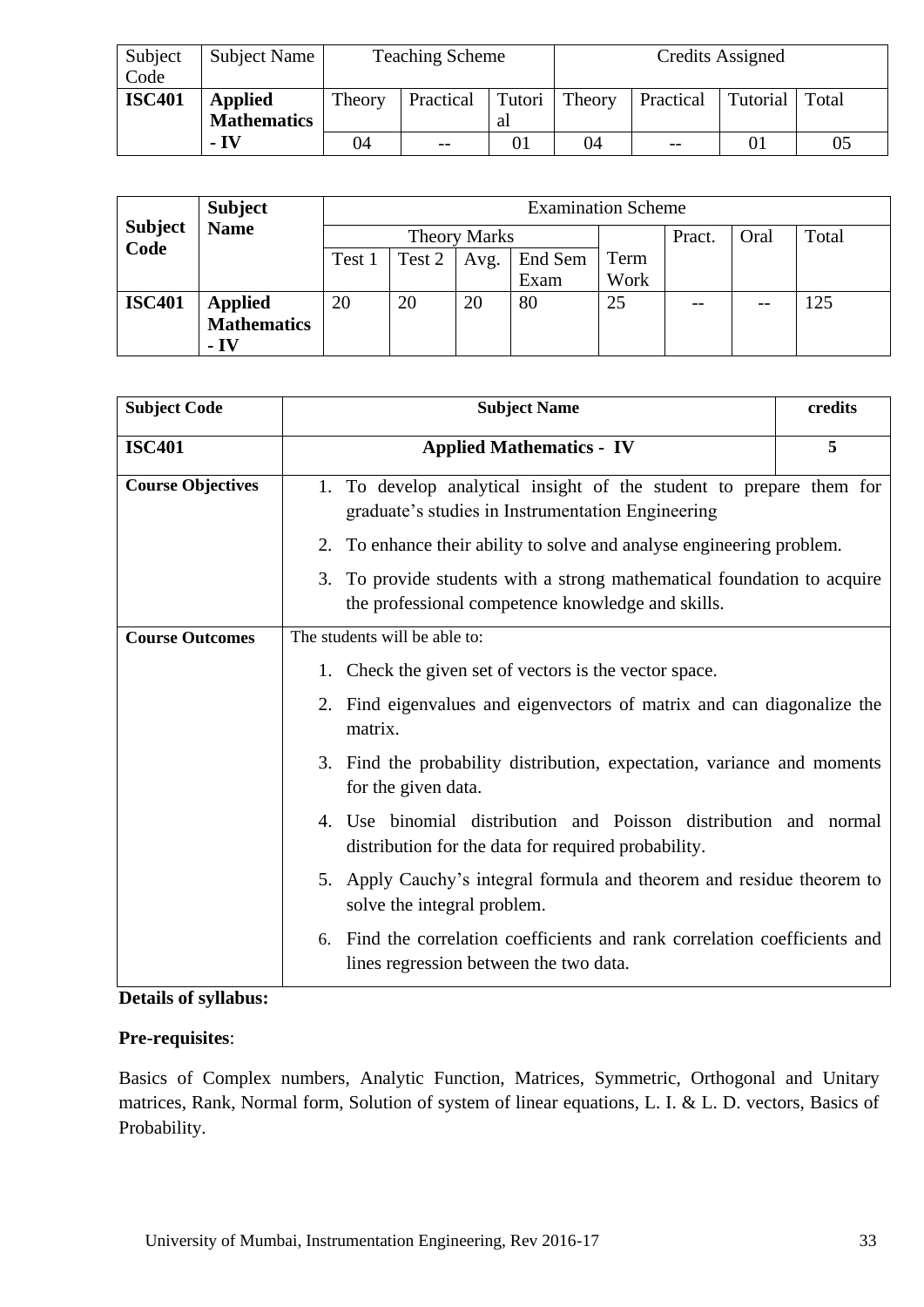| Subject Code | Subject Name | Teaching Scheme | | | Credits Assigned | | | |
|---|---|---|---|---|---|---|---|---|
| **ISC401** | **Applied Mathematics - IV** | Theory | Practical | Tutorial | Theory | Practical | Tutorial | Total |
| | | 04 | -- | 01 | 04 | -- | 01 | 05 |

| Subject Code | Subject Name | Examination Scheme | | | | | | | |
|---|---|---|---|---|---|---|---|---|---|
| | | Theory Marks | | | | Term Work | Pract. | Oral | Total |
| | | Test 1 | Test 2 | Avg. | End Sem Exam | | | | |
| **ISC401** | **Applied Mathematics - IV** | 20 | 20 | 20 | 80 | 25 | -- | -- | 125 |

| **Subject Code** | **Subject Name** | **credits** |
|---|---|---|
| **ISC401** | **Applied Mathematics - IV** | **5** |
| **Course Objectives** | 1. To develop analytical insight of the student to prepare them for graduate's studies in Instrumentation Engineering<br>2. To enhance their ability to solve and analyse engineering problem.<br>3. To provide students with a strong mathematical foundation to acquire the professional competence knowledge and skills. | |
| **Course Outcomes** | The students will be able to:<br>1. Check the given set of vectors is the vector space.<br>2. Find eigenvalues and eigenvectors of matrix and can diagonalize the matrix.<br>3. Find the probability distribution, expectation, variance and moments for the given data.<br>4. Use binomial distribution and Poisson distribution and normal distribution for the data for required probability.<br>5. Apply Cauchy's integral formula and theorem and residue theorem to solve the integral problem.<br>6. Find the correlation coefficients and rank correlation coefficients and lines regression between the two data. | |

**Details of syllabus:**

**Pre-requisites**:

Basics of Complex numbers, Analytic Function, Matrices, Symmetric, Orthogonal and Unitary matrices, Rank, Normal form, Solution of system of linear equations, L. I. & L. D. vectors, Basics of Probability.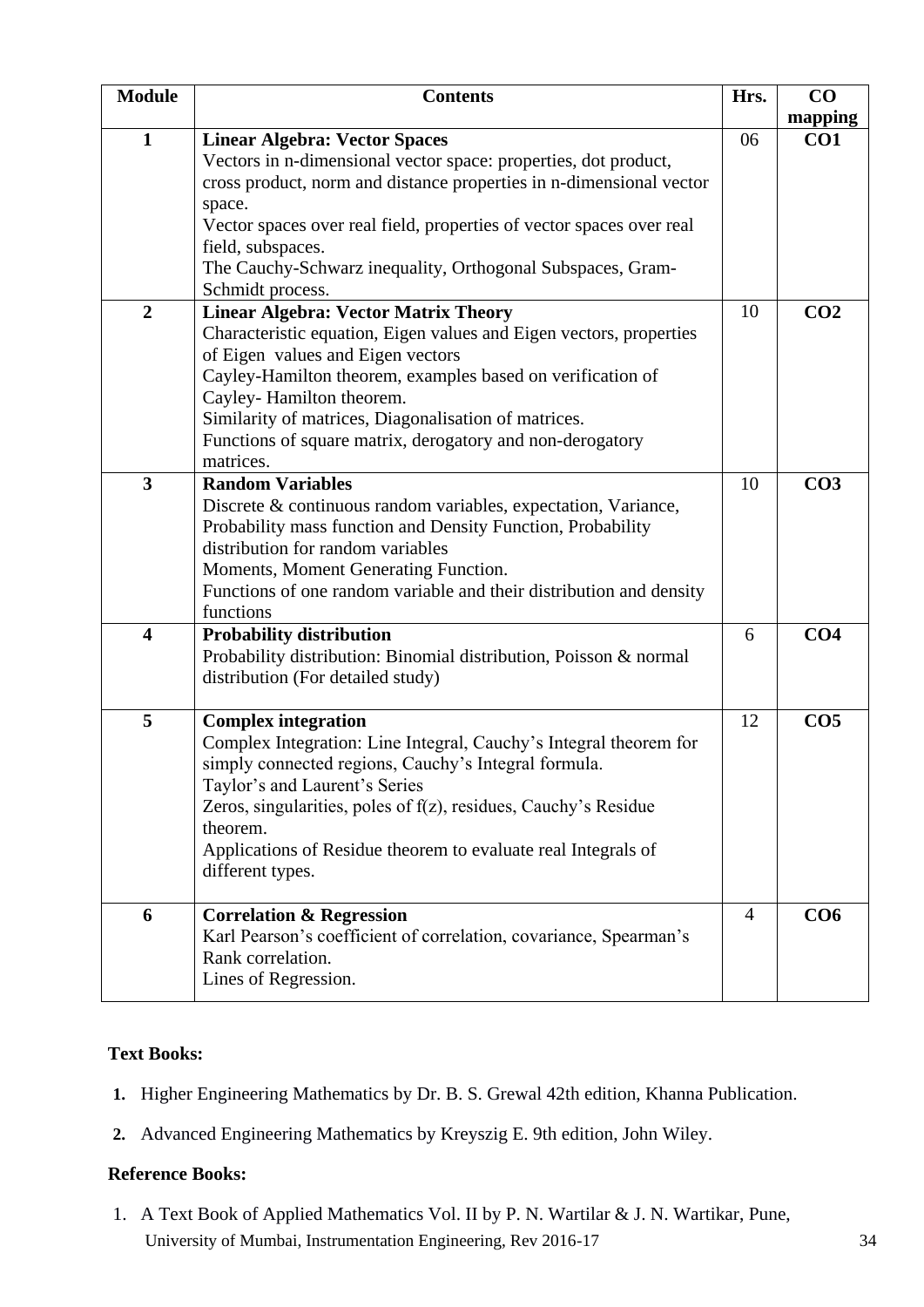| Module | Contents | Hrs. | CO mapping |
|---|---|---|---|
| **1** | **Linear Algebra: Vector Spaces**<br>Vectors in n-dimensional vector space: properties, dot product, cross product, norm and distance properties in n-dimensional vector space.<br>Vector spaces over real field, properties of vector spaces over real field, subspaces.<br>The Cauchy-Schwarz inequality, Orthogonal Subspaces, Gram-Schmidt process. | 06 | **CO1** |
| **2** | **Linear Algebra: Vector Matrix Theory**<br>Characteristic equation, Eigen values and Eigen vectors, properties of Eigen values and Eigen vectors<br>Cayley-Hamilton theorem, examples based on verification of Cayley- Hamilton theorem.<br>Similarity of matrices, Diagonalisation of matrices.<br>Functions of square matrix, derogatory and non-derogatory matrices. | 10 | **CO2** |
| **3** | **Random Variables**<br>Discrete & continuous random variables, expectation, Variance, Probability mass function and Density Function, Probability distribution for random variables<br>Moments, Moment Generating Function.<br>Functions of one random variable and their distribution and density functions | 10 | **CO3** |
| **4** | **Probability distribution**<br>Probability distribution: Binomial distribution, Poisson & normal distribution (For detailed study) | 6 | **CO4** |
| **5** | **Complex integration**<br>Complex Integration: Line Integral, Cauchy's Integral theorem for simply connected regions, Cauchy's Integral formula.<br>Taylor's and Laurent's Series<br>Zeros, singularities, poles of f(z), residues, Cauchy's Residue theorem.<br>Applications of Residue theorem to evaluate real Integrals of different types. | 12 | **CO5** |
| **6** | **Correlation & Regression**<br>Karl Pearson's coefficient of correlation, covariance, Spearman's Rank correlation.<br>Lines of Regression. | 4 | **CO6** |

**Text Books:**

1. Higher Engineering Mathematics by Dr. B. S. Grewal 42th edition, Khanna Publication.
2. Advanced Engineering Mathematics by Kreyszig E. 9th edition, John Wiley.

**Reference Books:**

1. A Text Book of Applied Mathematics Vol. II by P. N. Wartilar & J. N. Wartikar, Pune,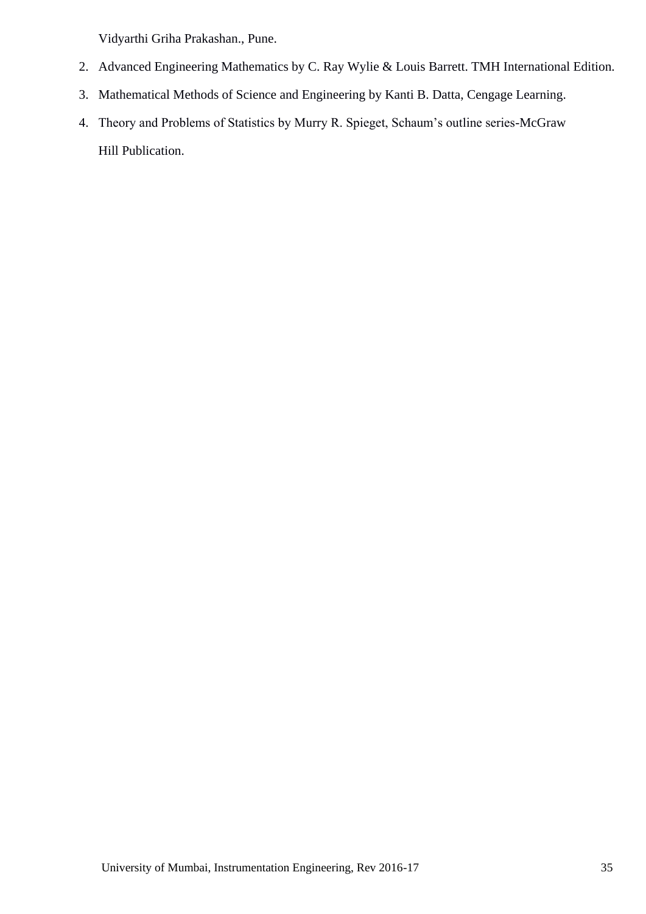Vidyarthi Griha Prakashan., Pune.

2. Advanced Engineering Mathematics by C. Ray Wylie & Louis Barrett. TMH International Edition.
3. Mathematical Methods of Science and Engineering by Kanti B. Datta, Cengage Learning.
4. Theory and Problems of Statistics by Murry R. Spieget, Schaum's outline series-McGraw Hill Publication.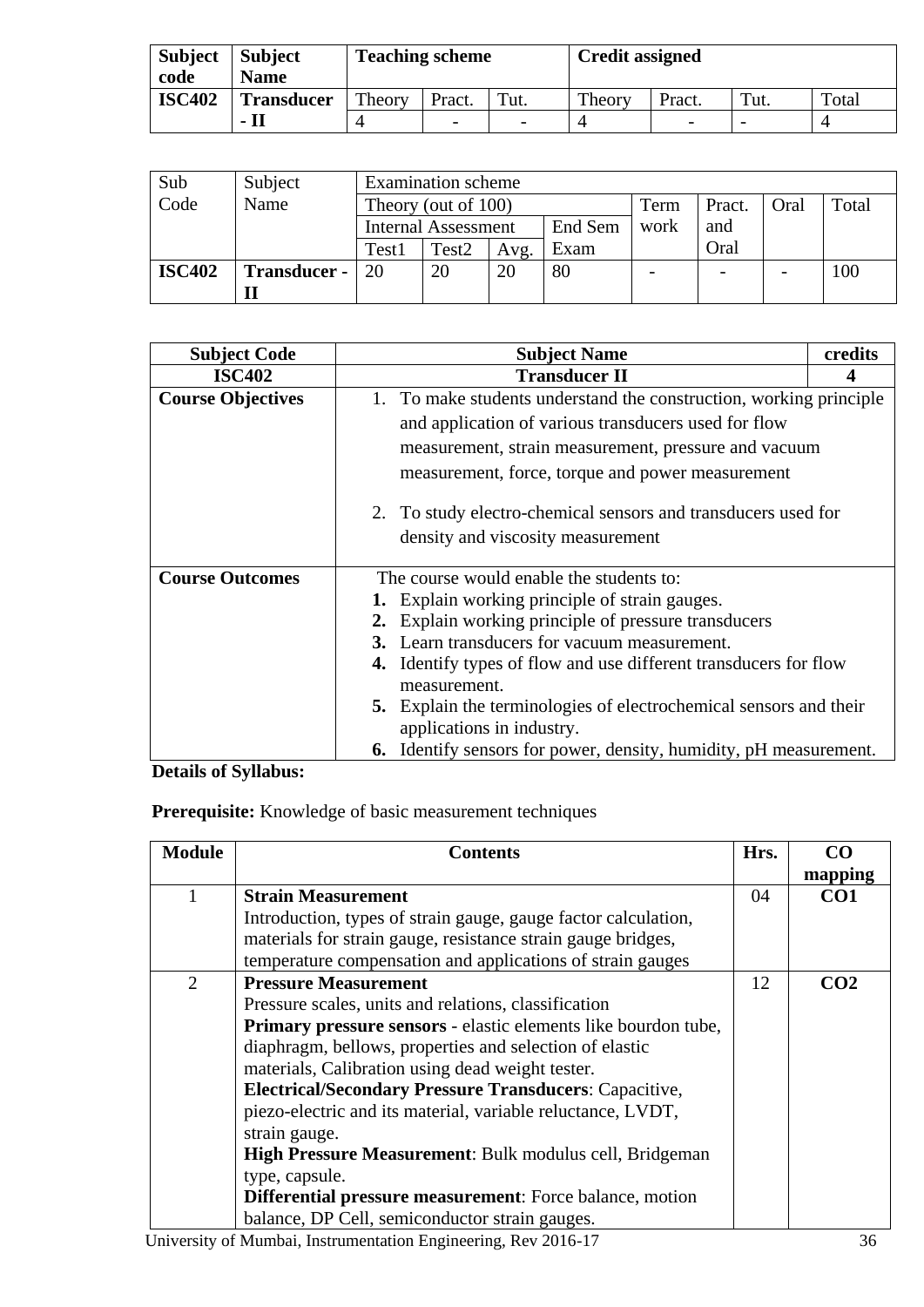| Subject code | Subject Name | Teaching scheme | | | Credit assigned | | | |
|---|---|---|---|---|---|---|---|---|
| | | Theory | Pract. | Tut. | Theory | Pract. | Tut. | Total |
| **ISC402** | **Transducer - II** | 4 | - | - | 4 | - | - | 4 |

| Sub Code | Subject Name | Examination scheme | | | | | | | |
|---|---|---|---|---|---|---|---|---|---|
| | | Theory (out of 100) | | | | Term work | Pract. and Oral | Oral | Total |
| | | Internal Assessment | | | End Sem Exam | | | | |
| | | Test1 | Test2 | Avg. | | | | | |
| **ISC402** | **Transducer - II** | 20 | 20 | 20 | 80 | - | - | - | 100 |

| Subject Code | Subject Name | credits |
|---|---|---|
| **ISC402** | **Transducer II** | **4** |
| **Course Objectives** | 1. To make students understand the construction, working principle and application of various transducers used for flow measurement, strain measurement, pressure and vacuum measurement, force, torque and power measurement<br>2. To study electro-chemical sensors and transducers used for density and viscosity measurement | |
| **Course Outcomes** | The course would enable the students to:<br>**1.** Explain working principle of strain gauges.<br>**2.** Explain working principle of pressure transducers<br>**3.** Learn transducers for vacuum measurement.<br>**4.** Identify types of flow and use different transducers for flow measurement.<br>**5.** Explain the terminologies of electrochemical sensors and their applications in industry.<br>**6.** Identify sensors for power, density, humidity, pH measurement. | |

**Details of Syllabus:**

**Prerequisite:** Knowledge of basic measurement techniques

| Module | Contents | Hrs. | CO mapping |
|---|---|---|---|
| 1 | **Strain Measurement**<br>Introduction, types of strain gauge, gauge factor calculation, materials for strain gauge, resistance strain gauge bridges, temperature compensation and applications of strain gauges | 04 | **CO1** |
| 2 | **Pressure Measurement**<br>Pressure scales, units and relations, classification<br>**Primary pressure sensors** - elastic elements like bourdon tube, diaphragm, bellows, properties and selection of elastic materials, Calibration using dead weight tester.<br>**Electrical/Secondary Pressure Transducers**: Capacitive, piezo-electric and its material, variable reluctance, LVDT, strain gauge.<br>**High Pressure Measurement**: Bulk modulus cell, Bridgeman type, capsule.<br>**Differential pressure measurement**: Force balance, motion balance, DP Cell, semiconductor strain gauges. | 12 | **CO2** |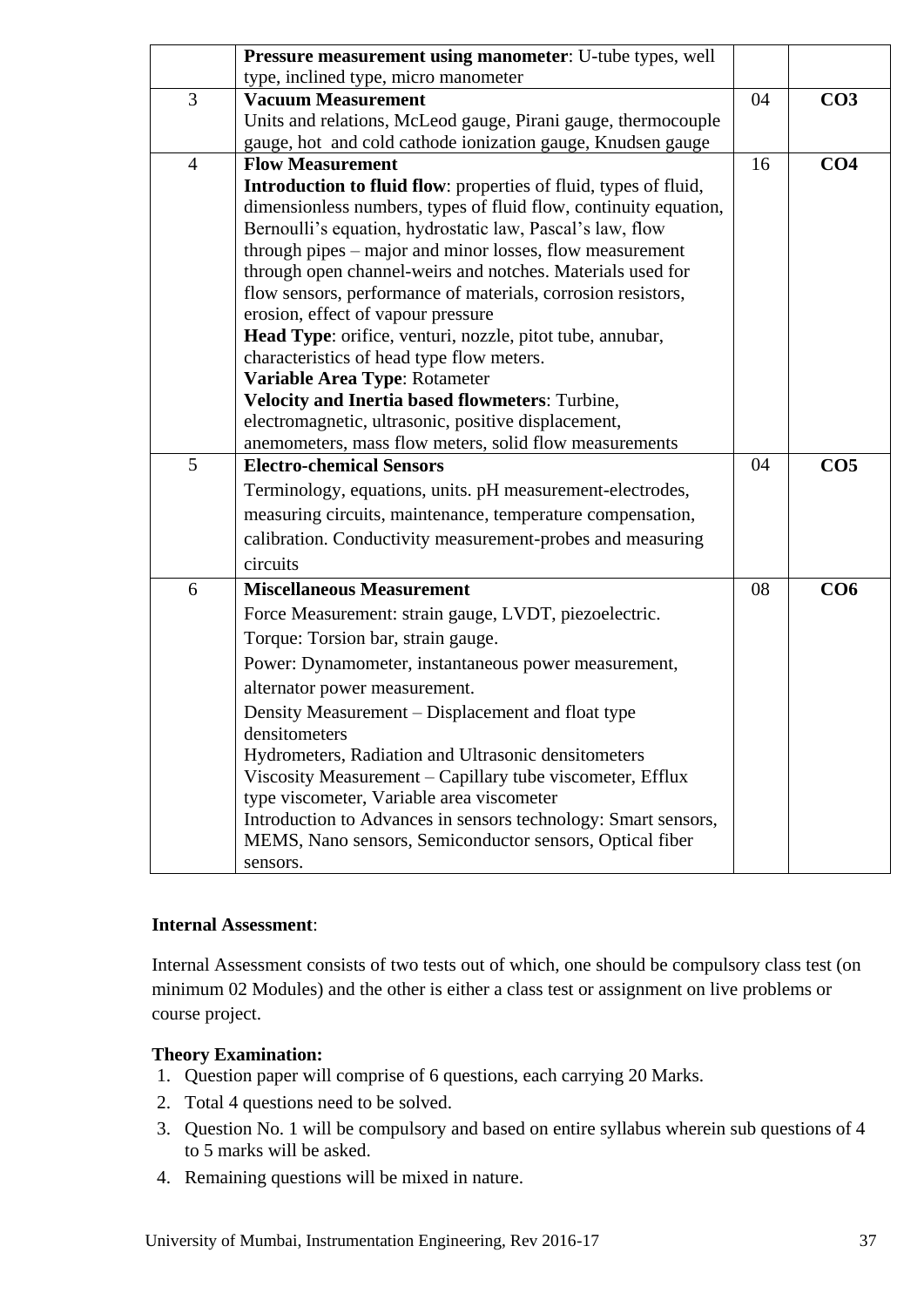| | | | |
|---|---|---|---|
| | **Pressure measurement using manometer**: U-tube types, well type, inclined type, micro manometer | | |
| 3 | **Vacuum Measurement**<br>Units and relations, McLeod gauge, Pirani gauge, thermocouple gauge, hot and cold cathode ionization gauge, Knudsen gauge | 04 | **CO3** |
| 4 | **Flow Measurement**<br>**Introduction to fluid flow**: properties of fluid, types of fluid, dimensionless numbers, types of fluid flow, continuity equation, Bernoulli's equation, hydrostatic law, Pascal's law, flow through pipes – major and minor losses, flow measurement through open channel-weirs and notches. Materials used for flow sensors, performance of materials, corrosion resistors, erosion, effect of vapour pressure<br>**Head Type**: orifice, venturi, nozzle, pitot tube, annubar, characteristics of head type flow meters.<br>**Variable Area Type**: Rotameter<br>**Velocity and Inertia based flowmeters**: Turbine, electromagnetic, ultrasonic, positive displacement, anemometers, mass flow meters, solid flow measurements | 16 | **CO4** |
| 5 | **Electro-chemical Sensors**<br>Terminology, equations, units. pH measurement-electrodes, measuring circuits, maintenance, temperature compensation, calibration. Conductivity measurement-probes and measuring circuits | 04 | **CO5** |
| 6 | **Miscellaneous Measurement**<br>Force Measurement: strain gauge, LVDT, piezoelectric.<br>Torque: Torsion bar, strain gauge.<br>Power: Dynamometer, instantaneous power measurement, alternator power measurement.<br>Density Measurement – Displacement and float type densitometers<br>Hydrometers, Radiation and Ultrasonic densitometers<br>Viscosity Measurement – Capillary tube viscometer, Efflux type viscometer, Variable area viscometer<br>Introduction to Advances in sensors technology: Smart sensors, MEMS, Nano sensors, Semiconductor sensors, Optical fiber sensors. | 08 | **CO6** |

**Internal Assessment**:

Internal Assessment consists of two tests out of which, one should be compulsory class test (on minimum 02 Modules) and the other is either a class test or assignment on live problems or course project.

**Theory Examination:**

1. Question paper will comprise of 6 questions, each carrying 20 Marks.
2. Total 4 questions need to be solved.
3. Question No. 1 will be compulsory and based on entire syllabus wherein sub questions of 4 to 5 marks will be asked.
4. Remaining questions will be mixed in nature.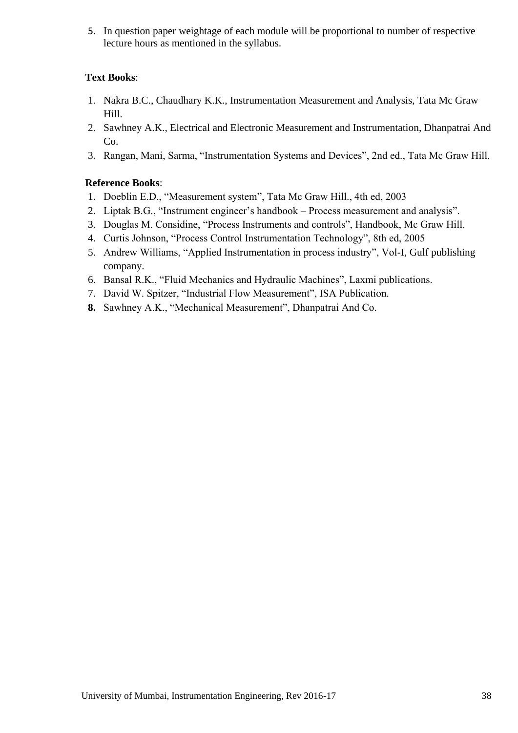5. In question paper weightage of each module will be proportional to number of respective lecture hours as mentioned in the syllabus.

**Text Books**:

1. Nakra B.C., Chaudhary K.K., Instrumentation Measurement and Analysis, Tata Mc Graw Hill.
2. Sawhney A.K., Electrical and Electronic Measurement and Instrumentation, Dhanpatrai And Co.
3. Rangan, Mani, Sarma, "Instrumentation Systems and Devices", 2nd ed., Tata Mc Graw Hill.

**Reference Books**:

1. Doeblin E.D., "Measurement system", Tata Mc Graw Hill., 4th ed, 2003
2. Liptak B.G., "Instrument engineer's handbook – Process measurement and analysis".
3. Douglas M. Considine, "Process Instruments and controls", Handbook, Mc Graw Hill.
4. Curtis Johnson, "Process Control Instrumentation Technology", 8th ed, 2005
5. Andrew Williams, "Applied Instrumentation in process industry", Vol-I, Gulf publishing company.
6. Bansal R.K., "Fluid Mechanics and Hydraulic Machines", Laxmi publications.
7. David W. Spitzer, "Industrial Flow Measurement", ISA Publication.
8. Sawhney A.K., "Mechanical Measurement", Dhanpatrai And Co.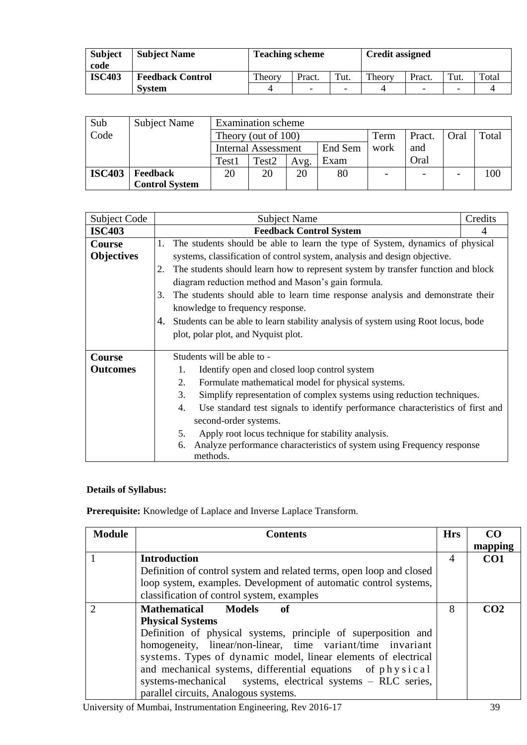| Subject code | Subject Name | Teaching scheme | | | Credit assigned | | | |
|---|---|---|---|---|---|---|---|---|
| | | Theory | Pract. | Tut. | Theory | Pract. | Tut. | Total |
| **ISC403** | **Feedback Control System** | 4 | - | - | 4 | - | - | 4 |

| Sub Code | Subject Name | Examination scheme | | | | | | | |
|---|---|---|---|---|---|---|---|---|---|
| | | Theory (out of 100) | | | | Term work | Pract. and Oral | Oral | Total |
| | | Internal Assessment | | | End Sem Exam | | | | |
| | | Test1 | Test2 | Avg. | | | | | |
| **ISC403** | **Feedback Control System** | 20 | 20 | 20 | 80 | - | - | - | 100 |

| Subject Code | Subject Name | Credits |
|---|---|---|
| **ISC403** | **Feedback Control System** | 4 |
| **Course Objectives** | 1. The students should be able to learn the type of System, dynamics of physical systems, classification of control system, analysis and design objective.<br>2. The students should learn how to represent system by transfer function and block diagram reduction method and Mason's gain formula.<br>3. The students should able to learn time response analysis and demonstrate their knowledge to frequency response.<br>4. Students can be able to learn stability analysis of system using Root locus, bode plot, polar plot, and Nyquist plot. | |
| **Course Outcomes** | Students will be able to -<br>1. Identify open and closed loop control system<br>2. Formulate mathematical model for physical systems.<br>3. Simplify representation of complex systems using reduction techniques.<br>4. Use standard test signals to identify performance characteristics of first and second-order systems.<br>5. Apply root locus technique for stability analysis.<br>6. Analyze performance characteristics of system using Frequency response methods. | |

**Details of Syllabus:**

**Prerequisite:** Knowledge of Laplace and Inverse Laplace Transform.

| Module | Contents | Hrs | CO mapping |
|---|---|---|---|
| 1 | **Introduction**<br>Definition of control system and related terms, open loop and closed loop system, examples. Development of automatic control systems, classification of control system, examples | 4 | **CO1** |
| 2 | **Mathematical Models of Physical Systems**<br>Definition of physical systems, principle of superposition and homogeneity, linear/non-linear, time variant/time invariant systems. Types of dynamic model, linear elements of electrical and mechanical systems, differential equations of physical systems-mechanical systems, electrical systems – RLC series, parallel circuits, Analogous systems. | 8 | **CO2** |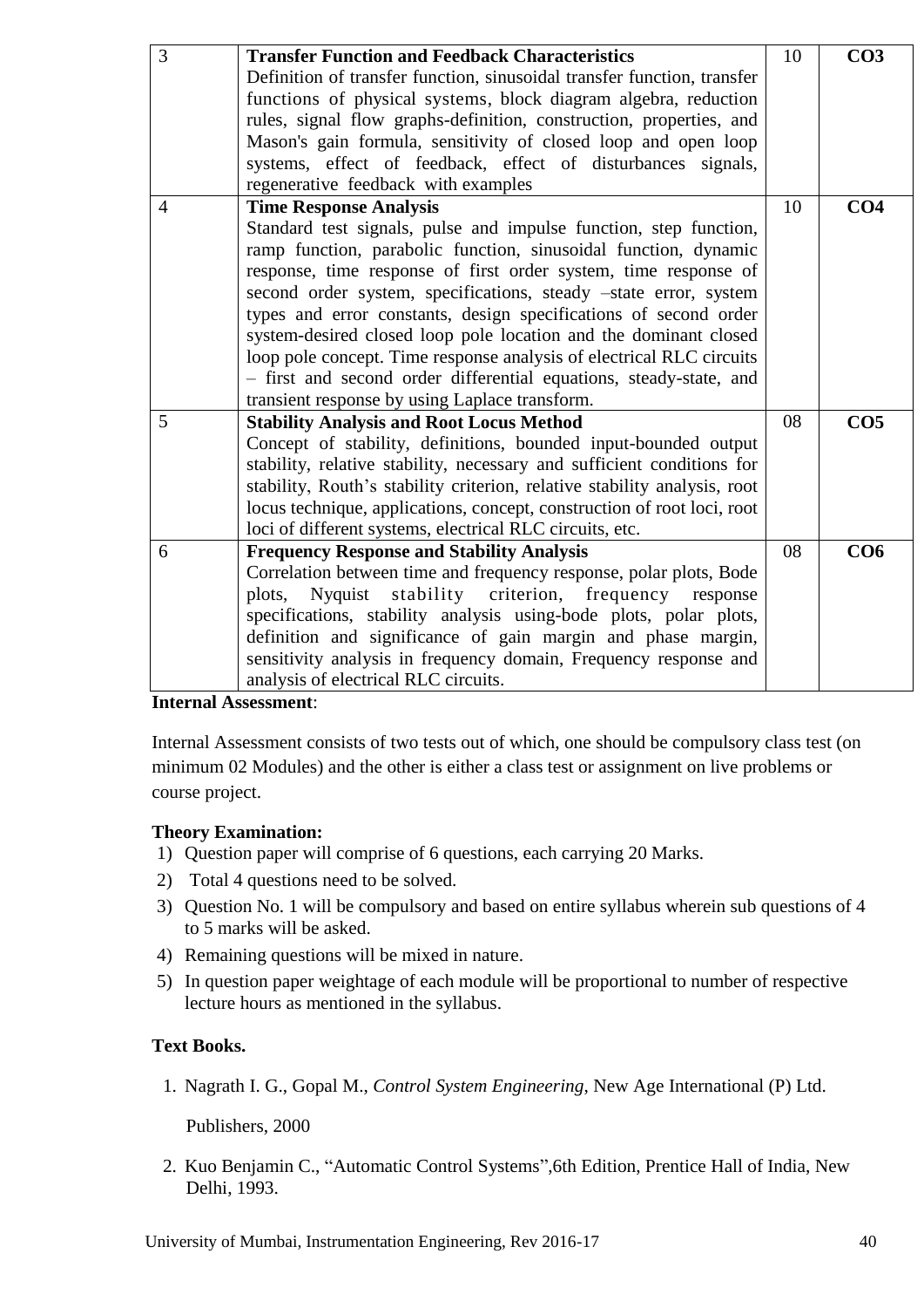| 3 | **Transfer Function and Feedback Characteristics** Definition of transfer function, sinusoidal transfer function, transfer functions of physical systems, block diagram algebra, reduction rules, signal flow graphs-definition, construction, properties, and Mason's gain formula, sensitivity of closed loop and open loop systems, effect of feedback, effect of disturbances signals, regenerative feedback with examples | 10 | **CO3** |
|---|---|---|---|
| 4 | **Time Response Analysis** Standard test signals, pulse and impulse function, step function, ramp function, parabolic function, sinusoidal function, dynamic response, time response of first order system, time response of second order system, specifications, steady –state error, system types and error constants, design specifications of second order system-desired closed loop pole location and the dominant closed loop pole concept. Time response analysis of electrical RLC circuits – first and second order differential equations, steady-state, and transient response by using Laplace transform. | 10 | **CO4** |
| 5 | **Stability Analysis and Root Locus Method** Concept of stability, definitions, bounded input-bounded output stability, relative stability, necessary and sufficient conditions for stability, Routh's stability criterion, relative stability analysis, root locus technique, applications, concept, construction of root loci, root loci of different systems, electrical RLC circuits, etc. | 08 | **CO5** |
| 6 | **Frequency Response and Stability Analysis** Correlation between time and frequency response, polar plots, Bode plots, Nyquist stability criterion, frequency response specifications, stability analysis using-bode plots, polar plots, definition and significance of gain margin and phase margin, sensitivity analysis in frequency domain, Frequency response and analysis of electrical RLC circuits. | 08 | **CO6** |

**Internal Assessment**:

Internal Assessment consists of two tests out of which, one should be compulsory class test (on minimum 02 Modules) and the other is either a class test or assignment on live problems or course project.

**Theory Examination:**

1) Question paper will comprise of 6 questions, each carrying 20 Marks.
2) Total 4 questions need to be solved.
3) Question No. 1 will be compulsory and based on entire syllabus wherein sub questions of 4 to 5 marks will be asked.
4) Remaining questions will be mixed in nature.
5) In question paper weightage of each module will be proportional to number of respective lecture hours as mentioned in the syllabus.

**Text Books.**

1. Nagrath I. G., Gopal M., *Control System Engineering*, New Age International (P) Ltd. Publishers, 2000
2. Kuo Benjamin C., "Automatic Control Systems",6th Edition, Prentice Hall of India, New Delhi, 1993.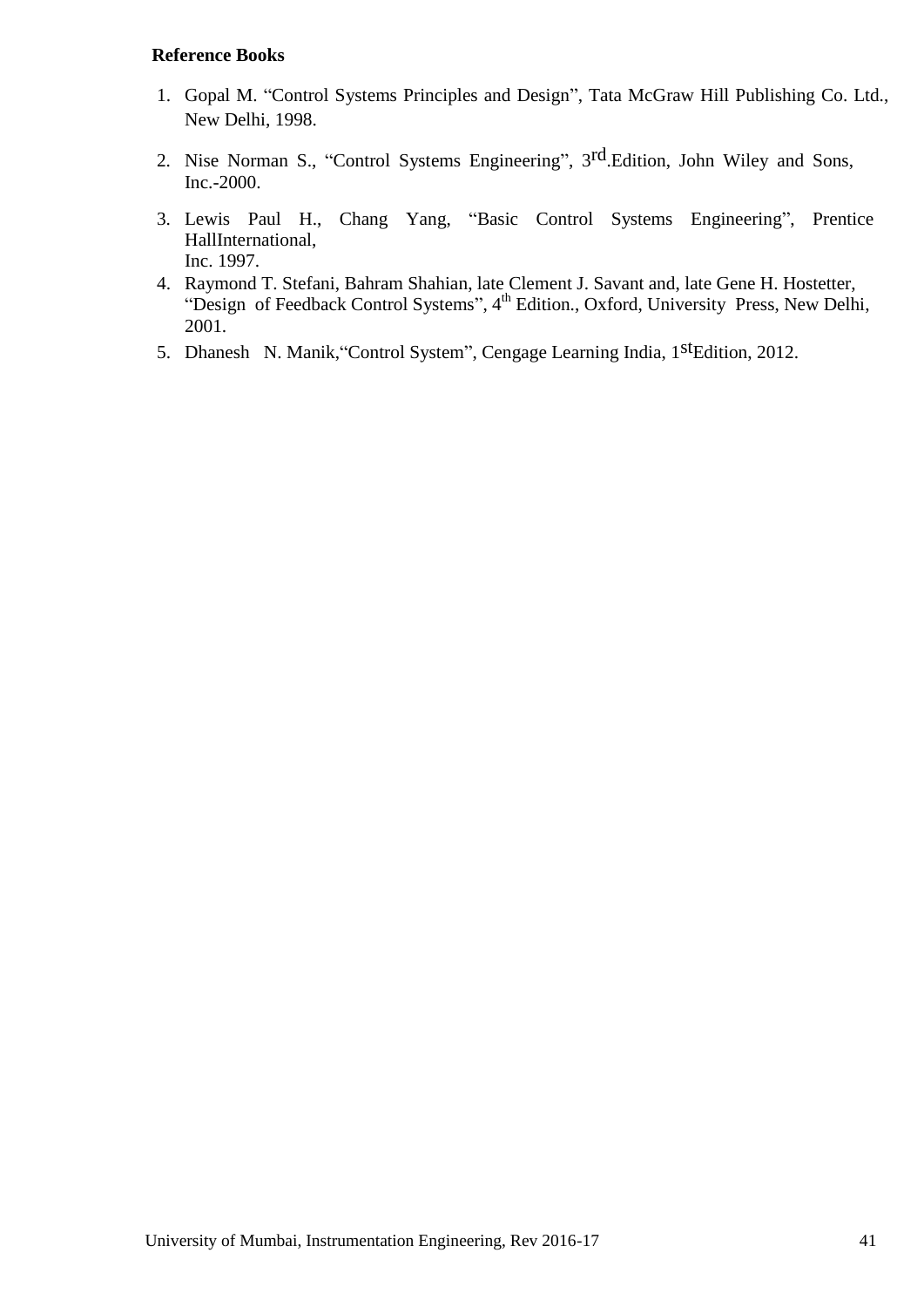**Reference Books**

1. Gopal M. "Control Systems Principles and Design", Tata McGraw Hill Publishing Co. Ltd., New Delhi, 1998.
2. Nise Norman S., "Control Systems Engineering", 3rd.Edition, John Wiley and Sons, Inc.-2000.
3. Lewis Paul H., Chang Yang, "Basic Control Systems Engineering", Prentice HallInternational, Inc. 1997.
4. Raymond T. Stefani, Bahram Shahian, late Clement J. Savant and, late Gene H. Hostetter, "Design of Feedback Control Systems", 4th Edition., Oxford, University Press, New Delhi, 2001.
5. Dhanesh N. Manik,"Control System", Cengage Learning India, 1stEdition, 2012.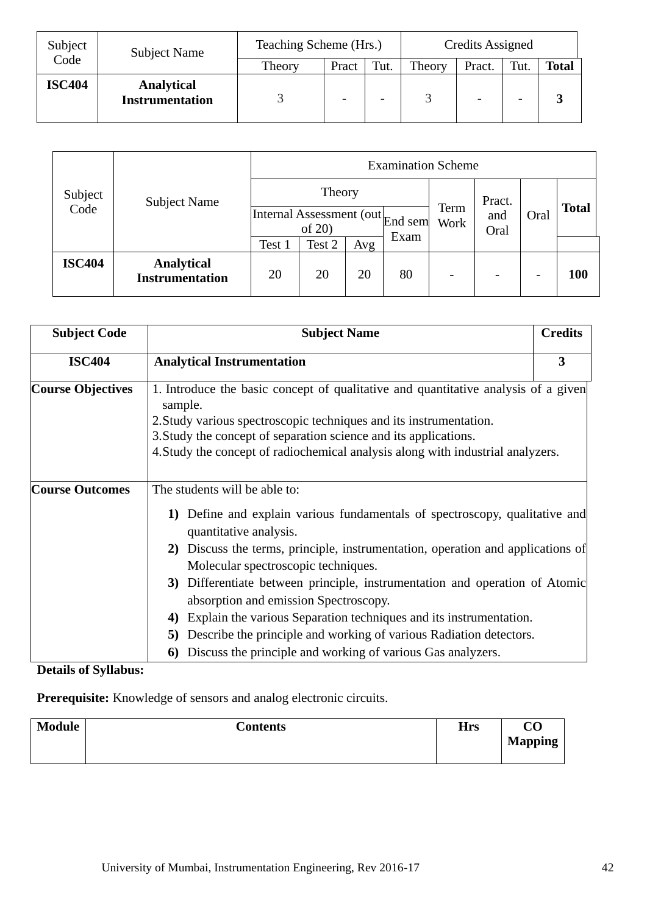| Subject Code | Subject Name | Teaching Scheme (Hrs.) | | | Credits Assigned | | | |
|---|---|---|---|---|---|---|---|---|
| | | Theory | Pract | Tut. | Theory | Pract. | Tut. | Total |
| **ISC404** | **Analytical Instrumentation** | 3 | - | - | 3 | - | - | **3** |

| Subject Code | Subject Name | Examination Scheme | | | | | | | |
|---|---|---|---|---|---|---|---|---|---|
| | | Theory | | | | Term Work | Pract. and Oral | Oral | Total |
| | | Internal Assessment (out of 20) | | | End sem Exam | | | | |
| | | Test 1 | Test 2 | Avg | | | | | |
| **ISC404** | **Analytical Instrumentation** | 20 | 20 | 20 | 80 | - | - | - | **100** |

| Subject Code | Subject Name | Credits |
|---|---|---|
| **ISC404** | **Analytical Instrumentation** | **3** |
| **Course Objectives** | 1. Introduce the basic concept of qualitative and quantitative analysis of a given sample.<br>2. Study various spectroscopic techniques and its instrumentation.<br>3. Study the concept of separation science and its applications.<br>4. Study the concept of radiochemical analysis along with industrial analyzers. | |
| **Course Outcomes** | The students will be able to:<br>**1)** Define and explain various fundamentals of spectroscopy, qualitative and quantitative analysis.<br>**2)** Discuss the terms, principle, instrumentation, operation and applications of Molecular spectroscopic techniques.<br>**3)** Differentiate between principle, instrumentation and operation of Atomic absorption and emission Spectroscopy.<br>**4)** Explain the various Separation techniques and its instrumentation.<br>**5)** Describe the principle and working of various Radiation detectors.<br>**6)** Discuss the principle and working of various Gas analyzers. | |

**Details of Syllabus:**

**Prerequisite:** Knowledge of sensors and analog electronic circuits.

| Module | Contents | Hrs | CO Mapping |
|---|---|---|---|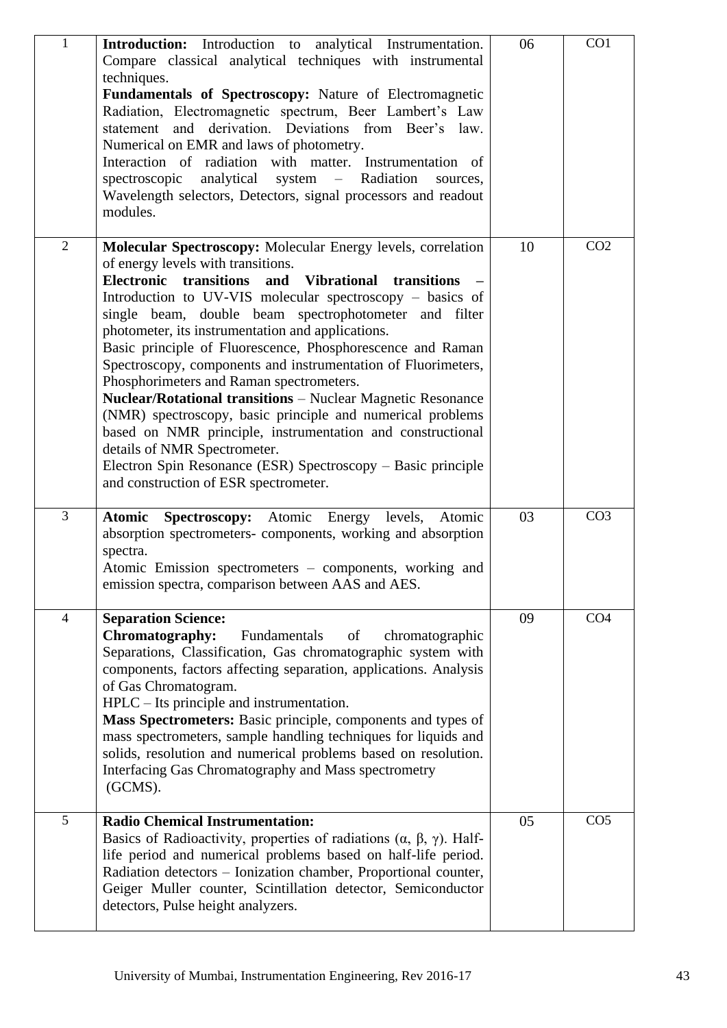| | | | |
|---|---|---|---|
| 1 | **Introduction:** Introduction to analytical Instrumentation. Compare classical analytical techniques with instrumental techniques.<br>**Fundamentals of Spectroscopy:** Nature of Electromagnetic Radiation, Electromagnetic spectrum, Beer Lambert's Law statement and derivation. Deviations from Beer's law. Numerical on EMR and laws of photometry.<br>Interaction of radiation with matter. Instrumentation of spectroscopic analytical system – Radiation sources, Wavelength selectors, Detectors, signal processors and readout modules. | 06 | CO1 |
| 2 | **Molecular Spectroscopy:** Molecular Energy levels, correlation of energy levels with transitions.<br>**Electronic transitions and Vibrational transitions –** Introduction to UV-VIS molecular spectroscopy – basics of single beam, double beam spectrophotometer and filter photometer, its instrumentation and applications.<br>Basic principle of Fluorescence, Phosphorescence and Raman Spectroscopy, components and instrumentation of Fluorimeters, Phosphorimeters and Raman spectrometers.<br>**Nuclear/Rotational transitions** – Nuclear Magnetic Resonance (NMR) spectroscopy, basic principle and numerical problems based on NMR principle, instrumentation and constructional details of NMR Spectrometer.<br>Electron Spin Resonance (ESR) Spectroscopy – Basic principle and construction of ESR spectrometer. | 10 | CO2 |
| 3 | **Atomic Spectroscopy:** Atomic Energy levels, Atomic absorption spectrometers- components, working and absorption spectra.<br>Atomic Emission spectrometers – components, working and emission spectra, comparison between AAS and AES. | 03 | CO3 |
| 4 | **Separation Science:**<br>**Chromatography:** Fundamentals of chromatographic Separations, Classification, Gas chromatographic system with components, factors affecting separation, applications. Analysis of Gas Chromatogram.<br>HPLC – Its principle and instrumentation.<br>**Mass Spectrometers:** Basic principle, components and types of mass spectrometers, sample handling techniques for liquids and solids, resolution and numerical problems based on resolution. Interfacing Gas Chromatography and Mass spectrometry (GCMS). | 09 | CO4 |
| 5 | **Radio Chemical Instrumentation:**<br>Basics of Radioactivity, properties of radiations ($\alpha$, $\beta$, $\gamma$). Half-life period and numerical problems based on half-life period. Radiation detectors – Ionization chamber, Proportional counter, Geiger Muller counter, Scintillation detector, Semiconductor detectors, Pulse height analyzers. | 05 | CO5 |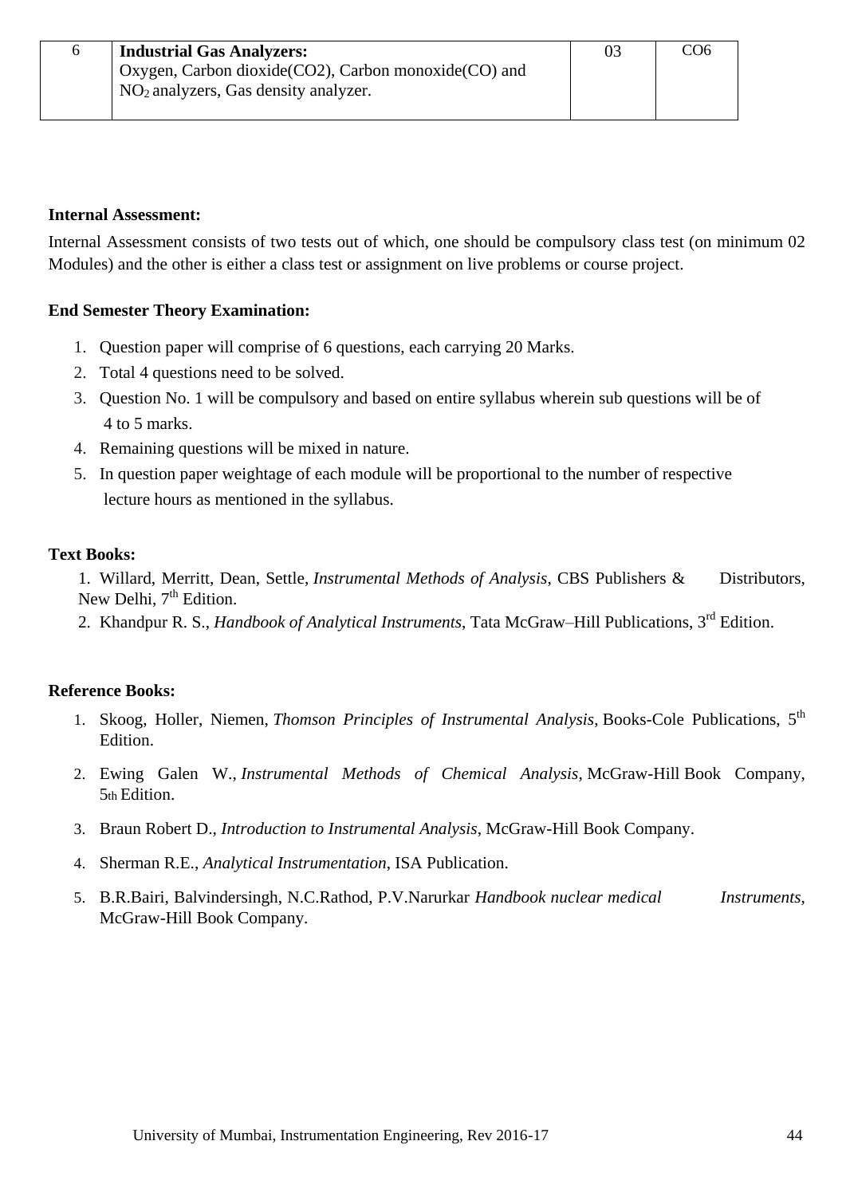| 6 | **Industrial Gas Analyzers:** Oxygen, Carbon dioxide($CO_2$), Carbon monoxide(CO) and $NO_2$ analyzers, Gas density analyzer. | 03 | CO6 |
|---|---|---|---|

**Internal Assessment:**

Internal Assessment consists of two tests out of which, one should be compulsory class test (on minimum 02 Modules) and the other is either a class test or assignment on live problems or course project.

**End Semester Theory Examination:**

1. Question paper will comprise of 6 questions, each carrying 20 Marks.
2. Total 4 questions need to be solved.
3. Question No. 1 will be compulsory and based on entire syllabus wherein sub questions will be of 4 to 5 marks.
4. Remaining questions will be mixed in nature.
5. In question paper weightage of each module will be proportional to the number of respective lecture hours as mentioned in the syllabus.

**Text Books:**

1. Willard, Merritt, Dean, Settle, *Instrumental Methods of Analysis*, CBS Publishers & Distributors, New Delhi, 7th Edition.
2. Khandpur R. S., *Handbook of Analytical Instruments*, Tata McGraw–Hill Publications, 3rd Edition.

**Reference Books:**

1. Skoog, Holler, Niemen, *Thomson Principles of Instrumental Analysis*, Books-Cole Publications, 5th Edition.
2. Ewing Galen W., *Instrumental Methods of Chemical Analysis*, McGraw-Hill Book Company, 5th Edition.
3. Braun Robert D., *Introduction to Instrumental Analysis*, McGraw-Hill Book Company.
4. Sherman R.E., *Analytical Instrumentation*, ISA Publication.
5. B.R.Bairi, Balvindersingh, N.C.Rathod, P.V.Narurkar *Handbook nuclear medical Instruments*, McGraw-Hill Book Company.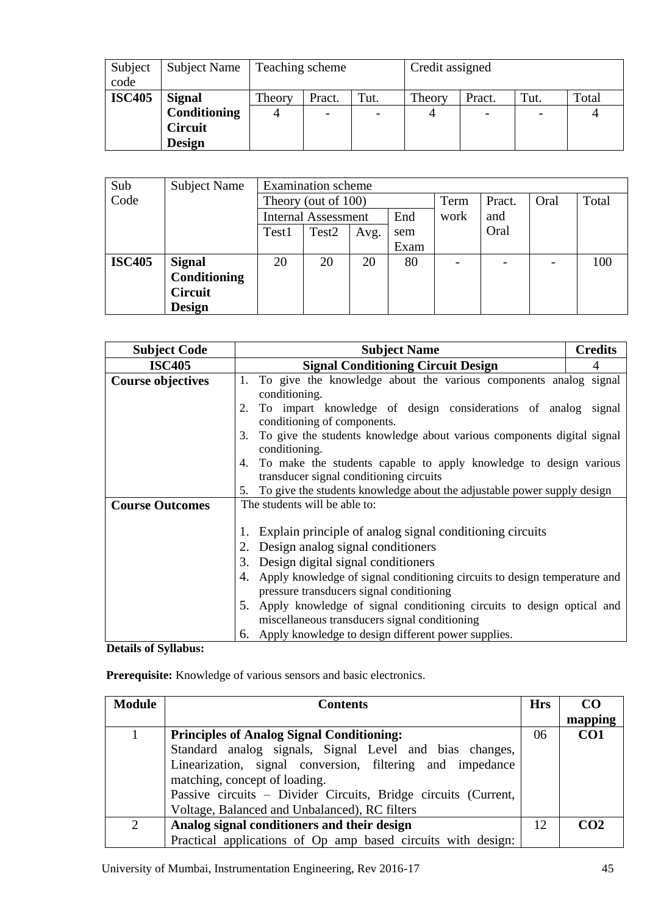| Subject code | Subject Name | Teaching scheme | | | Credit assigned | | | |
|---|---|---|---|---|---|---|---|---|
| | | Theory | Pract. | Tut. | Theory | Pract. | Tut. | Total |
| **ISC405** | **Signal Conditioning Circuit Design** | 4 | - | - | 4 | - | - | 4 |

| Sub Code | Subject Name | Examination scheme | | | | | | | |
|---|---|---|---|---|---|---|---|---|---|
| | | Theory (out of 100) | | | | Term work | Pract. and Oral | Oral | Total |
| | | Internal Assessment | | | End sem Exam | | | | |
| | | Test1 | Test2 | Avg. | | | | | |
| **ISC405** | **Signal Conditioning Circuit Design** | 20 | 20 | 20 | 80 | - | - | - | 100 |

| Subject Code | Subject Name | Credits |
|---|---|---|
| **ISC405** | **Signal Conditioning Circuit Design** | 4 |
| **Course objectives** | 1. To give the knowledge about the various components analog signal conditioning.<br>2. To impart knowledge of design considerations of analog signal conditioning of components.<br>3. To give the students knowledge about various components digital signal conditioning.<br>4. To make the students capable to apply knowledge to design various transducer signal conditioning circuits<br>5. To give the students knowledge about the adjustable power supply design | |
| **Course Outcomes** | The students will be able to:<br>1. Explain principle of analog signal conditioning circuits<br>2. Design analog signal conditioners<br>3. Design digital signal conditioners<br>4. Apply knowledge of signal conditioning circuits to design temperature and pressure transducers signal conditioning<br>5. Apply knowledge of signal conditioning circuits to design optical and miscellaneous transducers signal conditioning<br>6. Apply knowledge to design different power supplies. | |

**Details of Syllabus:**

**Prerequisite:** Knowledge of various sensors and basic electronics.

| Module | Contents | Hrs | CO mapping |
|---|---|---|---|
| 1 | **Principles of Analog Signal Conditioning:**<br>Standard analog signals, Signal Level and bias changes, Linearization, signal conversion, filtering and impedance matching, concept of loading.<br>Passive circuits – Divider Circuits, Bridge circuits (Current, Voltage, Balanced and Unbalanced), RC filters | 06 | **CO1** |
| 2 | **Analog signal conditioners and their design**<br>Practical applications of Op amp based circuits with design: | 12 | **CO2** |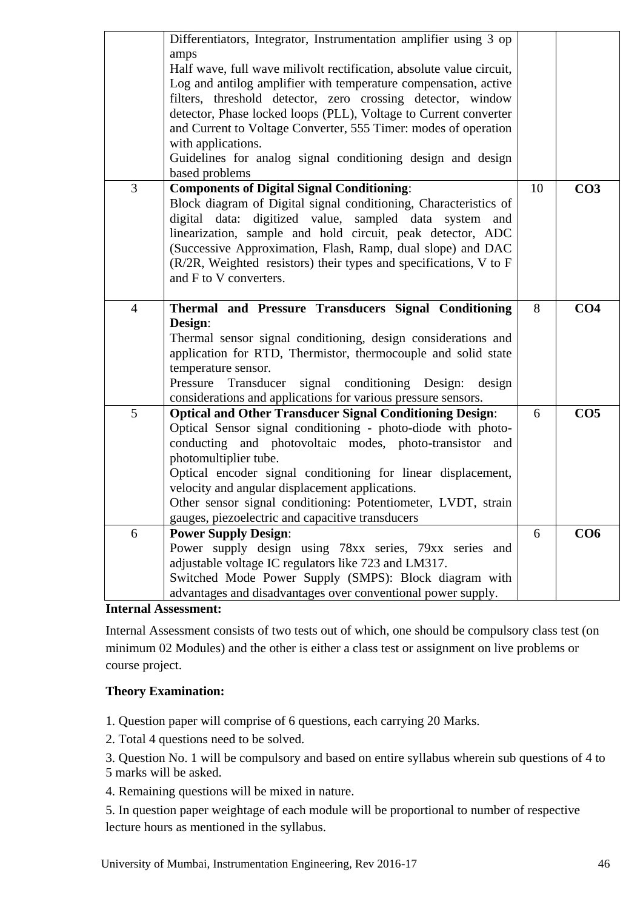|  | Differentiators, Integrator, Instrumentation amplifier using 3 op amps<br>Half wave, full wave milivolt rectification, absolute value circuit, Log and antilog amplifier with temperature compensation, active filters, threshold detector, zero crossing detector, window detector, Phase locked loops (PLL), Voltage to Current converter and Current to Voltage Converter, 555 Timer: modes of operation with applications.<br>Guidelines for analog signal conditioning design and design based problems |  |  |
|---|---|---|---|
| 3 | **Components of Digital Signal Conditioning**:<br>Block diagram of Digital signal conditioning, Characteristics of digital data: digitized value, sampled data system and linearization, sample and hold circuit, peak detector, ADC (Successive Approximation, Flash, Ramp, dual slope) and DAC (R/2R, Weighted resistors) their types and specifications, V to F and F to V converters. | 10 | **CO3** |
| 4 | **Thermal and Pressure Transducers Signal Conditioning Design**:<br>Thermal sensor signal conditioning, design considerations and application for RTD, Thermistor, thermocouple and solid state temperature sensor.<br>Pressure Transducer signal conditioning Design: design considerations and applications for various pressure sensors. | 8 | **CO4** |
| 5 | **Optical and Other Transducer Signal Conditioning Design**:<br>Optical Sensor signal conditioning - photo-diode with photo-conducting and photovoltaic modes, photo-transistor and photomultiplier tube.<br>Optical encoder signal conditioning for linear displacement, velocity and angular displacement applications.<br>Other sensor signal conditioning: Potentiometer, LVDT, strain gauges, piezoelectric and capacitive transducers | 6 | **CO5** |
| 6 | **Power Supply Design**:<br>Power supply design using 78xx series, 79xx series and adjustable voltage IC regulators like 723 and LM317.<br>Switched Mode Power Supply (SMPS): Block diagram with advantages and disadvantages over conventional power supply. | 6 | **CO6** |

**Internal Assessment:**

Internal Assessment consists of two tests out of which, one should be compulsory class test (on minimum 02 Modules) and the other is either a class test or assignment on live problems or course project.

**Theory Examination:**

1. Question paper will comprise of 6 questions, each carrying 20 Marks.
2. Total 4 questions need to be solved.
3. Question No. 1 will be compulsory and based on entire syllabus wherein sub questions of 4 to 5 marks will be asked.
4. Remaining questions will be mixed in nature.
5. In question paper weightage of each module will be proportional to number of respective lecture hours as mentioned in the syllabus.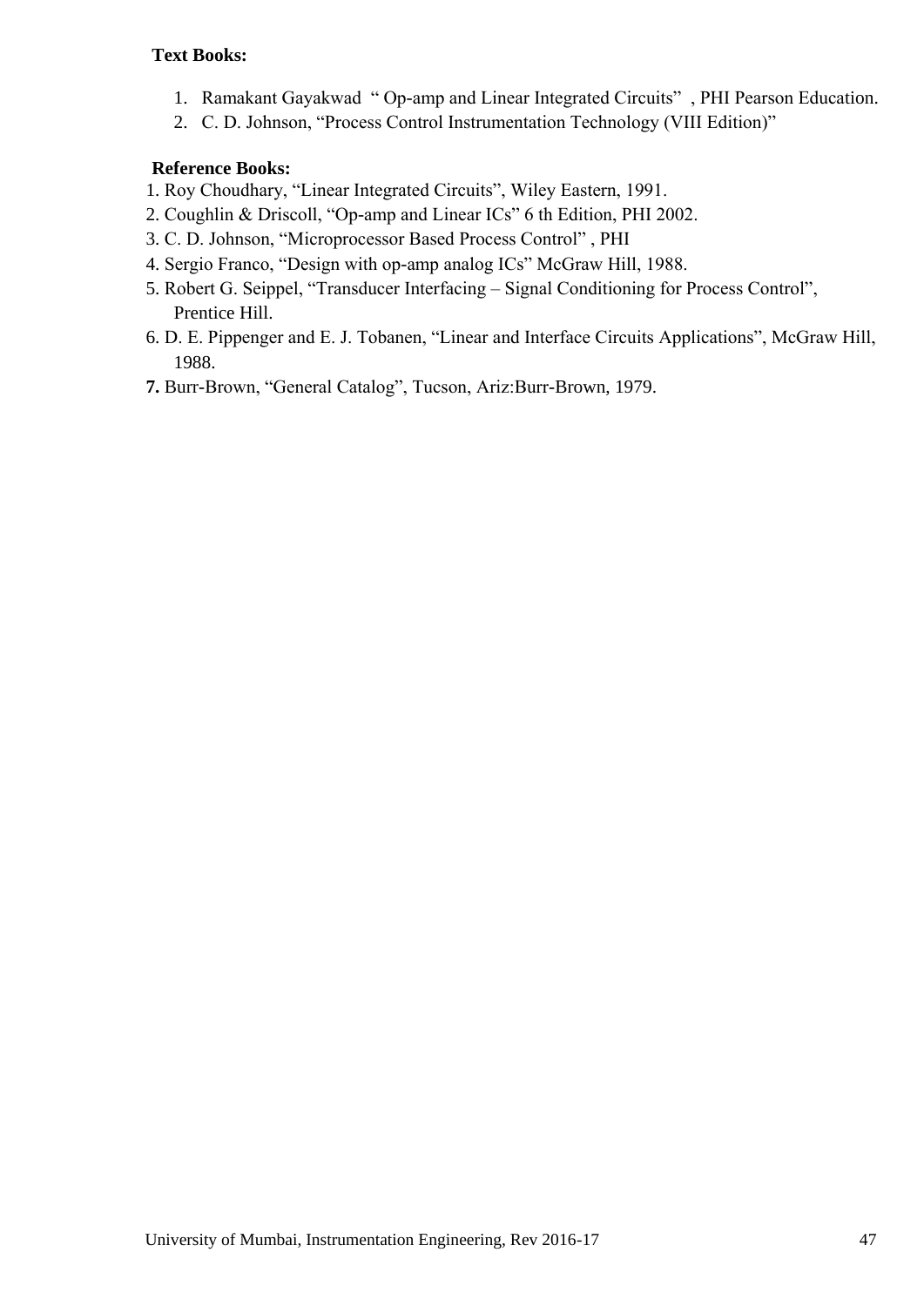**Text Books:**

1. Ramakant Gayakwad " Op-amp and Linear Integrated Circuits" , PHI Pearson Education.
2. C. D. Johnson, "Process Control Instrumentation Technology (VIII Edition)"

**Reference Books:**

1. Roy Choudhary, "Linear Integrated Circuits", Wiley Eastern, 1991.
2. Coughlin & Driscoll, "Op-amp and Linear ICs" 6 th Edition, PHI 2002.
3. C. D. Johnson, "Microprocessor Based Process Control" , PHI
4. Sergio Franco, "Design with op-amp analog ICs" McGraw Hill, 1988.
5. Robert G. Seippel, "Transducer Interfacing – Signal Conditioning for Process Control", Prentice Hill.
6. D. E. Pippenger and E. J. Tobanen, "Linear and Interface Circuits Applications", McGraw Hill, 1988.
7. Burr-Brown, "General Catalog", Tucson, Ariz:Burr-Brown, 1979.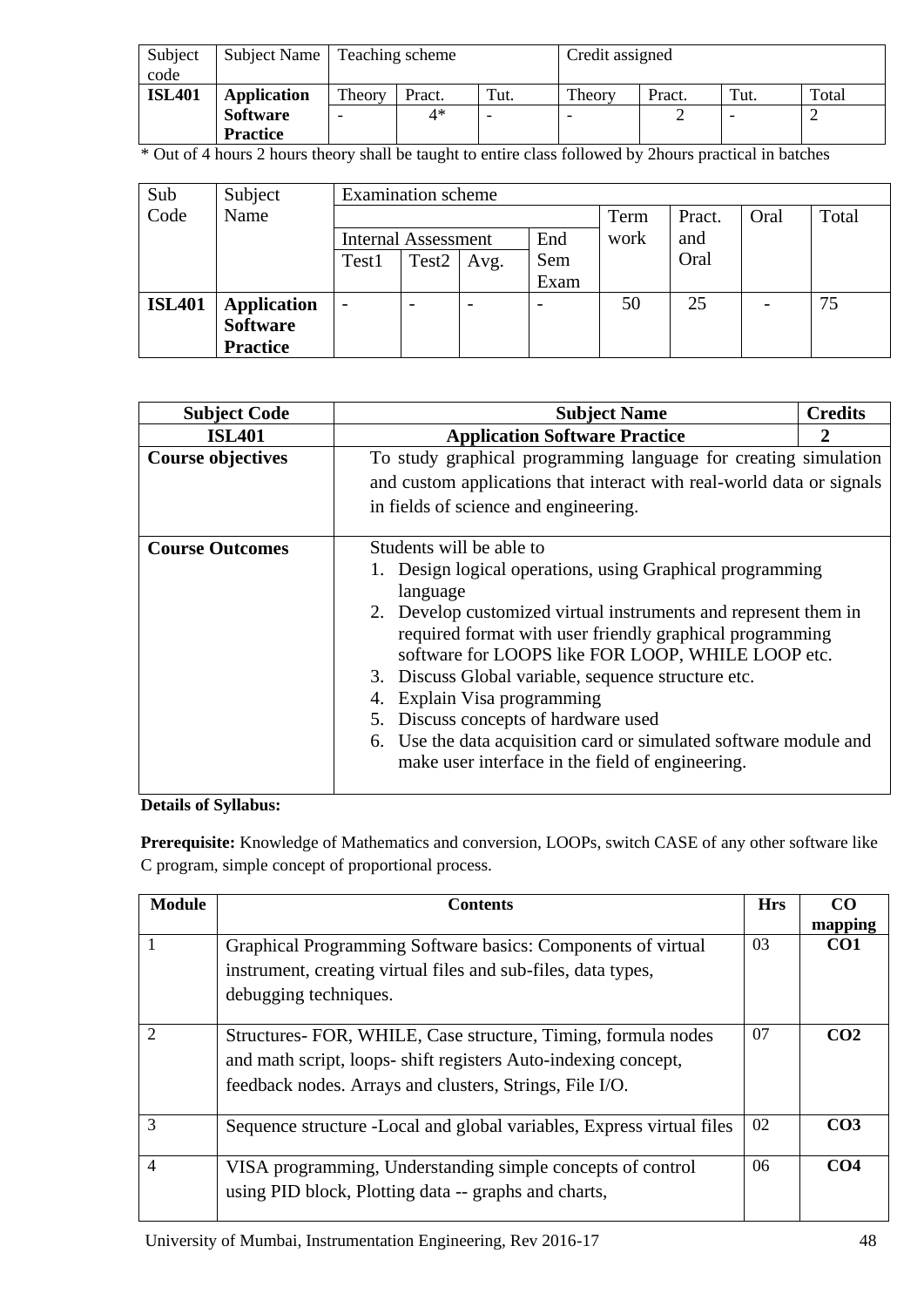| Subject code | Subject Name | Teaching scheme | | | Credit assigned | | | |
|---|---|---|---|---|---|---|---|---|
| | | Theory | Pract. | Tut. | Theory | Pract. | Tut. | Total |
| **ISL401** | **Application Software Practice** | - | 4* | - | - | 2 | - | 2 |

* Out of 4 hours 2 hours theory shall be taught to entire class followed by 2hours practical in batches

| Sub Code | Subject Name | Examination scheme | | | | | | | |
|---|---|---|---|---|---|---|---|---|---|
| | | Internal Assessment | | | End Sem Exam | Term work | Pract. and Oral | Oral | Total |
| | | Test1 | Test2 | Avg. | | | | | |
| **ISL401** | **Application Software Practice** | - | - | - | - | 50 | 25 | - | 75 |

| Subject Code | Subject Name | Credits |
|---|---|---|
| **ISL401** | **Application Software Practice** | **2** |
| **Course objectives** | To study graphical programming language for creating simulation and custom applications that interact with real-world data or signals in fields of science and engineering. | |
| **Course Outcomes** | Students will be able to<br>1. Design logical operations, using Graphical programming language<br>2. Develop customized virtual instruments and represent them in required format with user friendly graphical programming software for LOOPS like FOR LOOP, WHILE LOOP etc.<br>3. Discuss Global variable, sequence structure etc.<br>4. Explain Visa programming<br>5. Discuss concepts of hardware used<br>6. Use the data acquisition card or simulated software module and make user interface in the field of engineering. | |

**Details of Syllabus:**

**Prerequisite:** Knowledge of Mathematics and conversion, LOOPs, switch CASE of any other software like C program, simple concept of proportional process.

| Module | Contents | Hrs | CO mapping |
|---|---|---|---|
| 1 | Graphical Programming Software basics: Components of virtual instrument, creating virtual files and sub-files, data types, debugging techniques. | 03 | **CO1** |
| 2 | Structures- FOR, WHILE, Case structure, Timing, formula nodes and math script, loops- shift registers Auto-indexing concept, feedback nodes. Arrays and clusters, Strings, File I/O. | 07 | **CO2** |
| 3 | Sequence structure -Local and global variables, Express virtual files | 02 | **CO3** |
| 4 | VISA programming, Understanding simple concepts of control using PID block, Plotting data -- graphs and charts, | 06 | **CO4** |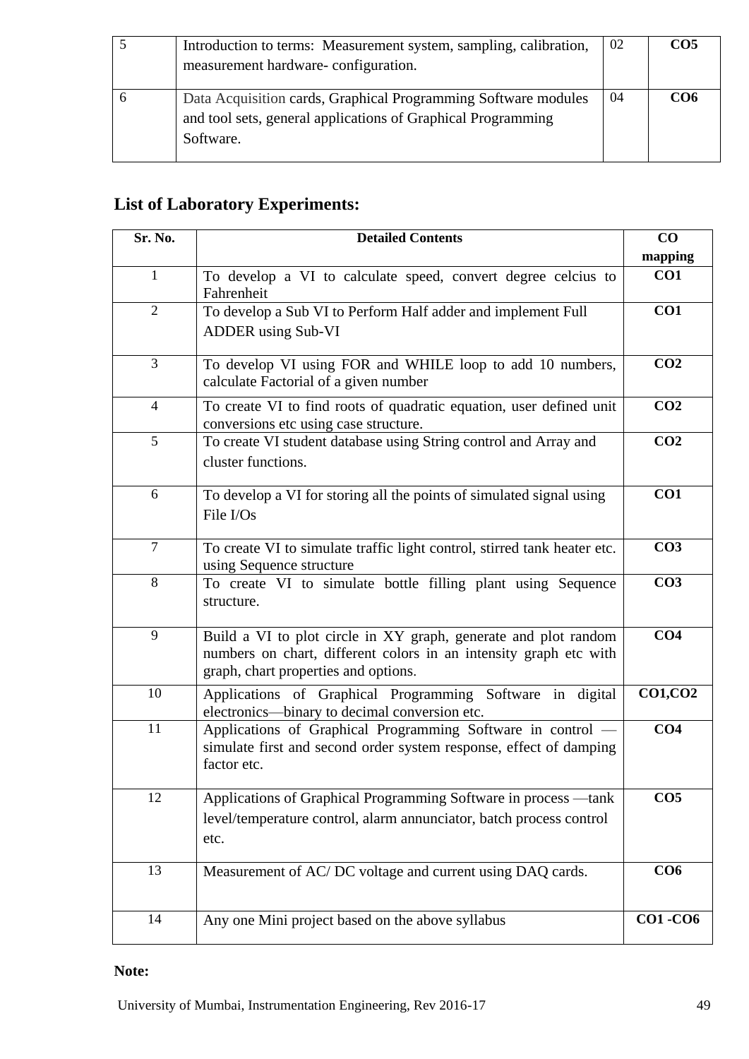| 5 | Introduction to terms: Measurement system, sampling, calibration, measurement hardware- configuration. | 02 | **CO5** |
|---|---|---|---|
| 6 | Data Acquisition cards, Graphical Programming Software modules and tool sets, general applications of Graphical Programming Software. | 04 | **CO6** |

## List of Laboratory Experiments:

| Sr. No. | Detailed Contents | CO mapping |
|---|---|---|
| 1 | To develop a VI to calculate speed, convert degree celcius to Fahrenheit | **CO1** |
| 2 | To develop a Sub VI to Perform Half adder and implement Full ADDER using Sub-VI | **CO1** |
| 3 | To develop VI using FOR and WHILE loop to add 10 numbers, calculate Factorial of a given number | **CO2** |
| 4 | To create VI to find roots of quadratic equation, user defined unit conversions etc using case structure. | **CO2** |
| 5 | To create VI student database using String control and Array and cluster functions. | **CO2** |
| 6 | To develop a VI for storing all the points of simulated signal using File I/Os | **CO1** |
| 7 | To create VI to simulate traffic light control, stirred tank heater etc. using Sequence structure | **CO3** |
| 8 | To create VI to simulate bottle filling plant using Sequence structure. | **CO3** |
| 9 | Build a VI to plot circle in XY graph, generate and plot random numbers on chart, different colors in an intensity graph etc with graph, chart properties and options. | **CO4** |
| 10 | Applications of Graphical Programming Software in digital electronics—binary to decimal conversion etc. | **CO1,CO2** |
| 11 | Applications of Graphical Programming Software in control — simulate first and second order system response, effect of damping factor etc. | **CO4** |
| 12 | Applications of Graphical Programming Software in process —tank level/temperature control, alarm annunciator, batch process control etc. | **CO5** |
| 13 | Measurement of AC/ DC voltage and current using DAQ cards. | **CO6** |
| 14 | Any one Mini project based on the above syllabus | **CO1 -CO6** |

**Note:**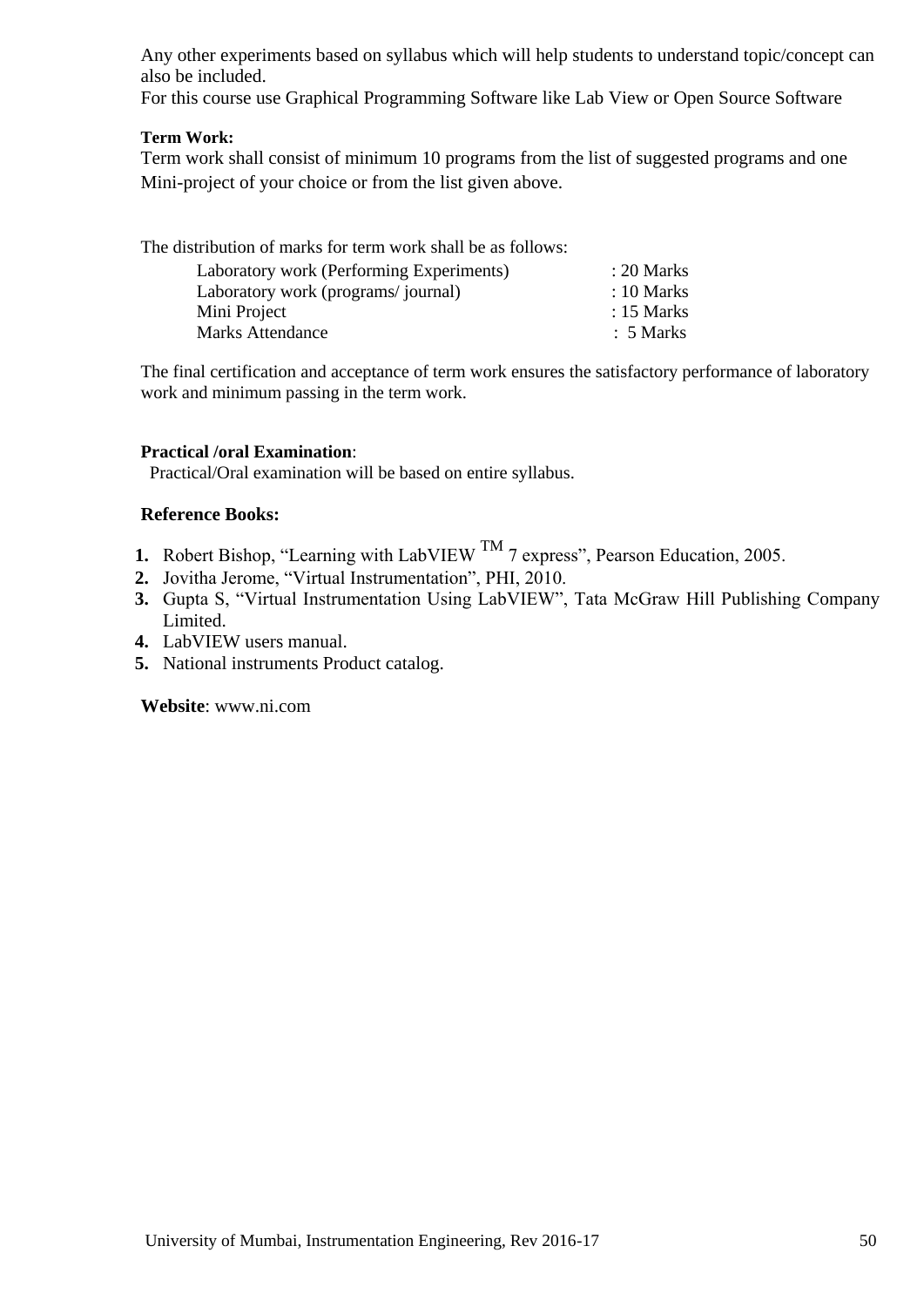Any other experiments based on syllabus which will help students to understand topic/concept can also be included.
For this course use Graphical Programming Software like Lab View or Open Source Software

**Term Work:**

Term work shall consist of minimum 10 programs from the list of suggested programs and one Mini-project of your choice or from the list given above.

The distribution of marks for term work shall be as follows:

| | |
|---|---|
| Laboratory work (Performing Experiments) | : 20 Marks |
| Laboratory work (programs/ journal) | : 10 Marks |
| Mini Project | : 15 Marks |
| Marks Attendance | : 5 Marks |

The final certification and acceptance of term work ensures the satisfactory performance of laboratory work and minimum passing in the term work.

**Practical /oral Examination**:

Practical/Oral examination will be based on entire syllabus.

**Reference Books:**

1. Robert Bishop, "Learning with LabVIEW TM 7 express", Pearson Education, 2005.
2. Jovitha Jerome, "Virtual Instrumentation", PHI, 2010.
3. Gupta S, "Virtual Instrumentation Using LabVIEW", Tata McGraw Hill Publishing Company Limited.
4. LabVIEW users manual.
5. National instruments Product catalog.

**Website**: www.ni.com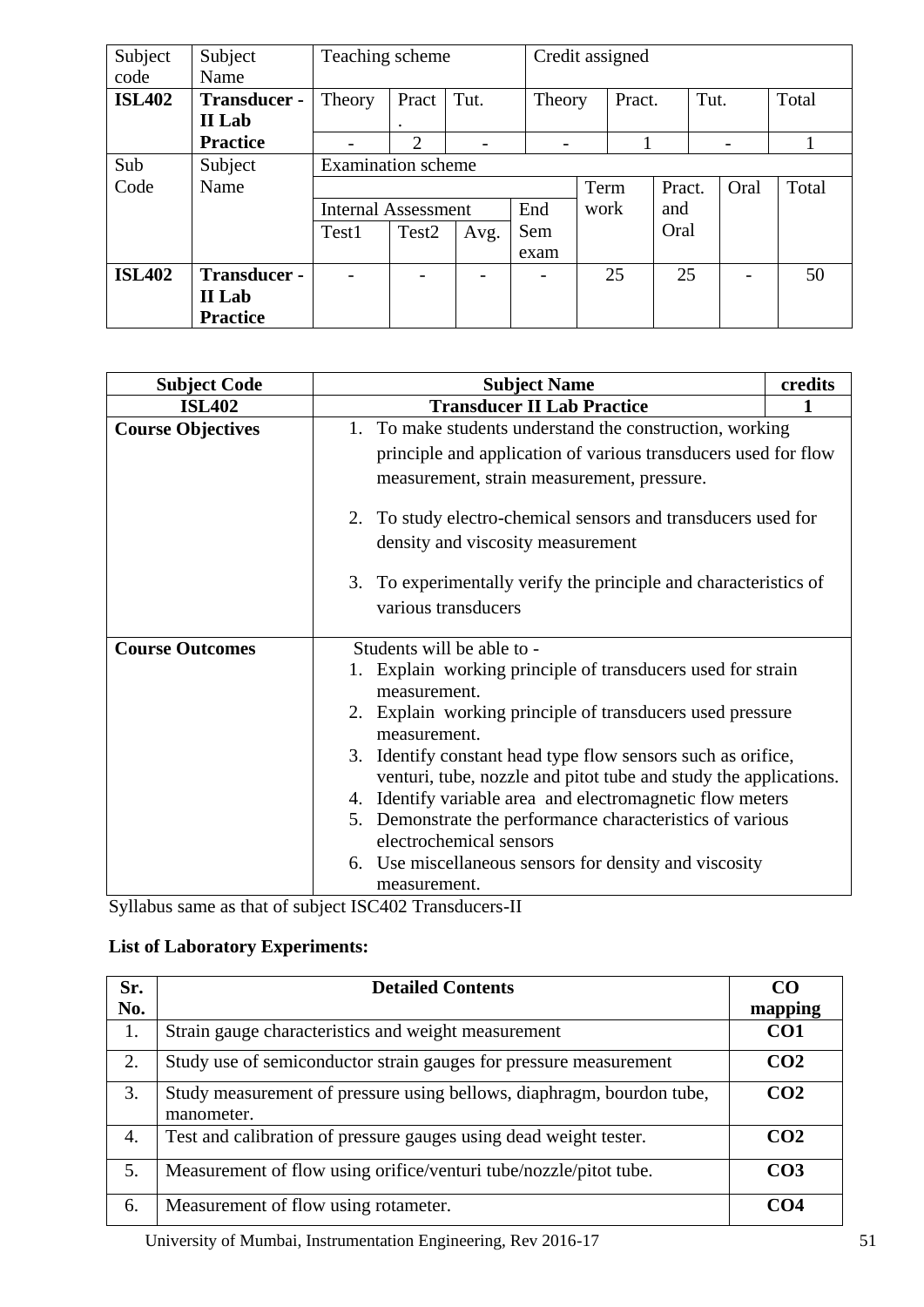| Subject code | Subject Name | Teaching scheme | | | Credit assigned | | | |
|---|---|---|---|---|---|---|---|---|
| ISL402 | Transducer - II Lab Practice | Theory | Pract. | Tut. | Theory | Pract. | Tut. | Total |
| | | - | 2 | - | - | 1 | - | 1 |

| Sub Code | Subject Name | Examination scheme | | | | | | | |
|---|---|---|---|---|---|---|---|---|---|
| | | Internal Assessment | | | End Sem exam | Term work | Pract. and Oral | Oral | Total |
| | | Test1 | Test2 | Avg. | | | | | |
| ISL402 | Transducer - II Lab Practice | - | - | - | - | 25 | 25 | - | 50 |

| Subject Code | Subject Name | credits |
|---|---|---|
| ISL402 | Transducer II Lab Practice | 1 |
| **Course Objectives** | 1. To make students understand the construction, working principle and application of various transducers used for flow measurement, strain measurement, pressure. <br> 2. To study electro-chemical sensors and transducers used for density and viscosity measurement <br> 3. To experimentally verify the principle and characteristics of various transducers | |
| **Course Outcomes** | Students will be able to - <br> 1. Explain working principle of transducers used for strain measurement. <br> 2. Explain working principle of transducers used pressure measurement. <br> 3. Identify constant head type flow sensors such as orifice, venturi, tube, nozzle and pitot tube and study the applications. <br> 4. Identify variable area and electromagnetic flow meters <br> 5. Demonstrate the performance characteristics of various electrochemical sensors <br> 6. Use miscellaneous sensors for density and viscosity measurement. | |

Syllabus same as that of subject ISC402 Transducers-II

**List of Laboratory Experiments:**

| Sr. No. | Detailed Contents | CO mapping |
|---|---|---|
| 1. | Strain gauge characteristics and weight measurement | CO1 |
| 2. | Study use of semiconductor strain gauges for pressure measurement | CO2 |
| 3. | Study measurement of pressure using bellows, diaphragm, bourdon tube, manometer. | CO2 |
| 4. | Test and calibration of pressure gauges using dead weight tester. | CO2 |
| 5. | Measurement of flow using orifice/venturi tube/nozzle/pitot tube. | CO3 |
| 6. | Measurement of flow using rotameter. | CO4 |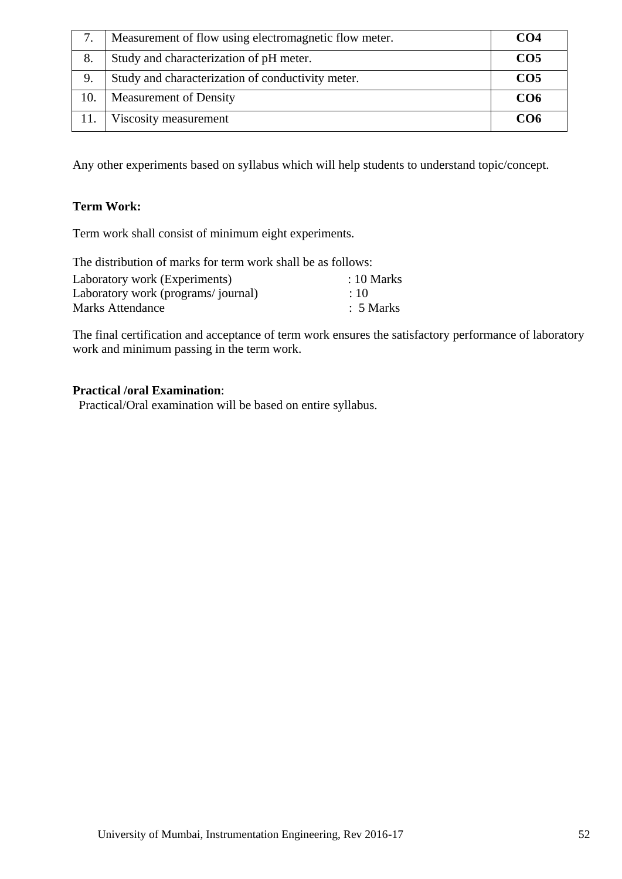| 7. | Measurement of flow using electromagnetic flow meter. | **CO4** |
|---|---|---|
| 8. | Study and characterization of pH meter. | **CO5** |
| 9. | Study and characterization of conductivity meter. | **CO5** |
| 10. | Measurement of Density | **CO6** |
| 11. | Viscosity measurement | **CO6** |

Any other experiments based on syllabus which will help students to understand topic/concept.

**Term Work:**

Term work shall consist of minimum eight experiments.

The distribution of marks for term work shall be as follows:

Laboratory work (Experiments) : 10 Marks
Laboratory work (programs/ journal) : 10
Marks Attendance : 5 Marks

The final certification and acceptance of term work ensures the satisfactory performance of laboratory work and minimum passing in the term work.

**Practical /oral Examination**:

Practical/Oral examination will be based on entire syllabus.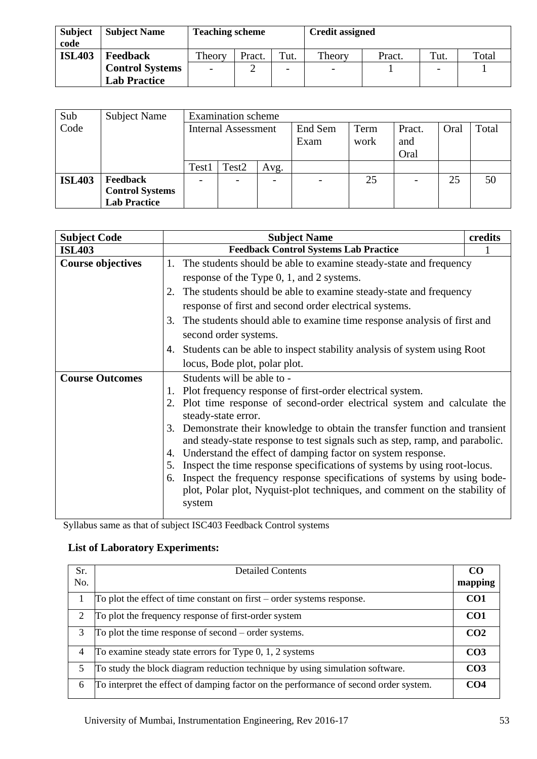| Subject code | Subject Name | Teaching scheme | | | Credit assigned | | | |
|---|---|---|---|---|---|---|---|---|
| | | Theory | Pract. | Tut. | Theory | Pract. | Tut. | Total |
| **ISL403** | **Feedback Control Systems Lab Practice** | - | 2 | - | - | 1 | - | 1 |

| Sub Code | Subject Name | Examination scheme | | | | | | | |
|---|---|---|---|---|---|---|---|---|---|
| | | Internal Assessment | | | End Sem Exam | Term work | Pract. and Oral | Oral | Total |
| | | Test1 | Test2 | Avg. | | | | | |
| **ISL403** | **Feedback Control Systems Lab Practice** | - | - | - | - | 25 | - | 25 | 50 |

| **Subject Code** | **Subject Name** | **credits** |
|---|---|---|
| **ISL403** | **Feedback Control Systems Lab Practice** | 1 |
| **Course objectives** | 1. The students should be able to examine steady-state and frequency response of the Type 0, 1, and 2 systems.<br>2. The students should be able to examine steady-state and frequency response of first and second order electrical systems.<br>3. The students should able to examine time response analysis of first and second order systems.<br>4. Students can be able to inspect stability analysis of system using Root locus, Bode plot, polar plot. | |
| **Course Outcomes** | Students will be able to -<br>1. Plot frequency response of first-order electrical system.<br>2. Plot time response of second-order electrical system and calculate the steady-state error.<br>3. Demonstrate their knowledge to obtain the transfer function and transient and steady-state response to test signals such as step, ramp, and parabolic.<br>4. Understand the effect of damping factor on system response.<br>5. Inspect the time response specifications of systems by using root-locus.<br>6. Inspect the frequency response specifications of systems by using bode-plot, Polar plot, Nyquist-plot techniques, and comment on the stability of system | |

Syllabus same as that of subject ISC403 Feedback Control systems

**List of Laboratory Experiments:**

| Sr. No. | Detailed Contents | CO mapping |
|---|---|---|
| 1 | To plot the effect of time constant on first – order systems response. | **CO1** |
| 2 | To plot the frequency response of first-order system | **CO1** |
| 3 | To plot the time response of second – order systems. | **CO2** |
| 4 | To examine steady state errors for Type 0, 1, 2 systems | **CO3** |
| 5 | To study the block diagram reduction technique by using simulation software. | **CO3** |
| 6 | To interpret the effect of damping factor on the performance of second order system. | **CO4** |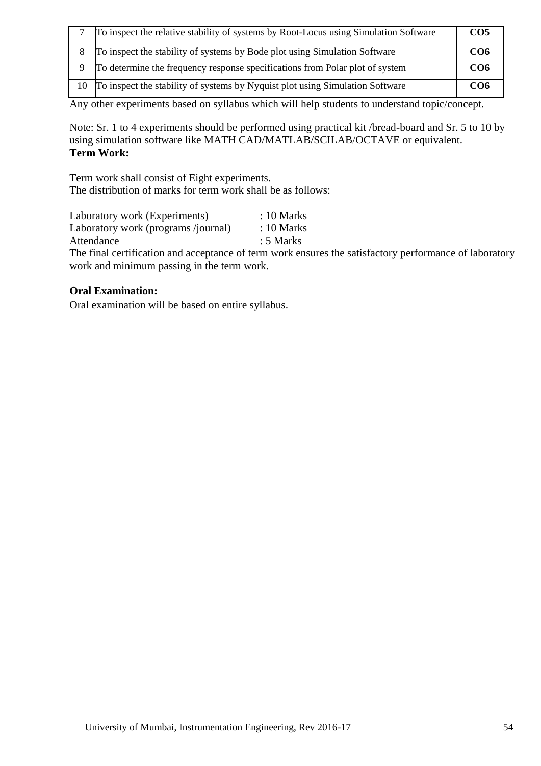| | | |
|---|---|---|
| 7 | To inspect the relative stability of systems by Root-Locus using Simulation Software | **CO5** |
| 8 | To inspect the stability of systems by Bode plot using Simulation Software | **CO6** |
| 9 | To determine the frequency response specifications from Polar plot of system | **CO6** |
| 10 | To inspect the stability of systems by Nyquist plot using Simulation Software | **CO6** |

Any other experiments based on syllabus which will help students to understand topic/concept.

Note: Sr. 1 to 4 experiments should be performed using practical kit /bread-board and Sr. 5 to 10 by using simulation software like MATH CAD/MATLAB/SCILAB/OCTAVE or equivalent.

**Term Work:**

Term work shall consist of Eight experiments.
The distribution of marks for term work shall be as follows:

Laboratory work (Experiments) : 10 Marks
Laboratory work (programs /journal) : 10 Marks
Attendance : 5 Marks

The final certification and acceptance of term work ensures the satisfactory performance of laboratory work and minimum passing in the term work.

**Oral Examination:**

Oral examination will be based on entire syllabus.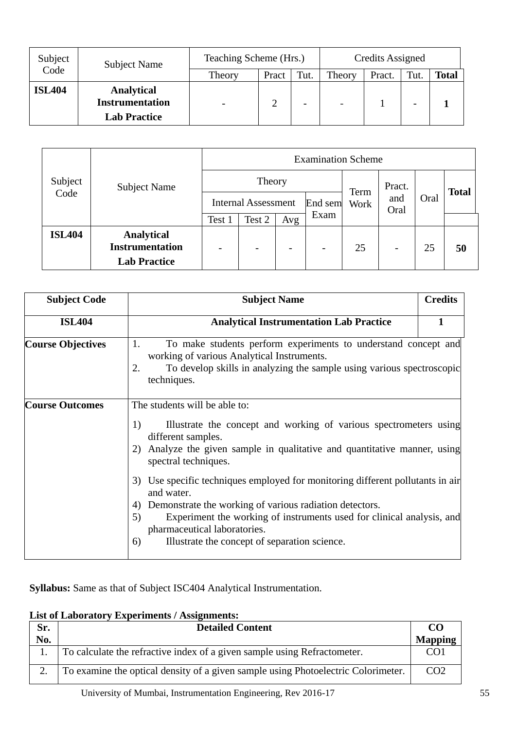| Subject Code | Subject Name | Teaching Scheme (Hrs.) | | | Credits Assigned | | | |
|---|---|---|---|---|---|---|---|---|
| | | Theory | Pract | Tut. | Theory | Pract. | Tut. | **Total** |
| **ISL404** | **Analytical Instrumentation Lab Practice** | - | 2 | - | - | 1 | - | **1** |

| Subject Code | Subject Name | Examination Scheme | | | | | | | |
|---|---|---|---|---|---|---|---|---|---|
| | | Theory | | | | Term Work | Pract. and Oral | Oral | **Total** |
| | | Internal Assessment | | | End sem Exam | | | | |
| | | Test 1 | Test 2 | Avg | | | | | |
| **ISL404** | **Analytical Instrumentation Lab Practice** | - | - | - | - | 25 | - | 25 | **50** |

| **Subject Code** | **Subject Name** | **Credits** |
|---|---|---|
| **ISL404** | **Analytical Instrumentation Lab Practice** | **1** |
| **Course Objectives** | 1. To make students perform experiments to understand concept and working of various Analytical Instruments.<br>2. To develop skills in analyzing the sample using various spectroscopic techniques. | |
| **Course Outcomes** | The students will be able to:<br>1) Illustrate the concept and working of various spectrometers using different samples.<br>2) Analyze the given sample in qualitative and quantitative manner, using spectral techniques.<br>3) Use specific techniques employed for monitoring different pollutants in air and water.<br>4) Demonstrate the working of various radiation detectors.<br>5) Experiment the working of instruments used for clinical analysis, and pharmaceutical laboratories.<br>6) Illustrate the concept of separation science. | |

**Syllabus:** Same as that of Subject ISC404 Analytical Instrumentation.

**List of Laboratory Experiments / Assignments:**

| **Sr. No.** | **Detailed Content** | **CO Mapping** |
|---|---|---|
| 1. | To calculate the refractive index of a given sample using Refractometer. | CO1 |
| 2. | To examine the optical density of a given sample using Photoelectric Colorimeter. | CO2 |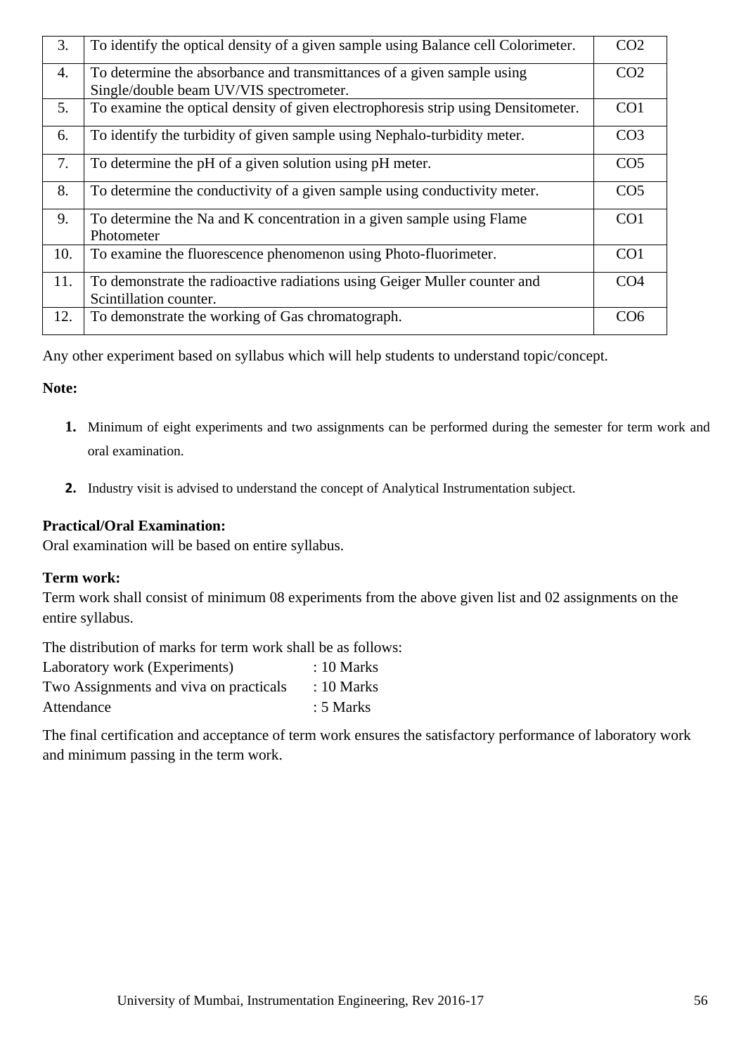| 3. | To identify the optical density of a given sample using Balance cell Colorimeter. | CO2 |
|---|---|---|
| 4. | To determine the absorbance and transmittances of a given sample using Single/double beam UV/VIS spectrometer. | CO2 |
| 5. | To examine the optical density of given electrophoresis strip using Densitometer. | CO1 |
| 6. | To identify the turbidity of given sample using Nephalo-turbidity meter. | CO3 |
| 7. | To determine the pH of a given solution using pH meter. | CO5 |
| 8. | To determine the conductivity of a given sample using conductivity meter. | CO5 |
| 9. | To determine the Na and K concentration in a given sample using Flame Photometer | CO1 |
| 10. | To examine the fluorescence phenomenon using Photo-fluorimeter. | CO1 |
| 11. | To demonstrate the radioactive radiations using Geiger Muller counter and Scintillation counter. | CO4 |
| 12. | To demonstrate the working of Gas chromatograph. | CO6 |

Any other experiment based on syllabus which will help students to understand topic/concept.

**Note:**

1. Minimum of eight experiments and two assignments can be performed during the semester for term work and oral examination.
2. Industry visit is advised to understand the concept of Analytical Instrumentation subject.

**Practical/Oral Examination:**

Oral examination will be based on entire syllabus.

**Term work:**

Term work shall consist of minimum 08 experiments from the above given list and 02 assignments on the entire syllabus.

The distribution of marks for term work shall be as follows:

Laboratory work (Experiments) : 10 Marks
Two Assignments and viva on practicals : 10 Marks
Attendance : 5 Marks

The final certification and acceptance of term work ensures the satisfactory performance of laboratory work and minimum passing in the term work.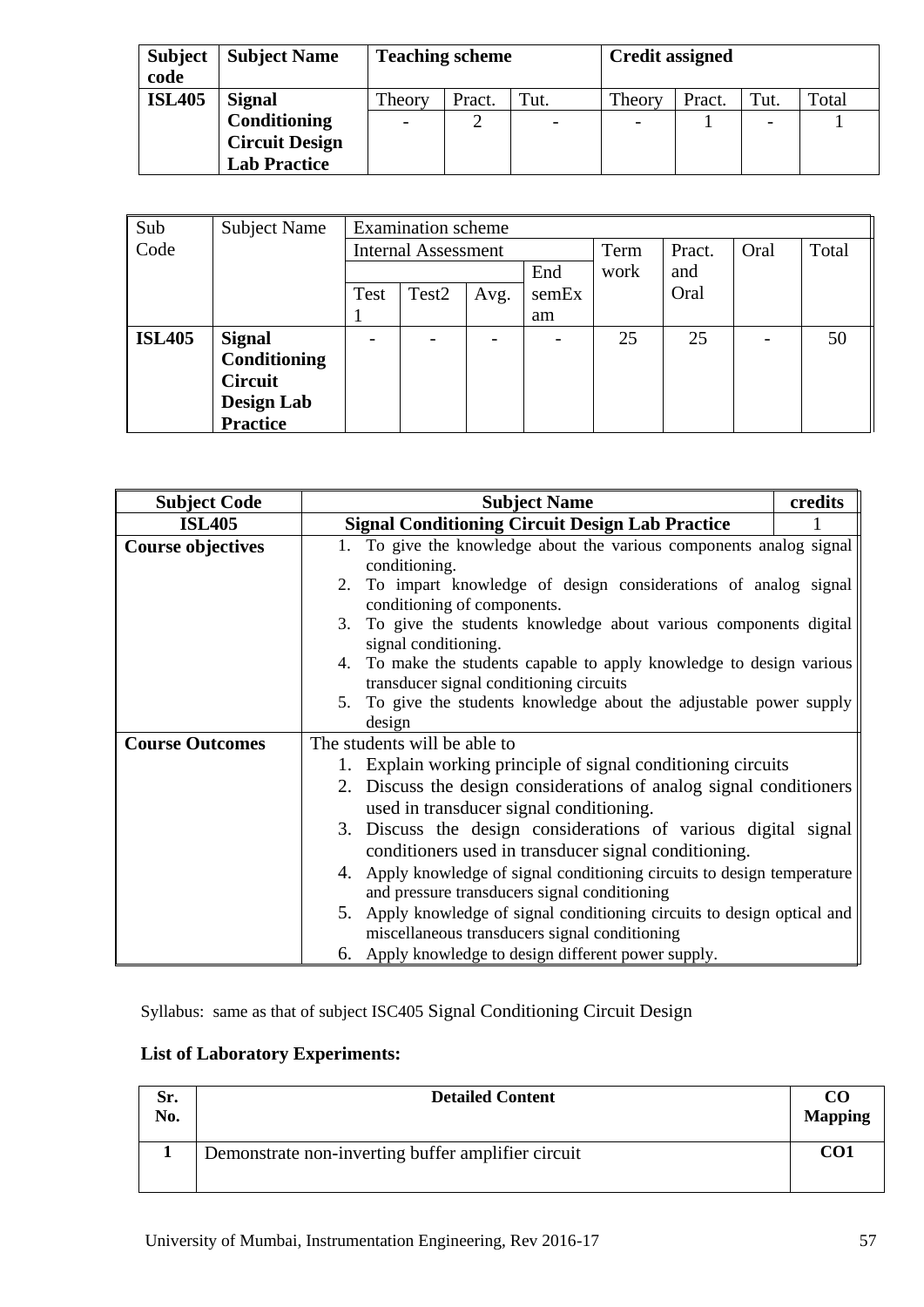| Subject code | Subject Name | Teaching scheme | | | Credit assigned | | | |
|---|---|---|---|---|---|---|---|---|
| | | Theory | Pract. | Tut. | Theory | Pract. | Tut. | Total |
| **ISL405** | **Signal Conditioning Circuit Design Lab Practice** | - | 2 | - | - | 1 | - | 1 |

| Sub Code | Subject Name | Examination scheme | | | | | | | |
|---|---|---|---|---|---|---|---|---|---|
| | | Internal Assessment | | | End semExam | Term work | Pract. and Oral | Oral | Total |
| | | Test 1 | Test2 | Avg. | | | | | |
| **ISL405** | **Signal Conditioning Circuit Design Lab Practice** | - | - | - | - | 25 | 25 | - | 50 |

| Subject Code | Subject Name | credits |
|---|---|---|
| **ISL405** | **Signal Conditioning Circuit Design Lab Practice** | 1 |
| **Course objectives** | 1. To give the knowledge about the various components analog signal conditioning.<br>2. To impart knowledge of design considerations of analog signal conditioning of components.<br>3. To give the students knowledge about various components digital signal conditioning.<br>4. To make the students capable to apply knowledge to design various transducer signal conditioning circuits<br>5. To give the students knowledge about the adjustable power supply design | |
| **Course Outcomes** | The students will be able to<br>1. Explain working principle of signal conditioning circuits<br>2. Discuss the design considerations of analog signal conditioners used in transducer signal conditioning.<br>3. Discuss the design considerations of various digital signal conditioners used in transducer signal conditioning.<br>4. Apply knowledge of signal conditioning circuits to design temperature and pressure transducers signal conditioning<br>5. Apply knowledge of signal conditioning circuits to design optical and miscellaneous transducers signal conditioning<br>6. Apply knowledge to design different power supply. | |

Syllabus: same as that of subject ISC405 Signal Conditioning Circuit Design

**List of Laboratory Experiments:**

| Sr. No. | Detailed Content | CO Mapping |
|---|---|---|
| **1** | Demonstrate non-inverting buffer amplifier circuit | **CO1** |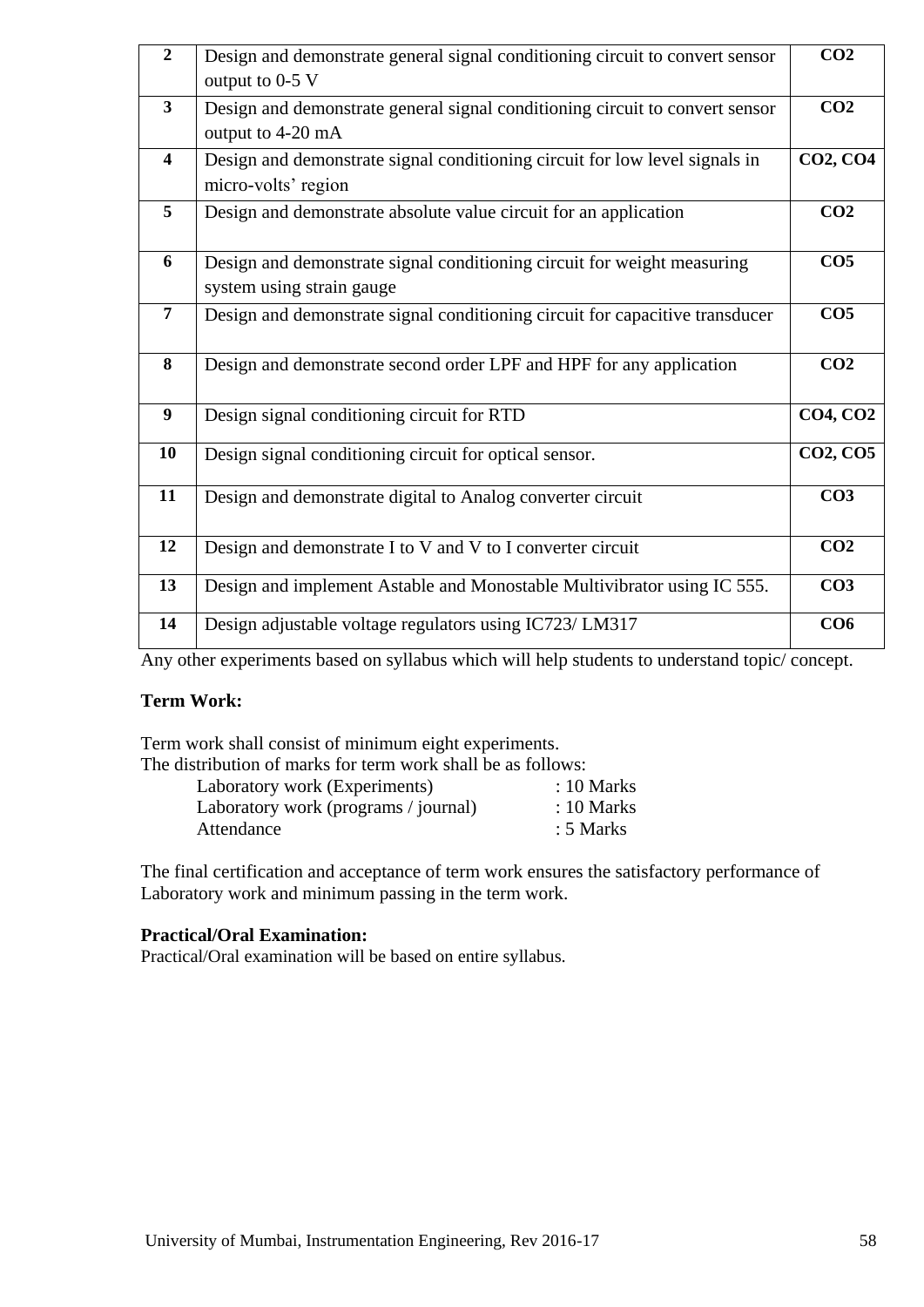| | | |
|---|---|---|
| **2** | Design and demonstrate general signal conditioning circuit to convert sensor output to 0-5 V | **CO2** |
| **3** | Design and demonstrate general signal conditioning circuit to convert sensor output to 4-20 mA | **CO2** |
| **4** | Design and demonstrate signal conditioning circuit for low level signals in micro-volts' region | **CO2, CO4** |
| **5** | Design and demonstrate absolute value circuit for an application | **CO2** |
| **6** | Design and demonstrate signal conditioning circuit for weight measuring system using strain gauge | **CO5** |
| **7** | Design and demonstrate signal conditioning circuit for capacitive transducer | **CO5** |
| **8** | Design and demonstrate second order LPF and HPF for any application | **CO2** |
| **9** | Design signal conditioning circuit for RTD | **CO4, CO2** |
| **10** | Design signal conditioning circuit for optical sensor. | **CO2, CO5** |
| **11** | Design and demonstrate digital to Analog converter circuit | **CO3** |
| **12** | Design and demonstrate I to V and V to I converter circuit | **CO2** |
| **13** | Design and implement Astable and Monostable Multivibrator using IC 555. | **CO3** |
| **14** | Design adjustable voltage regulators using IC723/ LM317 | **CO6** |

Any other experiments based on syllabus which will help students to understand topic/ concept.

**Term Work:**

Term work shall consist of minimum eight experiments.
The distribution of marks for term work shall be as follows:

| | |
|---|---|
| Laboratory work (Experiments) | : 10 Marks |
| Laboratory work (programs / journal) | : 10 Marks |
| Attendance | : 5 Marks |

The final certification and acceptance of term work ensures the satisfactory performance of Laboratory work and minimum passing in the term work.

**Practical/Oral Examination:**

Practical/Oral examination will be based on entire syllabus.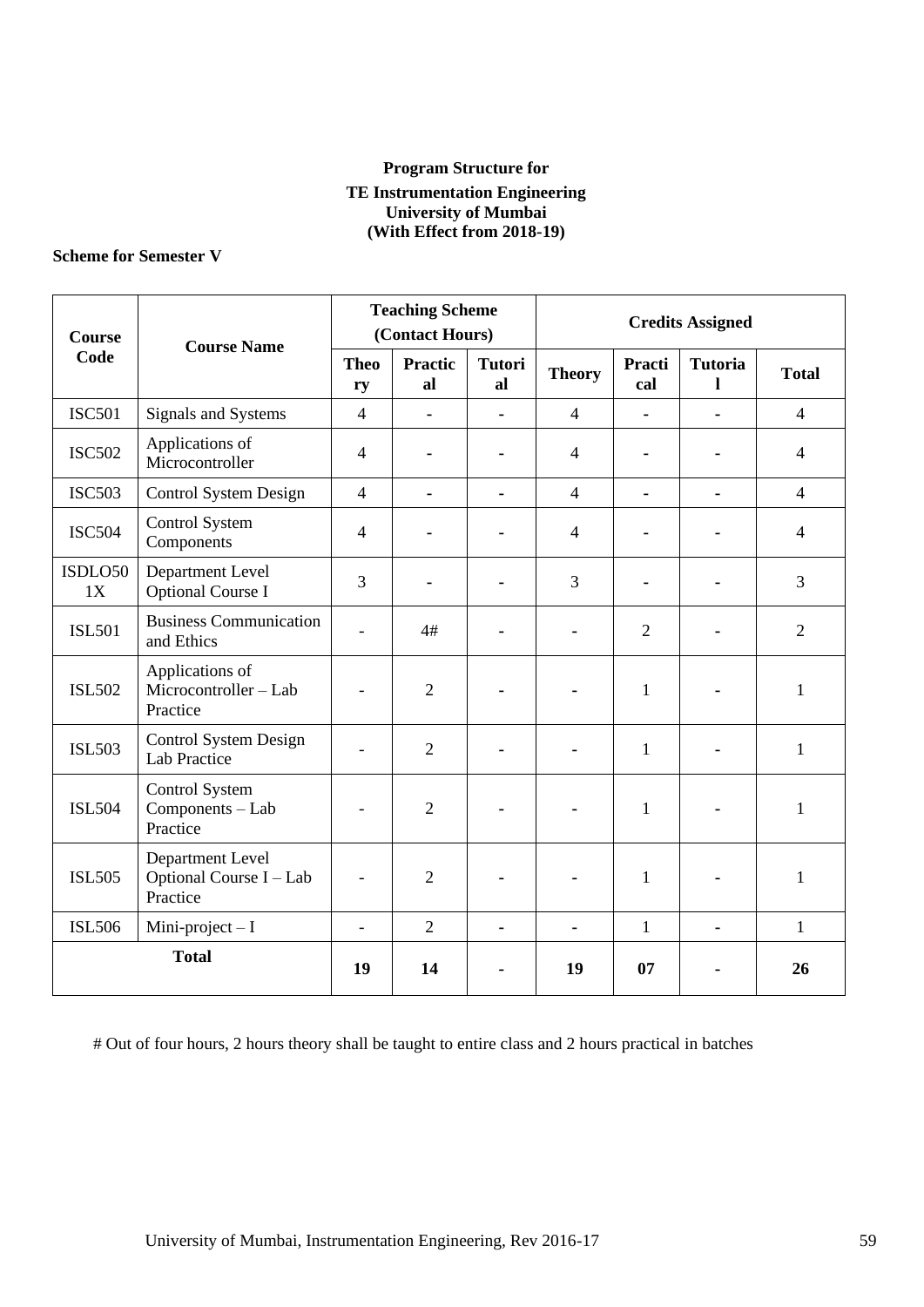**Program Structure for**

**TE Instrumentation Engineering**
**University of Mumbai**
**(With Effect from 2018-19)**

**Scheme for Semester V**

| Course Code | Course Name | Teaching Scheme (Contact Hours) | | | Credits Assigned | | | |
|---|---|---|---|---|---|---|---|---|
| | | **Theory** | **Practical** | **Tutorial** | **Theory** | **Practical** | **Tutorial** | **Total** |
| ISC501 | Signals and Systems | 4 | - | - | 4 | - | - | 4 |
| ISC502 | Applications of Microcontroller | 4 | - | - | 4 | - | - | 4 |
| ISC503 | Control System Design | 4 | - | - | 4 | - | - | 4 |
| ISC504 | Control System Components | 4 | - | - | 4 | - | - | 4 |
| ISDLO501X | Department Level Optional Course I | 3 | - | - | 3 | - | - | 3 |
| ISL501 | Business Communication and Ethics | - | 4# | - | - | 2 | - | 2 |
| ISL502 | Applications of Microcontroller – Lab Practice | - | 2 | - | - | 1 | - | 1 |
| ISL503 | Control System Design Lab Practice | - | 2 | - | - | 1 | - | 1 |
| ISL504 | Control System Components – Lab Practice | - | 2 | - | - | 1 | - | 1 |
| ISL505 | Department Level Optional Course I – Lab Practice | - | 2 | - | - | 1 | - | 1 |
| ISL506 | Mini-project – I | - | 2 | - | - | 1 | - | 1 |
| **Total** | | **19** | **14** | **-** | **19** | **07** | **-** | **26** |

# Out of four hours, 2 hours theory shall be taught to entire class and 2 hours practical in batches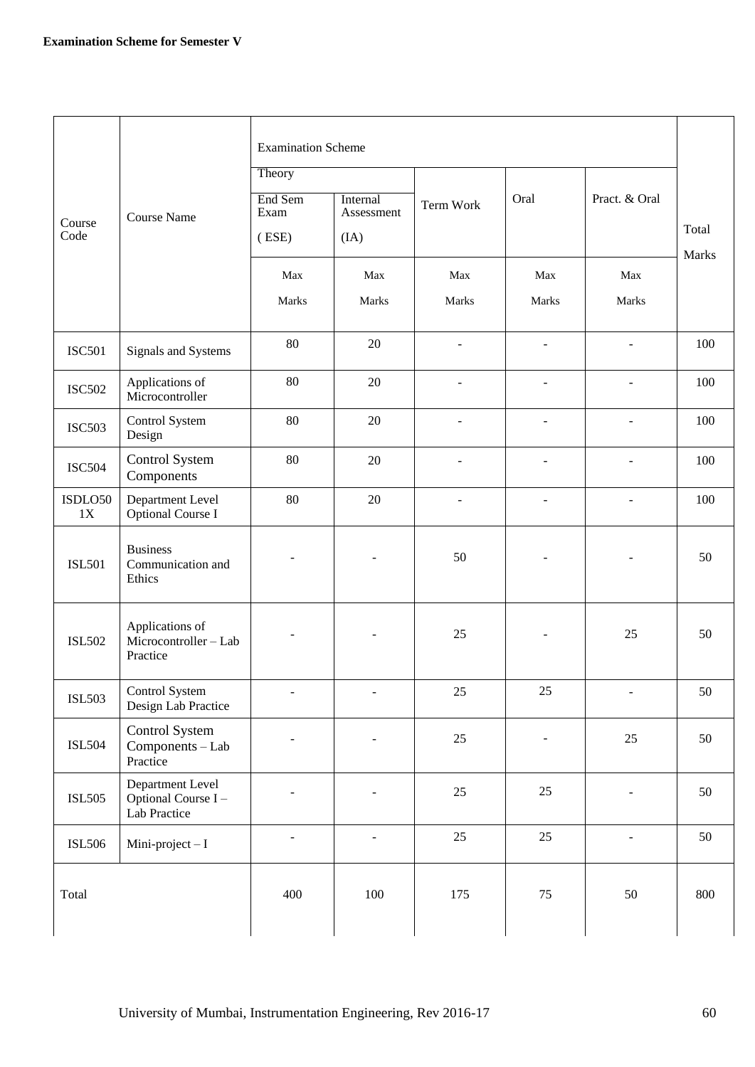**Examination Scheme for Semester V**

| Course Code | Course Name | Examination Scheme | | | | | Total Marks |
|---|---|---|---|---|---|---|---|
| | | Theory | | Term Work | Oral | Pract. & Oral | |
| | | End Sem Exam (ESE) | Internal Assessment (IA) | | | | |
| | | Max Marks | Max Marks | Max Marks | Max Marks | Max Marks | |
| ISC501 | Signals and Systems | 80 | 20 | - | - | - | 100 |
| ISC502 | Applications of Microcontroller | 80 | 20 | - | - | - | 100 |
| ISC503 | Control System Design | 80 | 20 | - | - | - | 100 |
| ISC504 | Control System Components | 80 | 20 | - | - | - | 100 |
| ISDLO501X | Department Level Optional Course I | 80 | 20 | - | - | - | 100 |
| ISL501 | Business Communication and Ethics | - | - | 50 | - | - | 50 |
| ISL502 | Applications of Microcontroller – Lab Practice | - | - | 25 | - | 25 | 50 |
| ISL503 | Control System Design Lab Practice | - | - | 25 | 25 | - | 50 |
| ISL504 | Control System Components – Lab Practice | - | - | 25 | - | 25 | 50 |
| ISL505 | Department Level Optional Course I – Lab Practice | - | - | 25 | 25 | - | 50 |
| ISL506 | Mini-project – I | - | - | 25 | 25 | - | 50 |
| Total | | 400 | 100 | 175 | 75 | 50 | 800 |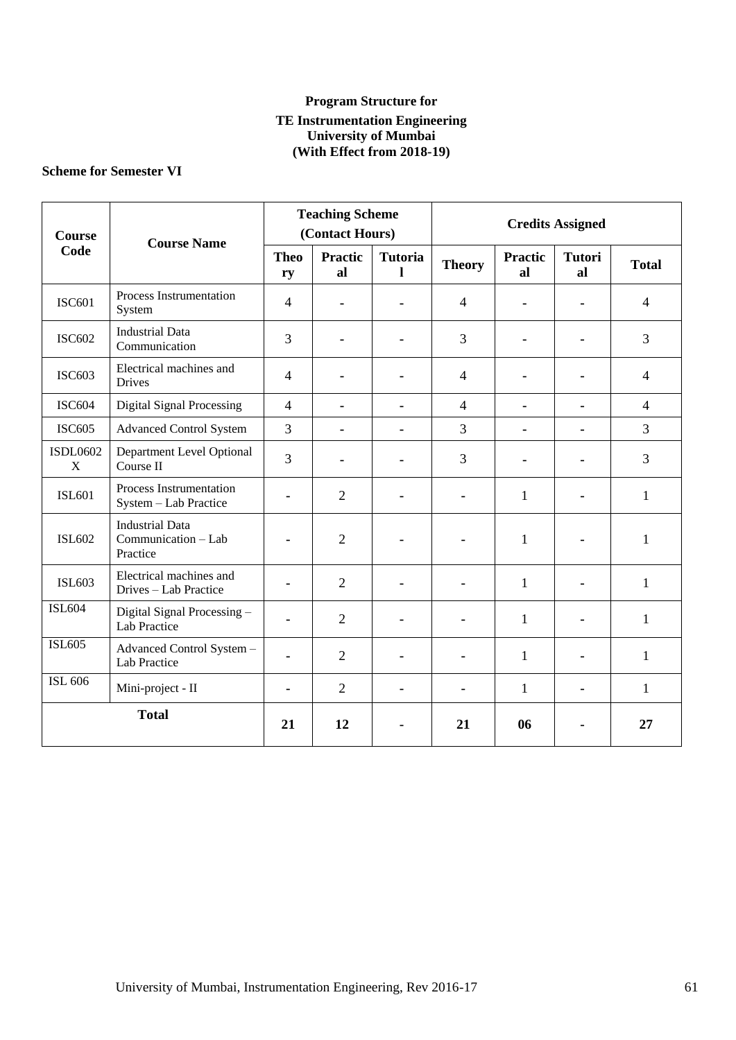**Program Structure for**

**TE Instrumentation Engineering**
**University of Mumbai**
**(With Effect from 2018-19)**

**Scheme for Semester VI**

| Course Code | Course Name | Teaching Scheme (Contact Hours) | | | Credits Assigned | | | |
|---|---|---|---|---|---|---|---|---|
| | | Theory | Practical | Tutorial | Theory | Practical | Tutorial | Total |
| ISC601 | Process Instrumentation System | 4 | - | - | 4 | - | - | 4 |
| ISC602 | Industrial Data Communication | 3 | - | - | 3 | - | - | 3 |
| ISC603 | Electrical machines and Drives | 4 | - | - | 4 | - | - | 4 |
| ISC604 | Digital Signal Processing | 4 | - | - | 4 | - | - | 4 |
| ISC605 | Advanced Control System | 3 | - | - | 3 | - | - | 3 |
| ISDL0602X | Department Level Optional Course II | 3 | - | - | 3 | - | - | 3 |
| ISL601 | Process Instrumentation System – Lab Practice | - | 2 | - | - | 1 | - | 1 |
| ISL602 | Industrial Data Communication – Lab Practice | - | 2 | - | - | 1 | - | 1 |
| ISL603 | Electrical machines and Drives – Lab Practice | - | 2 | - | - | 1 | - | 1 |
| ISL604 | Digital Signal Processing – Lab Practice | - | 2 | - | - | 1 | - | 1 |
| ISL605 | Advanced Control System – Lab Practice | - | 2 | - | - | 1 | - | 1 |
| ISL 606 | Mini-project - II | - | 2 | - | - | 1 | - | 1 |
| **Total** | | **21** | **12** | **-** | **21** | **06** | **-** | **27** |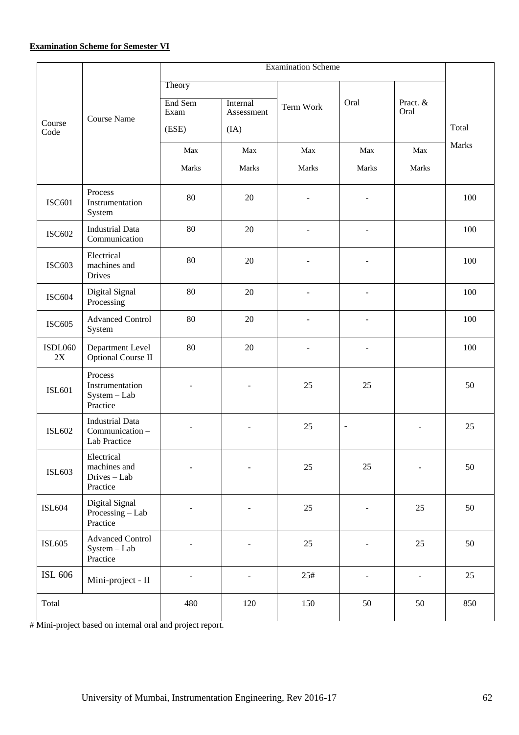**Examination Scheme for Semester VI**

| Course Code | Course Name | Examination Scheme | | | | | Total Marks |
|---|---|---|---|---|---|---|---|
| | | Theory | | Term Work | Oral | Pract. & Oral | |
| | | End Sem Exam (ESE) | Internal Assessment (IA) | | | | |
| | | Max Marks | Max Marks | Max Marks | Max Marks | Max Marks | |
| ISC601 | Process Instrumentation System | 80 | 20 | - | - | | 100 |
| ISC602 | Industrial Data Communication | 80 | 20 | - | - | | 100 |
| ISC603 | Electrical machines and Drives | 80 | 20 | - | - | | 100 |
| ISC604 | Digital Signal Processing | 80 | 20 | - | - | | 100 |
| ISC605 | Advanced Control System | 80 | 20 | - | - | | 100 |
| ISDL0602X | Department Level Optional Course II | 80 | 20 | - | - | | 100 |
| ISL601 | Process Instrumentation System – Lab Practice | - | - | 25 | 25 | | 50 |
| ISL602 | Industrial Data Communication – Lab Practice | - | - | 25 | - | - | 25 |
| ISL603 | Electrical machines and Drives – Lab Practice | - | - | 25 | 25 | - | 50 |
| ISL604 | Digital Signal Processing – Lab Practice | - | - | 25 | - | 25 | 50 |
| ISL605 | Advanced Control System – Lab Practice | - | - | 25 | - | 25 | 50 |
| ISL 606 | Mini-project - II | - | - | 25# | - | - | 25 |
| Total | | 480 | 120 | 150 | 50 | 50 | 850 |

# Mini-project based on internal oral and project report.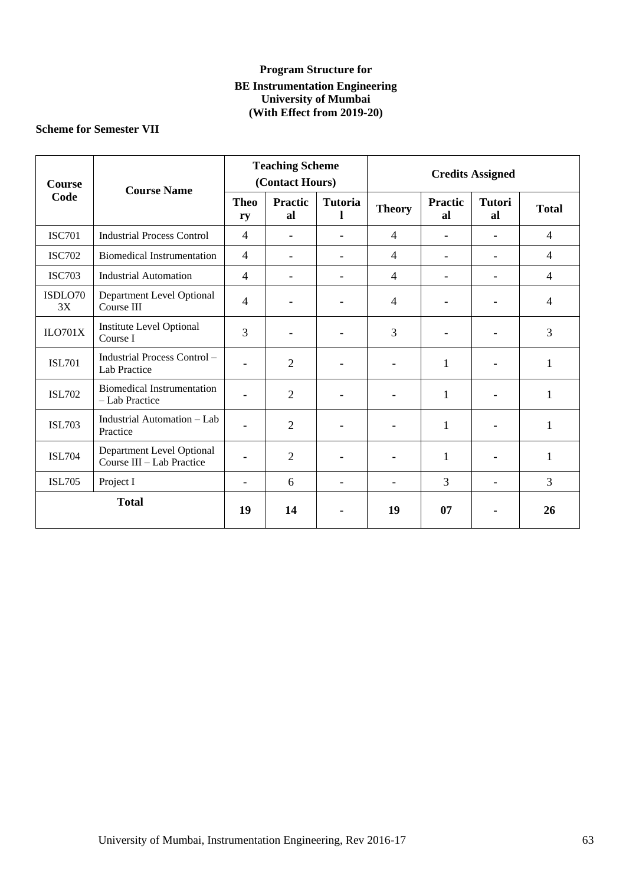**Program Structure for**

**BE Instrumentation Engineering**
**University of Mumbai**
**(With Effect from 2019-20)**

**Scheme for Semester VII**

| Course Code | Course Name | Teaching Scheme (Contact Hours) | | | Credits Assigned | | | |
|---|---|---|---|---|---|---|---|---|
| | | Theory | Practical | Tutorial | Theory | Practical | Tutorial | Total |
| ISC701 | Industrial Process Control | 4 | - | - | 4 | - | - | 4 |
| ISC702 | Biomedical Instrumentation | 4 | - | - | 4 | - | - | 4 |
| ISC703 | Industrial Automation | 4 | - | - | 4 | - | - | 4 |
| ISDLO703X | Department Level Optional Course III | 4 | - | - | 4 | - | - | 4 |
| ILO701X | Institute Level Optional Course I | 3 | - | - | 3 | - | - | 3 |
| ISL701 | Industrial Process Control – Lab Practice | - | 2 | - | - | 1 | - | 1 |
| ISL702 | Biomedical Instrumentation – Lab Practice | - | 2 | - | - | 1 | - | 1 |
| ISL703 | Industrial Automation – Lab Practice | - | 2 | - | - | 1 | - | 1 |
| ISL704 | Department Level Optional Course III – Lab Practice | - | 2 | - | - | 1 | - | 1 |
| ISL705 | Project I | - | 6 | - | - | 3 | - | 3 |
| **Total** | | **19** | **14** | **-** | **19** | **07** | **-** | **26** |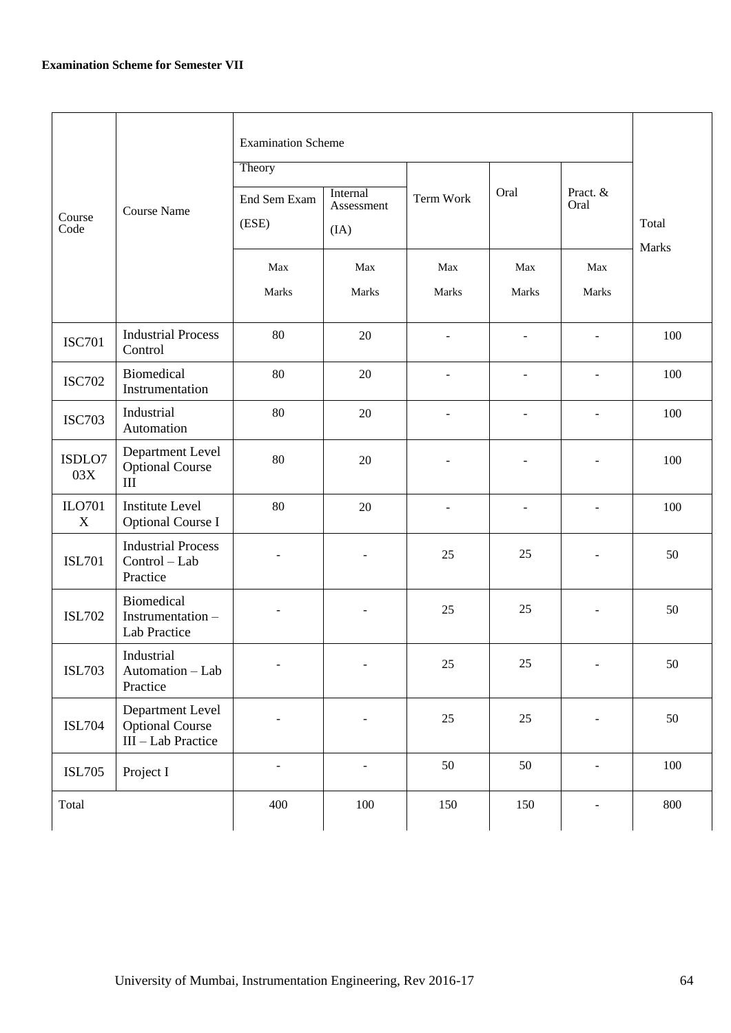**Examination Scheme for Semester VII**

| Course Code | Course Name | Examination Scheme | | | | | Total Marks |
|---|---|---|---|---|---|---|---|
| | | Theory | | Term Work | Oral | Pract. & Oral | |
| | | End Sem Exam (ESE) | Internal Assessment (IA) | | | | |
| | | Max Marks | Max Marks | Max Marks | Max Marks | Max Marks | |
| ISC701 | Industrial Process Control | 80 | 20 | - | - | - | 100 |
| ISC702 | Biomedical Instrumentation | 80 | 20 | - | - | - | 100 |
| ISC703 | Industrial Automation | 80 | 20 | - | - | - | 100 |
| ISDLO703X | Department Level Optional Course III | 80 | 20 | - | - | - | 100 |
| ILO701X | Institute Level Optional Course I | 80 | 20 | - | - | - | 100 |
| ISL701 | Industrial Process Control – Lab Practice | - | - | 25 | 25 | - | 50 |
| ISL702 | Biomedical Instrumentation – Lab Practice | - | - | 25 | 25 | - | 50 |
| ISL703 | Industrial Automation – Lab Practice | - | - | 25 | 25 | - | 50 |
| ISL704 | Department Level Optional Course III – Lab Practice | - | - | 25 | 25 | - | 50 |
| ISL705 | Project I | - | - | 50 | 50 | - | 100 |
| Total | | 400 | 100 | 150 | 150 | - | 800 |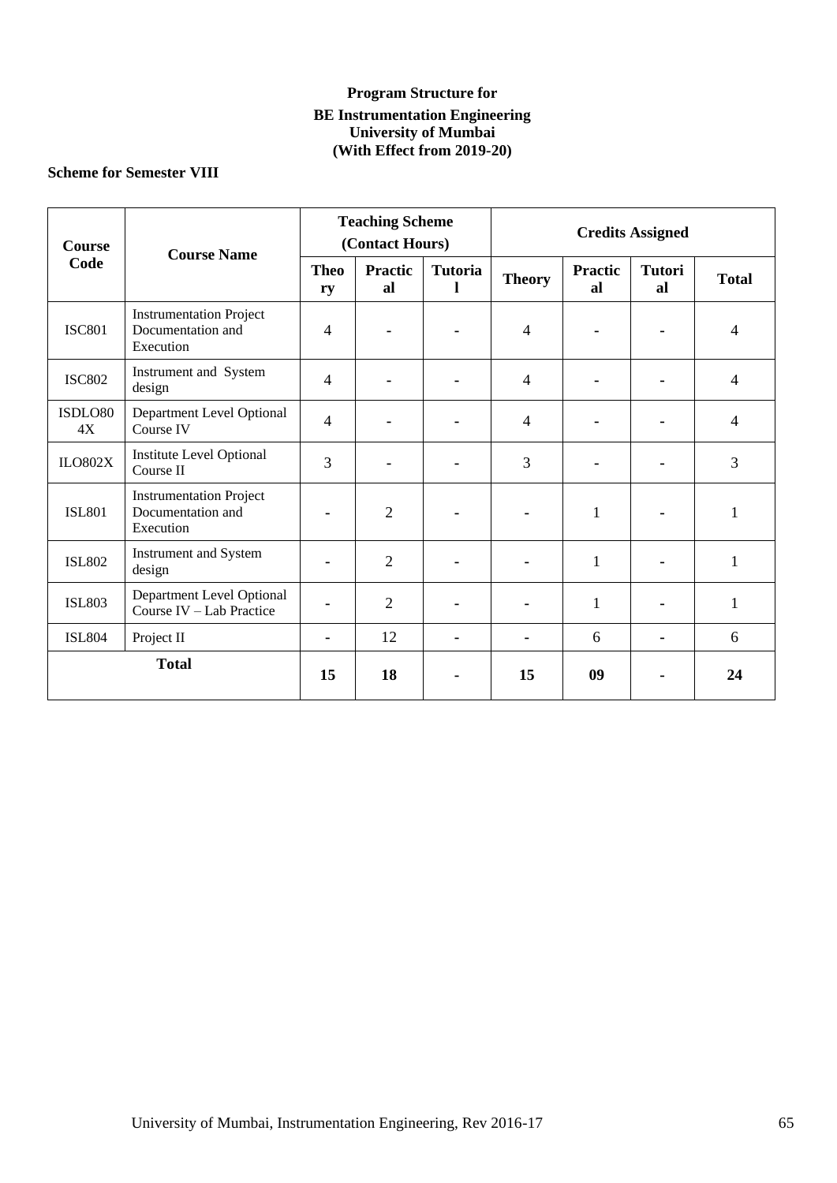**Program Structure for**

**BE Instrumentation Engineering**
**University of Mumbai**
**(With Effect from 2019-20)**

**Scheme for Semester VIII**

| Course Code | Course Name | Teaching Scheme (Contact Hours) | | | Credits Assigned | | | |
|---|---|---|---|---|---|---|---|---|
| | | Theory | Practical | Tutorial | Theory | Practical | Tutorial | Total |
| ISC801 | Instrumentation Project Documentation and Execution | 4 | - | - | 4 | - | - | 4 |
| ISC802 | Instrument and System design | 4 | - | - | 4 | - | - | 4 |
| ISDLO804X | Department Level Optional Course IV | 4 | - | - | 4 | - | - | 4 |
| ILO802X | Institute Level Optional Course II | 3 | - | - | 3 | - | - | 3 |
| ISL801 | Instrumentation Project Documentation and Execution | - | 2 | - | - | 1 | - | 1 |
| ISL802 | Instrument and System design | - | 2 | - | - | 1 | - | 1 |
| ISL803 | Department Level Optional Course IV – Lab Practice | - | 2 | - | - | 1 | - | 1 |
| ISL804 | Project II | - | 12 | - | - | 6 | - | 6 |
| **Total** | | **15** | **18** | **-** | **15** | **09** | **-** | **24** |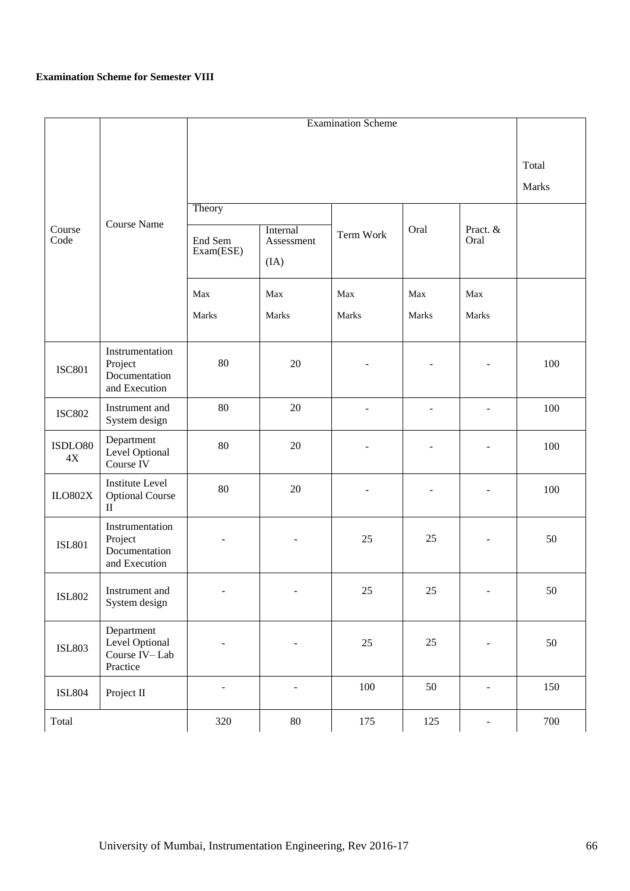**Examination Scheme for Semester VIII**

| Course Code | Course Name | Examination Scheme | | | | | Total Marks |
|---|---|---|---|---|---|---|---|
| | | Theory | | Term Work | Oral | Pract. & Oral | |
| | | End Sem Exam(ESE) | Internal Assessment (IA) | | | | |
| | | Max Marks | Max Marks | Max Marks | Max Marks | Max Marks | |
| ISC801 | Instrumentation Project Documentation and Execution | 80 | 20 | - | - | - | 100 |
| ISC802 | Instrument and System design | 80 | 20 | - | - | - | 100 |
| ISDLO804X | Department Level Optional Course IV | 80 | 20 | - | - | - | 100 |
| ILO802X | Institute Level Optional Course II | 80 | 20 | - | - | - | 100 |
| ISL801 | Instrumentation Project Documentation and Execution | - | - | 25 | 25 | - | 50 |
| ISL802 | Instrument and System design | - | - | 25 | 25 | - | 50 |
| ISL803 | Department Level Optional Course IV– Lab Practice | - | - | 25 | 25 | - | 50 |
| ISL804 | Project II | - | - | 100 | 50 | - | 150 |
| Total | | 320 | 80 | 175 | 125 | - | 700 |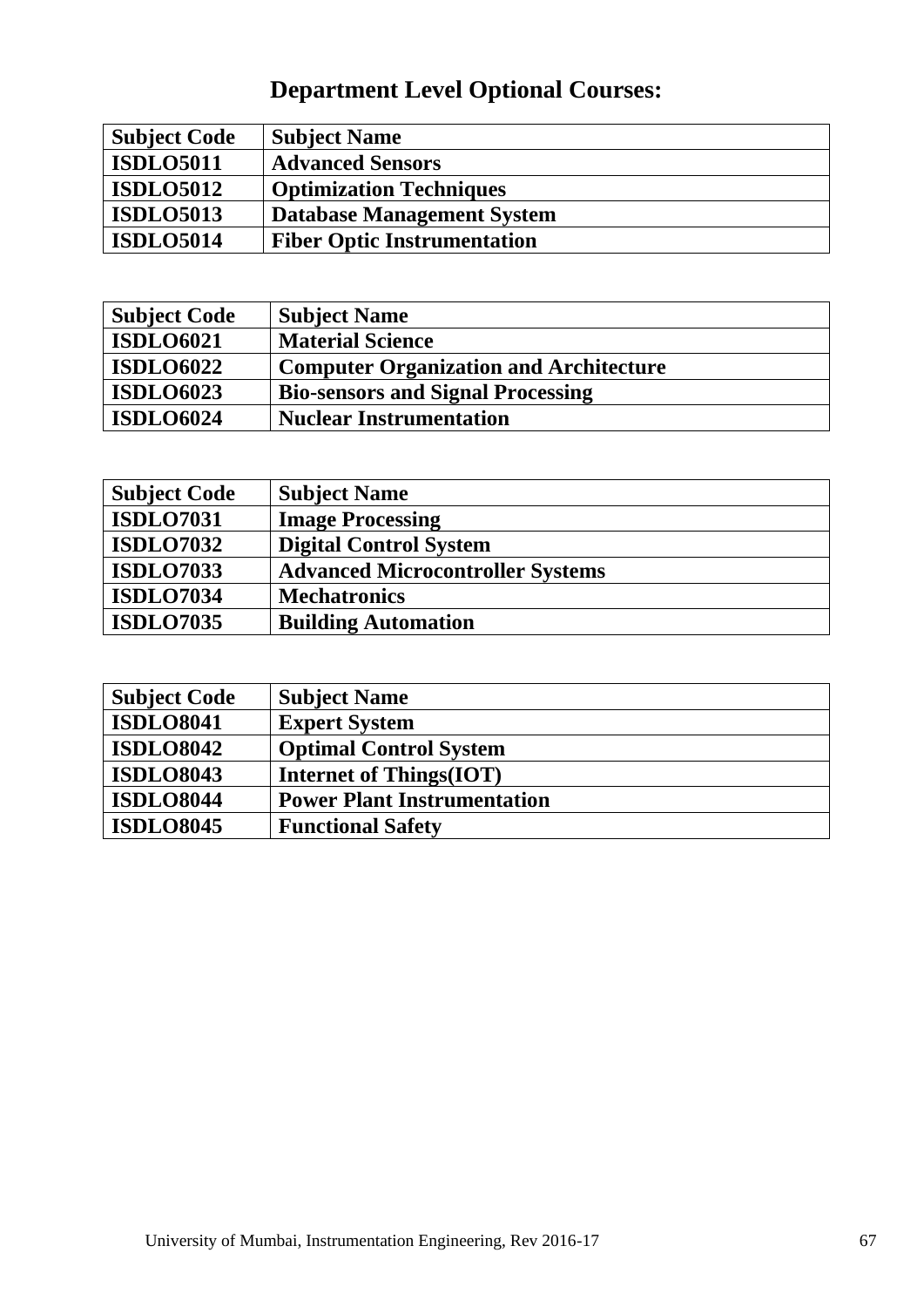# Department Level Optional Courses:

| Subject Code | Subject Name |
|---|---|
| ISDLO5011 | Advanced Sensors |
| ISDLO5012 | Optimization Techniques |
| ISDLO5013 | Database Management System |
| ISDLO5014 | Fiber Optic Instrumentation |

| Subject Code | Subject Name |
|---|---|
| ISDLO6021 | Material Science |
| ISDLO6022 | Computer Organization and Architecture |
| ISDLO6023 | Bio-sensors and Signal Processing |
| ISDLO6024 | Nuclear Instrumentation |

| Subject Code | Subject Name |
|---|---|
| ISDLO7031 | Image Processing |
| ISDLO7032 | Digital Control System |
| ISDLO7033 | Advanced Microcontroller Systems |
| ISDLO7034 | Mechatronics |
| ISDLO7035 | Building Automation |

| Subject Code | Subject Name |
|---|---|
| ISDLO8041 | Expert System |
| ISDLO8042 | Optimal Control System |
| ISDLO8043 | Internet of Things(IOT) |
| ISDLO8044 | Power Plant Instrumentation |
| ISDLO8045 | Functional Safety |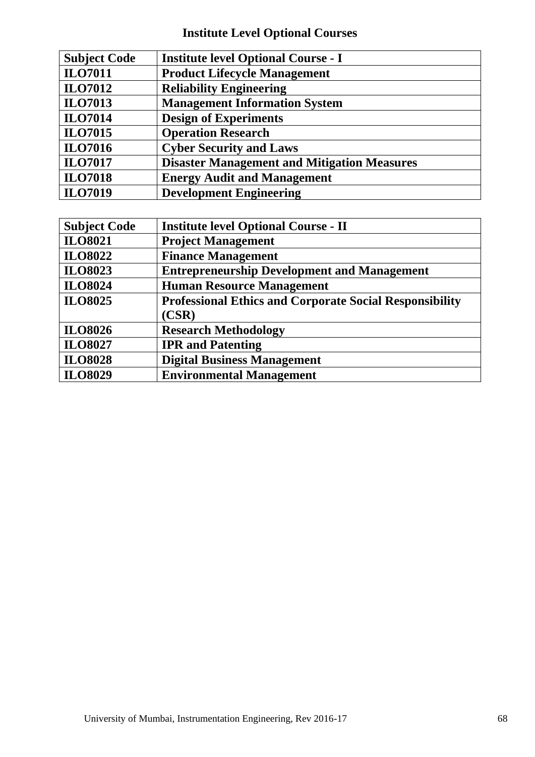# Institute Level Optional Courses

| Subject Code | Institute level Optional Course - I |
|---|---|
| ILO7011 | Product Lifecycle Management |
| ILO7012 | Reliability Engineering |
| ILO7013 | Management Information System |
| ILO7014 | Design of Experiments |
| ILO7015 | Operation Research |
| ILO7016 | Cyber Security and Laws |
| ILO7017 | Disaster Management and Mitigation Measures |
| ILO7018 | Energy Audit and Management |
| ILO7019 | Development Engineering |

| Subject Code | Institute level Optional Course - II |
|---|---|
| ILO8021 | Project Management |
| ILO8022 | Finance Management |
| ILO8023 | Entrepreneurship Development and Management |
| ILO8024 | Human Resource Management |
| ILO8025 | Professional Ethics and Corporate Social Responsibility (CSR) |
| ILO8026 | Research Methodology |
| ILO8027 | IPR and Patenting |
| ILO8028 | Digital Business Management |
| ILO8029 | Environmental Management |